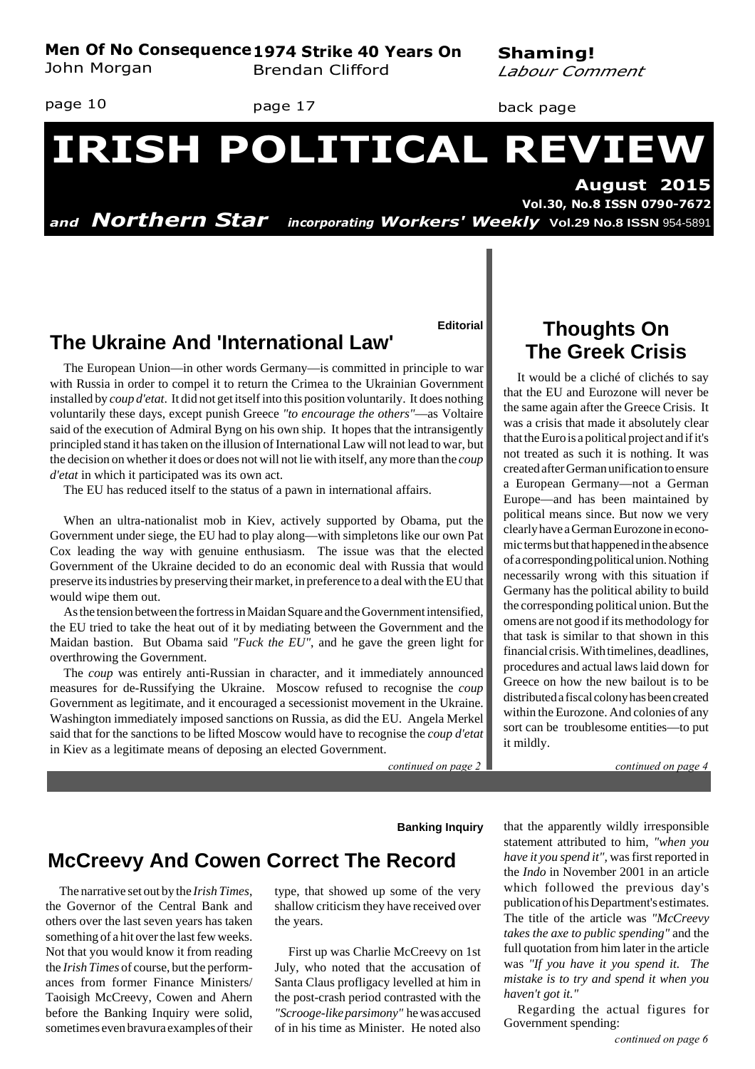**Men Of No Consequence**
John Morgan
page 10

**1974 Strike 40 Years On**
Brendan Clifford
page 17

**Shaming!**
*Labour Comment*
back page

# IRISH POLITICAL REVIEW

**August 2015**
**Vol.30, No.8 ISSN 0790-7672**

*and* ***Northern Star*** *incorporating* ***Workers' Weekly*** **Vol.29 No.8 ISSN** 954-5891

**Editorial**

## The Ukraine And 'International Law'

The European Union—in other words Germany—is committed in principle to war with Russia in order to compel it to return the Crimea to the Ukrainian Government installed by *coup d'etat*. It did not get itself into this position voluntarily. It does nothing voluntarily these days, except punish Greece *"to encourage the others"*—as Voltaire said of the execution of Admiral Byng on his own ship. It hopes that the intransigently principled stand it has taken on the illusion of International Law will not lead to war, but the decision on whether it does or does not will not lie with itself, any more than the *coup d'etat* in which it participated was its own act.

The EU has reduced itself to the status of a pawn in international affairs.

When an ultra-nationalist mob in Kiev, actively supported by Obama, put the Government under siege, the EU had to play along—with simpletons like our own Pat Cox leading the way with genuine enthusiasm. The issue was that the elected Government of the Ukraine decided to do an economic deal with Russia that would preserve its industries by preserving their market, in preference to a deal with the EU that would wipe them out.

As the tension between the fortress in Maidan Square and the Government intensified, the EU tried to take the heat out of it by mediating between the Government and the Maidan bastion. But Obama said *"Fuck the EU"*, and he gave the green light for overthrowing the Government.

The *coup* was entirely anti-Russian in character, and it immediately announced measures for de-Russifying the Ukraine. Moscow refused to recognise the *coup* Government as legitimate, and it encouraged a secessionist movement in the Ukraine. Washington immediately imposed sanctions on Russia, as did the EU. Angela Merkel said that for the sanctions to be lifted Moscow would have to recognise the *coup d'etat* in Kiev as a legitimate means of deposing an elected Government.

*continued on page 2*

## Thoughts On The Greek Crisis

It would be a cliché of clichés to say that the EU and Eurozone will never be the same again after the Greece Crisis. It was a crisis that made it absolutely clear that the Euro is a political project and if it's not treated as such it is nothing. It was created after German unification to ensure a European Germany—not a German Europe—and has been maintained by political means since. But now we very clearly have a German Eurozone in economic terms but that happened in the absence of a corresponding political union. Nothing necessarily wrong with this situation if Germany has the political ability to build the corresponding political union. But the omens are not good if its methodology for that task is similar to that shown in this financial crisis. With timelines, deadlines, procedures and actual laws laid down for Greece on how the new bailout is to be distributed a fiscal colony has been created within the Eurozone. And colonies of any sort can be troublesome entities—to put it mildly.

*continued on page 4*

**Banking Inquiry**

## McCreevy And Cowen Correct The Record

The narrative set out by the *Irish Times*, the Governor of the Central Bank and others over the last seven years has taken something of a hit over the last few weeks. Not that you would know it from reading the *Irish Times* of course, but the performances from former Finance Ministers/ Taoiseigh McCreevy, Cowen and Ahern before the Banking Inquiry were solid, sometimes even bravura examples of their type, that showed up some of the very shallow criticism they have received over the years.

First up was Charlie McCreevy on 1st July, who noted that the accusation of Santa Claus profligacy levelled at him in the post-crash period contrasted with the *"Scrooge-like parsimony"* he was accused of in his time as Minister. He noted also that the apparently wildly irresponsible statement attributed to him, *"when you have it you spend it"*, was first reported in the *Indo* in November 2001 in an article which followed the previous day's publication of his Department's estimates. The title of the article was *"McCreevy takes the axe to public spending"* and the full quotation from him later in the article was *"If you have it you spend it. The mistake is to try and spend it when you haven't got it."*

Regarding the actual figures for Government spending:

*continued on page 6*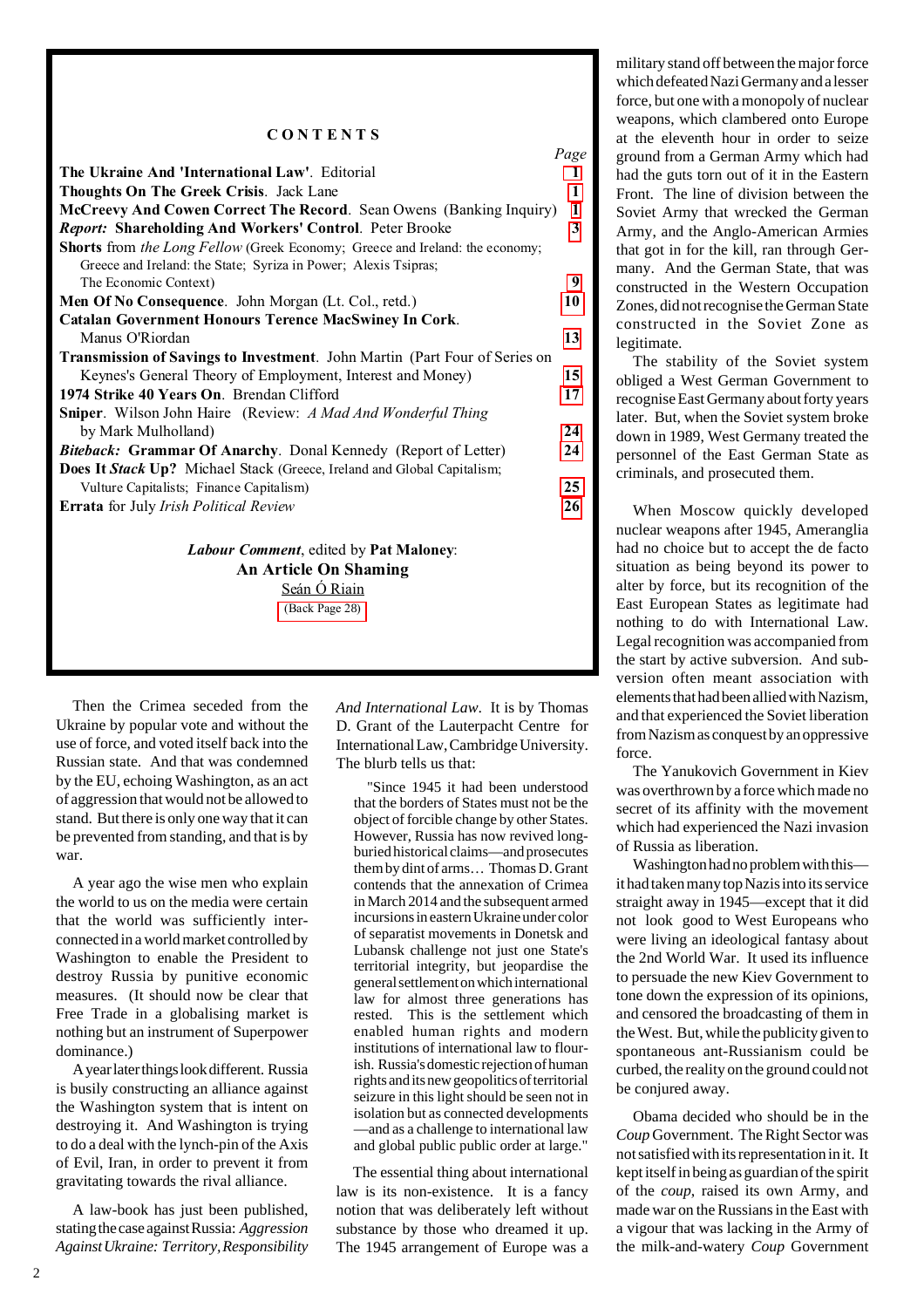## CONTENTS

| | Page |
|---|---|
| **The Ukraine And 'International Law'**. Editorial | 1 |
| **Thoughts On The Greek Crisis**. Jack Lane | 1 |
| **McCreevy And Cowen Correct The Record**. Sean Owens (Banking Inquiry) | 1 |
| ***Report:* Shareholding And Workers' Control**. Peter Brooke | 3 |
| **Shorts** from *the Long Fellow* (Greek Economy; Greece and Ireland: the economy; Greece and Ireland: the State; Syriza in Power; Alexis Tsipras; The Economic Context) | 9 |
| **Men Of No Consequence**. John Morgan (Lt. Col., retd.) | 10 |
| **Catalan Government Honours Terence MacSwiney In Cork**. Manus O'Riordan | 13 |
| **Transmission of Savings to Investment**. John Martin (Part Four of Series on Keynes's General Theory of Employment, Interest and Money) | 15 |
| **1974 Strike 40 Years On**. Brendan Clifford | 17 |
| **Sniper**. Wilson John Haire (Review: *A Mad And Wonderful Thing* by Mark Mulholland) | 24 |
| ***Biteback:* Grammar Of Anarchy**. Donal Kennedy (Report of Letter) | 24 |
| **Does It *Stack* Up?** Michael Stack (Greece, Ireland and Global Capitalism; Vulture Capitalists; Finance Capitalism) | 25 |
| **Errata** for July *Irish Political Review* | 26 |

***Labour Comment***, edited by **Pat Maloney**:
**An Article On Shaming**
Seán Ó Riain
(Back Page 28)

Then the Crimea seceded from the Ukraine by popular vote and without the use of force, and voted itself back into the Russian state. And that was condemned by the EU, echoing Washington, as an act of aggression that would not be allowed to stand. But there is only one way that it can be prevented from standing, and that is by war.

A year ago the wise men who explain the world to us on the media were certain that the world was sufficiently inter-connected in a world market controlled by Washington to enable the President to destroy Russia by punitive economic measures. (It should now be clear that Free Trade in a globalising market is nothing but an instrument of Superpower dominance.)

A year later things look different. Russia is busily constructing an alliance against the Washington system that is intent on destroying it. And Washington is trying to do a deal with the lynch-pin of the Axis of Evil, Iran, in order to prevent it from gravitating towards the rival alliance.

A law-book has just been published, stating the case against Russia: *Aggression Against Ukraine: Territory, Responsibility And International Law*. It is by Thomas D. Grant of the Lauterpacht Centre for International Law, Cambridge University. The blurb tells us that:

> "Since 1945 it had been understood that the borders of States must not be the object of forcible change by other States. However, Russia has now revived long-buried historical claims—and prosecutes them by dint of arms… Thomas D. Grant contends that the annexation of Crimea in March 2014 and the subsequent armed incursions in eastern Ukraine under color of separatist movements in Donetsk and Lubansk challenge not just one State's territorial integrity, but jeopardise the general settlement on which international law for almost three generations has rested. This is the settlement which enabled human rights and modern institutions of international law to flourish. Russia's domestic rejection of human rights and its new geopolitics of territorial seizure in this light should be seen not in isolation but as connected developments—and as a challenge to international law and global public public order at large."

The essential thing about international law is its non-existence. It is a fancy notion that was deliberately left without substance by those who dreamed it up. The 1945 arrangement of Europe was a military stand off between the major force which defeated Nazi Germany and a lesser force, but one with a monopoly of nuclear weapons, which clambered onto Europe at the eleventh hour in order to seize ground from a German Army which had had the guts torn out of it in the Eastern Front. The line of division between the Soviet Army that wrecked the German Army, and the Anglo-American Armies that got in for the kill, ran through Germany. And the German State, that was constructed in the Western Occupation Zones, did not recognise the German State constructed in the Soviet Zone as legitimate.

The stability of the Soviet system obliged a West German Government to recognise East Germany about forty years later. But, when the Soviet system broke down in 1989, West Germany treated the personnel of the East German State as criminals, and prosecuted them.

When Moscow quickly developed nuclear weapons after 1945, Amerangliа had no choice but to accept the de facto situation as being beyond its power to alter by force, but its recognition of the East European States as legitimate had nothing to do with International Law. Legal recognition was accompanied from the start by active subversion. And subversion often meant association with elements that had been allied with Nazism, and that experienced the Soviet liberation from Nazism as conquest by an oppressive force.

The Yanukovich Government in Kiev was overthrown by a force which made no secret of its affinity with the movement which had experienced the Nazi invasion of Russia as liberation.

Washington had no problem with this—it had taken many top Nazis into its service straight away in 1945—except that it did not look good to West Europeans who were living an ideological fantasy about the 2nd World War. It used its influence to persuade the new Kiev Government to tone down the expression of its opinions, and censored the broadcasting of them in the West. But, while the publicity given to spontaneous ant-Russianism could be curbed, the reality on the ground could not be conjured away.

Obama decided who should be in the *Coup* Government. The Right Sector was not satisfied with its representation in it. It kept itself in being as guardian of the spirit of the *coup*, raised its own Army, and made war on the Russians in the East with a vigour that was lacking in the Army of the milk-and-watery *Coup* Government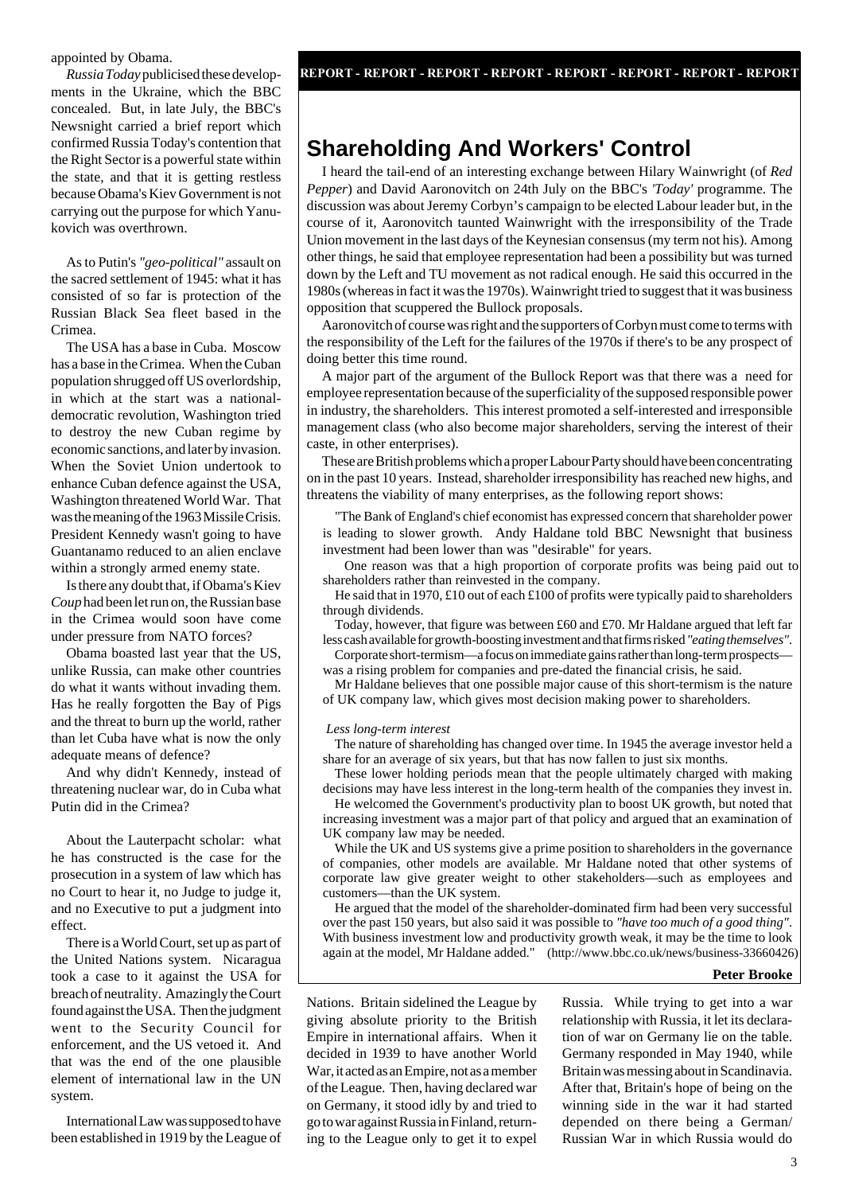appointed by Obama.

*Russia Today* publicised these developments in the Ukraine, which the BBC concealed. But, in late July, the BBC's Newsnight carried a brief report which confirmed Russia Today's contention that the Right Sector is a powerful state within the state, and that it is getting restless because Obama's Kiev Government is not carrying out the purpose for which Yanukovich was overthrown.

As to Putin's *"geo-political"* assault on the sacred settlement of 1945: what it has consisted of so far is protection of the Russian Black Sea fleet based in the Crimea.

The USA has a base in Cuba. Moscow has a base in the Crimea. When the Cuban population shrugged off US overlordship, in which at the start was a national-democratic revolution, Washington tried to destroy the new Cuban regime by economic sanctions, and later by invasion. When the Soviet Union undertook to enhance Cuban defence against the USA, Washington threatened World War. That was the meaning of the 1963 Missile Crisis. President Kennedy wasn't going to have Guantanamo reduced to an alien enclave within a strongly armed enemy state.

Is there any doubt that, if Obama's Kiev *Coup* had been let run on, the Russian base in the Crimea would soon have come under pressure from NATO forces?

Obama boasted last year that the US, unlike Russia, can make other countries do what it wants without invading them. Has he really forgotten the Bay of Pigs and the threat to burn up the world, rather than let Cuba have what is now the only adequate means of defence?

And why didn't Kennedy, instead of threatening nuclear war, do in Cuba what Putin did in the Crimea?

About the Lauterpacht scholar: what he has constructed is the case for the prosecution in a system of law which has no Court to hear it, no Judge to judge it, and no Executive to put a judgment into effect.

There is a World Court, set up as part of the United Nations system. Nicaragua took a case to it against the USA for breach of neutrality. Amazingly the Court found against the USA. Then the judgment went to the Security Council for enforcement, and the US vetoed it. And that was the end of the one plausible element of international law in the UN system.

International Law was supposed to have been established in 1919 by the League of Nations. Britain sidelined the League by giving absolute priority to the British Empire in international affairs. When it decided in 1939 to have another World War, it acted as an Empire, not as a member of the League. Then, having declared war on Germany, it stood idly by and tried to go to war against Russia in Finland, returning to the League only to get it to expel Russia. While trying to get into a war relationship with Russia, it let its declaration of war on Germany lie on the table. Germany responded in May 1940, while Britain was messing about in Scandinavia. After that, Britain's hope of being on the winning side in the war it had started depended on there being a German/Russian War in which Russia would do

**REPORT - REPORT - REPORT - REPORT - REPORT - REPORT - REPORT - REPORT**

## Shareholding And Workers' Control

I heard the tail-end of an interesting exchange between Hilary Wainwright (of *Red Pepper*) and David Aaronovitch on 24th July on the BBC's *'Today'* programme. The discussion was about Jeremy Corbyn's campaign to be elected Labour leader but, in the course of it, Aaronovitch taunted Wainwright with the irresponsibility of the Trade Union movement in the last days of the Keynesian consensus (my term not his). Among other things, he said that employee representation had been a possibility but was turned down by the Left and TU movement as not radical enough. He said this occurred in the 1980s (whereas in fact it was the 1970s). Wainwright tried to suggest that it was business opposition that scuppered the Bullock proposals.

Aaronovitch of course was right and the supporters of Corbyn must come to terms with the responsibility of the Left for the failures of the 1970s if there's to be any prospect of doing better this time round.

A major part of the argument of the Bullock Report was that there was a need for employee representation because of the superficiality of the supposed responsible power in industry, the shareholders. This interest promoted a self-interested and irresponsible management class (who also become major shareholders, serving the interest of their caste, in other enterprises).

These are British problems which a proper Labour Party should have been concentrating on in the past 10 years. Instead, shareholder irresponsibility has reached new highs, and threatens the viability of many enterprises, as the following report shows:

> "The Bank of England's chief economist has expressed concern that shareholder power is leading to slower growth. Andy Haldane told BBC Newsnight that business investment had been lower than was "desirable" for years.
>
> One reason was that a high proportion of corporate profits was being paid out to shareholders rather than reinvested in the company.
>
> He said that in 1970, £10 out of each £100 of profits were typically paid to shareholders through dividends.
>
> Today, however, that figure was between £60 and £70. Mr Haldane argued that left far less cash available for growth-boosting investment and that firms risked *"eating themselves"*.
>
> Corporate short-termism—a focus on immediate gains rather than long-term prospects—was a rising problem for companies and pre-dated the financial crisis, he said.
>
> Mr Haldane believes that one possible major cause of this short-termism is the nature of UK company law, which gives most decision making power to shareholders.
>
> *Less long-term interest*
>
> The nature of shareholding has changed over time. In 1945 the average investor held a share for an average of six years, but that has now fallen to just six months.
>
> These lower holding periods mean that the people ultimately charged with making decisions may have less interest in the long-term health of the companies they invest in.
>
> He welcomed the Government's productivity plan to boost UK growth, but noted that increasing investment was a major part of that policy and argued that an examination of UK company law may be needed.
>
> While the UK and US systems give a prime position to shareholders in the governance of companies, other models are available. Mr Haldane noted that other systems of corporate law give greater weight to other stakeholders—such as employees and customers—than the UK system.
>
> He argued that the model of the shareholder-dominated firm had been very successful over the past 150 years, but also said it was possible to *"have too much of a good thing"*. With business investment low and productivity growth weak, it may be the time to look again at the model, Mr Haldane added." (http://www.bbc.co.uk/news/business-33660426)

**Peter Brooke**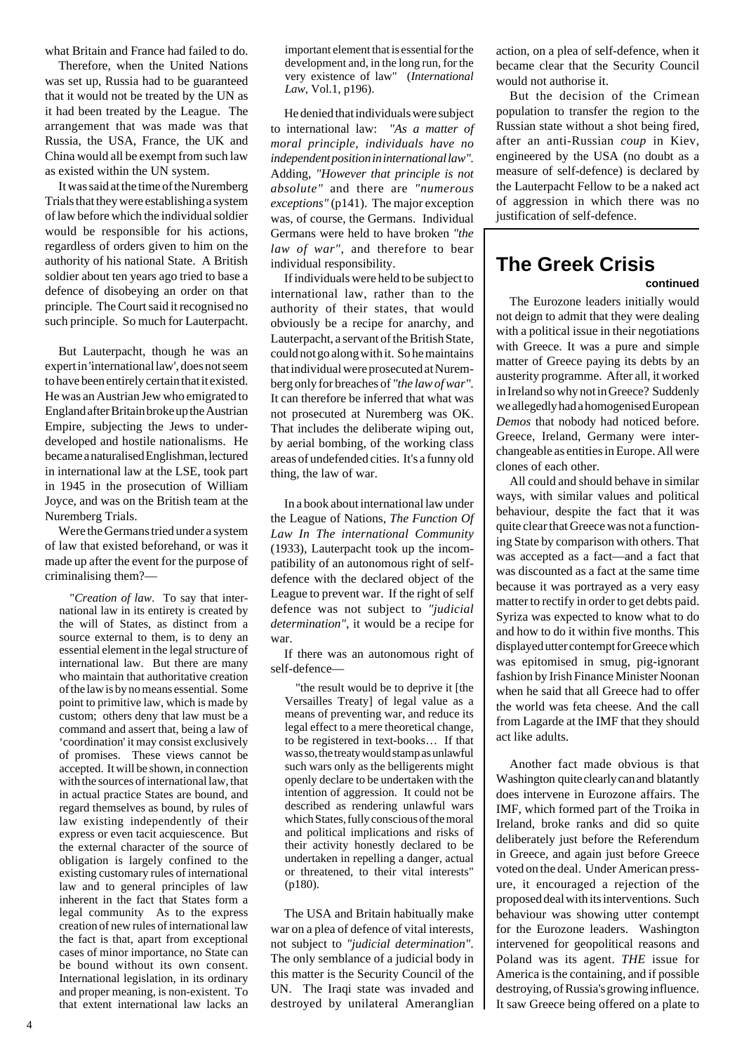what Britain and France had failed to do.

Therefore, when the United Nations was set up, Russia had to be guaranteed that it would not be treated by the UN as it had been treated by the League. The arrangement that was made was that Russia, the USA, France, the UK and China would all be exempt from such law as existed within the UN system.

It was said at the time of the Nuremberg Trials that they were establishing a system of law before which the individual soldier would be responsible for his actions, regardless of orders given to him on the authority of his national State. A British soldier about ten years ago tried to base a defence of disobeying an order on that principle. The Court said it recognised no such principle. So much for Lauterpacht.

But Lauterpacht, though he was an expert in 'international law', does not seem to have been entirely certain that it existed. He was an Austrian Jew who emigrated to England after Britain broke up the Austrian Empire, subjecting the Jews to under-developed and hostile nationalisms. He became a naturalised Englishman, lectured in international law at the LSE, took part in 1945 in the prosecution of William Joyce, and was on the British team at the Nuremberg Trials.

Were the Germans tried under a system of law that existed beforehand, or was it made up after the event for the purpose of criminalising them?—

> "*Creation of law*. To say that international law in its entirety is created by the will of States, as distinct from a source external to them, is to deny an essential element in the legal structure of international law. But there are many who maintain that authoritative creation of the law is by no means essential. Some point to primitive law, which is made by custom; others deny that law must be a command and assert that, being a law of 'coordination' it may consist exclusively of promises. These views cannot be accepted. It will be shown, in connection with the sources of international law, that in actual practice States are bound, and regard themselves as bound, by rules of law existing independently of their express or even tacit acquiescence. But the external character of the source of obligation is largely confined to the existing customary rules of international law and to general principles of law inherent in the fact that States form a legal community As to the express creation of new rules of international law the fact is that, apart from exceptional cases of minor importance, no State can be bound without its own consent. International legislation, in its ordinary and proper meaning, is non-existent. To that extent international law lacks an important element that is essential for the development and, in the long run, for the very existence of law" (*International Law*, Vol.1, p196).

He denied that individuals were subject to international law: *"As a matter of moral principle, individuals have no independent position in international law"*. Adding, *"However that principle is not absolute"* and there are *"numerous exceptions"* (p141). The major exception was, of course, the Germans. Individual Germans were held to have broken *"the law of war"*, and therefore to bear individual responsibility.

If individuals were held to be subject to international law, rather than to the authority of their states, that would obviously be a recipe for anarchy, and Lauterpacht, a servant of the British State, could not go along with it. So he maintains that individual were prosecuted at Nuremberg only for breaches of *"the law of war"*. It can therefore be inferred that what was not prosecuted at Nuremberg was OK. That includes the deliberate wiping out, by aerial bombing, of the working class areas of undefended cities. It's a funny old thing, the law of war.

In a book about international law under the League of Nations, *The Function Of Law In The international Community* (1933), Lauterpacht took up the incompatibility of an autonomous right of self-defence with the declared object of the League to prevent war. If the right of self defence was not subject to *"judicial determination"*, it would be a recipe for war.

If there was an autonomous right of self-defence—

> "the result would be to deprive it [the Versailles Treaty] of legal value as a means of preventing war, and reduce its legal effect to a mere theoretical change, to be registered in text-books… If that was so, the treaty would stamp as unlawful such wars only as the belligerents might openly declare to be undertaken with the intention of aggression. It could not be described as rendering unlawful wars which States, fully conscious of the moral and political implications and risks of their activity honestly declared to be undertaken in repelling a danger, actual or threatened, to their vital interests" (p180).

The USA and Britain habitually make war on a plea of defence of vital interests, not subject to *"judicial determination"*. The only semblance of a judicial body in this matter is the Security Council of the UN. The Iraqi state was invaded and destroyed by unilateral Ameranglian action, on a plea of self-defence, when it became clear that the Security Council would not authorise it.

But the decision of the Crimean population to transfer the region to the Russian state without a shot being fired, after an anti-Russian *coup* in Kiev, engineered by the USA (no doubt as a measure of self-defence) is declared by the Lauterpacht Fellow to be a naked act of aggression in which there was no justification of self-defence.

## The Greek Crisis

**continued**

The Eurozone leaders initially would not deign to admit that they were dealing with a political issue in their negotiations with Greece. It was a pure and simple matter of Greece paying its debts by an austerity programme. After all, it worked in Ireland so why not in Greece? Suddenly we allegedly had a homogenised European *Demos* that nobody had noticed before. Greece, Ireland, Germany were interchangeable as entities in Europe. All were clones of each other.

All could and should behave in similar ways, with similar values and political behaviour, despite the fact that it was quite clear that Greece was not a functioning State by comparison with others. That was accepted as a fact—and a fact that was discounted as a fact at the same time because it was portrayed as a very easy matter to rectify in order to get debts paid. Syriza was expected to know what to do and how to do it within five months. This displayed utter contempt for Greece which was epitomised in smug, pig-ignorant fashion by Irish Finance Minister Noonan when he said that all Greece had to offer the world was feta cheese. And the call from Lagarde at the IMF that they should act like adults.

Another fact made obvious is that Washington quite clearly can and blatantly does intervene in Eurozone affairs. The IMF, which formed part of the Troika in Ireland, broke ranks and did so quite deliberately just before the Referendum in Greece, and again just before Greece voted on the deal. Under American pressure, it encouraged a rejection of the proposed deal with its interventions. Such behaviour was showing utter contempt for the Eurozone leaders. Washington intervened for geopolitical reasons and Poland was its agent. *THE* issue for America is the containing, and if possible destroying, of Russia's growing influence. It saw Greece being offered on a plate to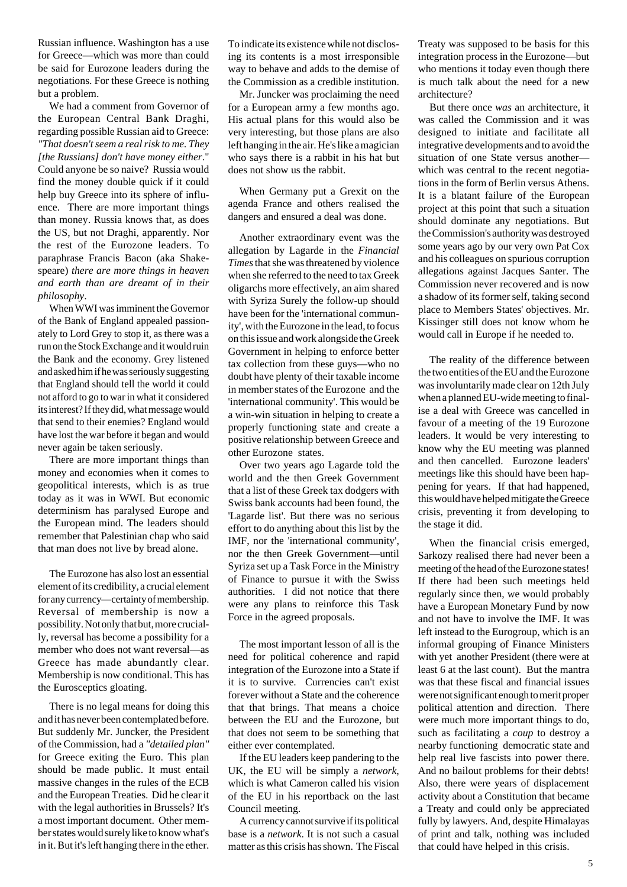Russian influence. Washington has a use for Greece—which was more than could be said for Eurozone leaders during the negotiations. For these Greece is nothing but a problem.

We had a comment from Governor of the European Central Bank Draghi, regarding possible Russian aid to Greece: *"That doesn't seem a real risk to me. They [the Russians] don't have money either*." Could anyone be so naive? Russia would find the money double quick if it could help buy Greece into its sphere of influence. There are more important things than money. Russia knows that, as does the US, but not Draghi, apparently. Nor the rest of the Eurozone leaders. To paraphrase Francis Bacon (aka Shakespeare) *there are more things in heaven and earth than are dreamt of in their philosophy*.

When WWI was imminent the Governor of the Bank of England appealed passionately to Lord Grey to stop it, as there was a run on the Stock Exchange and it would ruin the Bank and the economy. Grey listened and asked him if he was seriously suggesting that England should tell the world it could not afford to go to war in what it considered its interest? If they did, what message would that send to their enemies? England would have lost the war before it began and would never again be taken seriously.

There are more important things than money and economies when it comes to geopolitical interests, which is as true today as it was in WWI. But economic determinism has paralysed Europe and the European mind. The leaders should remember that Palestinian chap who said that man does not live by bread alone.

The Eurozone has also lost an essential element of its credibility, a crucial element for any currency—certainty of membership. Reversal of membership is now a possibility. Not only that but, more crucially, reversal has become a possibility for a member who does not want reversal—as Greece has made abundantly clear. Membership is now conditional. This has the Eurosceptics gloating.

There is no legal means for doing this and it has never been contemplated before. But suddenly Mr. Juncker, the President of the Commission, had a *"detailed plan"* for Greece exiting the Euro. This plan should be made public. It must entail massive changes in the rules of the ECB and the European Treaties. Did he clear it with the legal authorities in Brussels? It's a most important document. Other member states would surely like to know what's in it. But it's left hanging there in the ether. To indicate its existence while not disclosing its contents is a most irresponsible way to behave and adds to the demise of the Commission as a credible institution.

Mr. Juncker was proclaiming the need for a European army a few months ago. His actual plans for this would also be very interesting, but those plans are also left hanging in the air. He's like a magician who says there is a rabbit in his hat but does not show us the rabbit.

When Germany put a Grexit on the agenda France and others realised the dangers and ensured a deal was done.

Another extraordinary event was the allegation by Lagarde in the *Financial Times* that she was threatened by violence when she referred to the need to tax Greek oligarchs more effectively, an aim shared with Syriza Surely the follow-up should have been for the 'international community', with the Eurozone in the lead, to focus on this issue and work alongside the Greek Government in helping to enforce better tax collection from these guys—who no doubt have plenty of their taxable income in member states of the Eurozone and the 'international community'. This would be a win-win situation in helping to create a properly functioning state and create a positive relationship between Greece and other Eurozone states.

Over two years ago Lagarde told the world and the then Greek Government that a list of these Greek tax dodgers with Swiss bank accounts had been found, the 'Lagarde list'. But there was no serious effort to do anything about this list by the IMF, nor the 'international community', nor the then Greek Government—until Syriza set up a Task Force in the Ministry of Finance to pursue it with the Swiss authorities. I did not notice that there were any plans to reinforce this Task Force in the agreed proposals.

The most important lesson of all is the need for political coherence and rapid integration of the Eurozone into a State if it is to survive. Currencies can't exist forever without a State and the coherence that that brings. That means a choice between the EU and the Eurozone, but that does not seem to be something that either ever contemplated.

If the EU leaders keep pandering to the UK, the EU will be simply a *network*, which is what Cameron called his vision of the EU in his reportback on the last Council meeting.

A currency cannot survive if its political base is a *network*. It is not such a casual matter as this crisis has shown. The Fiscal Treaty was supposed to be basis for this integration process in the Eurozone—but who mentions it today even though there is much talk about the need for a new architecture?

But there once *was* an architecture, it was called the Commission and it was designed to initiate and facilitate all integrative developments and to avoid the situation of one State versus another—which was central to the recent negotiations in the form of Berlin versus Athens. It is a blatant failure of the European project at this point that such a situation should dominate any negotiations. But the Commission's authority was destroyed some years ago by our very own Pat Cox and his colleagues on spurious corruption allegations against Jacques Santer. The Commission never recovered and is now a shadow of its former self, taking second place to Members States' objectives. Mr. Kissinger still does not know whom he would call in Europe if he needed to.

The reality of the difference between the two entities of the EU and the Eurozone was involuntarily made clear on 12th July when a planned EU-wide meeting to finalise a deal with Greece was cancelled in favour of a meeting of the 19 Eurozone leaders. It would be very interesting to know why the EU meeting was planned and then cancelled. Eurozone leaders' meetings like this should have been happening for years. If that had happened, this would have helped mitigate the Greece crisis, preventing it from developing to the stage it did.

When the financial crisis emerged, Sarkozy realised there had never been a meeting of the head of the Eurozone states! If there had been such meetings held regularly since then, we would probably have a European Monetary Fund by now and not have to involve the IMF. It was left instead to the Eurogroup, which is an informal grouping of Finance Ministers with yet another President (there were at least 6 at the last count). But the mantra was that these fiscal and financial issues were not significant enough to merit proper political attention and direction. There were much more important things to do, such as facilitating a *coup* to destroy a nearby functioning democratic state and help real live fascists into power there. And no bailout problems for their debts! Also, there were years of displacement activity about a Constitution that became a Treaty and could only be appreciated fully by lawyers. And, despite Himalayas of print and talk, nothing was included that could have helped in this crisis.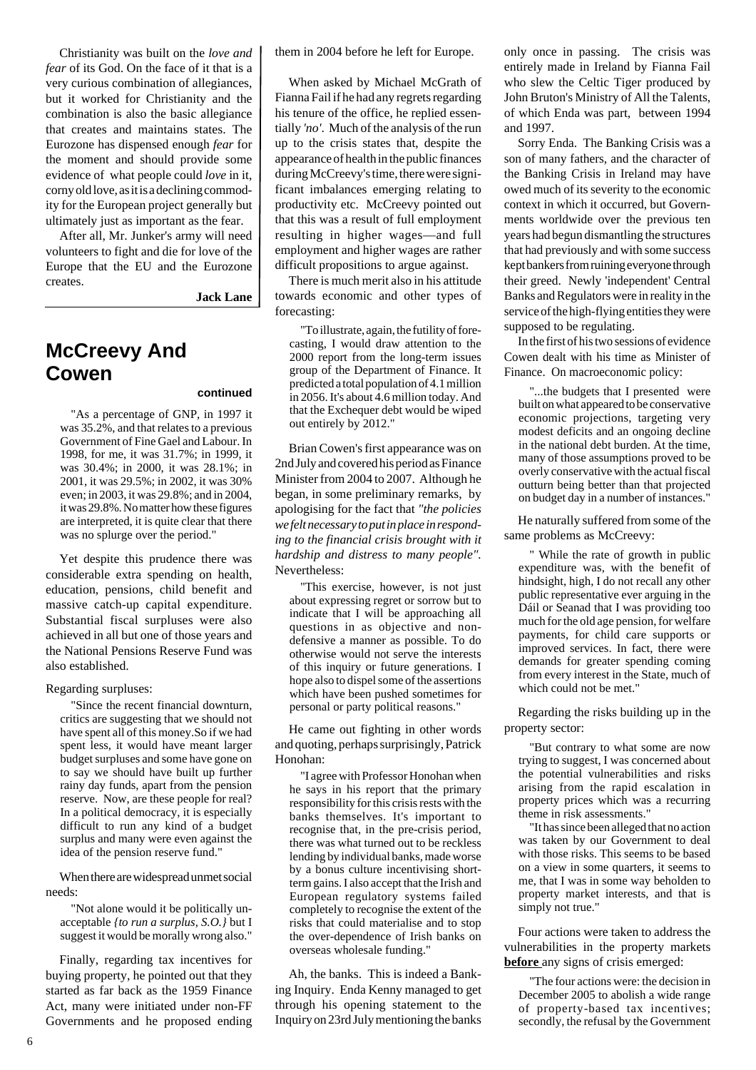Christianity was built on the *love and fear* of its God. On the face of it that is a very curious combination of allegiances, but it worked for Christianity and the combination is also the basic allegiance that creates and maintains states. The Eurozone has dispensed enough *fear* for the moment and should provide some evidence of what people could *love* in it, corny old love, as it is a declining commodity for the European project generally but ultimately just as important as the fear.

After all, Mr. Junker's army will need volunteers to fight and die for love of the Europe that the EU and the Eurozone creates.

**Jack Lane**

## McCreevy And Cowen

**continued**

> "As a percentage of GNP, in 1997 it was 35.2%, and that relates to a previous Government of Fine Gael and Labour. In 1998, for me, it was 31.7%; in 1999, it was 30.4%; in 2000, it was 28.1%; in 2001, it was 29.5%; in 2002, it was 30% even; in 2003, it was 29.8%; and in 2004, it was 29.8%. No matter how these figures are interpreted, it is quite clear that there was no splurge over the period."

Yet despite this prudence there was considerable extra spending on health, education, pensions, child benefit and massive catch-up capital expenditure. Substantial fiscal surpluses were also achieved in all but one of those years and the National Pensions Reserve Fund was also established.

Regarding surpluses:

> "Since the recent financial downturn, critics are suggesting that we should not have spent all of this money.So if we had spent less, it would have meant larger budget surpluses and some have gone on to say we should have built up further rainy day funds, apart from the pension reserve. Now, are these people for real? In a political democracy, it is especially difficult to run any kind of a budget surplus and many were even against the idea of the pension reserve fund."

When there are widespread unmet social needs:

> "Not alone would it be politically unacceptable *{to run a surplus, S.O.}* but I suggest it would be morally wrong also."

Finally, regarding tax incentives for buying property, he pointed out that they started as far back as the 1959 Finance Act, many were initiated under non-FF Governments and he proposed ending them in 2004 before he left for Europe.

When asked by Michael McGrath of Fianna Fail if he had any regrets regarding his tenure of the office, he replied essentially *'no'*. Much of the analysis of the run up to the crisis states that, despite the appearance of health in the public finances during McCreevy's time, there were significant imbalances emerging relating to productivity etc. McCreevy pointed out that this was a result of full employment resulting in higher wages—and full employment and higher wages are rather difficult propositions to argue against.

There is much merit also in his attitude towards economic and other types of forecasting:

> "To illustrate, again, the futility of forecasting, I would draw attention to the 2000 report from the long-term issues group of the Department of Finance. It predicted a total population of 4.1 million in 2056. It's about 4.6 million today. And that the Exchequer debt would be wiped out entirely by 2012."

Brian Cowen's first appearance was on 2nd July and covered his period as Finance Minister from 2004 to 2007. Although he began, in some preliminary remarks, by apologising for the fact that *"the policies we felt necessary to put in place in responding to the financial crisis brought with it hardship and distress to many people"*. Nevertheless:

> "This exercise, however, is not just about expressing regret or sorrow but to indicate that I will be approaching all questions in as objective and non-defensive a manner as possible. To do otherwise would not serve the interests of this inquiry or future generations. I hope also to dispel some of the assertions which have been pushed sometimes for personal or party political reasons."

He came out fighting in other words and quoting, perhaps surprisingly, Patrick Honohan:

> "I agree with Professor Honohan when he says in his report that the primary responsibility for this crisis rests with the banks themselves. It's important to recognise that, in the pre-crisis period, there was what turned out to be reckless lending by individual banks, made worse by a bonus culture incentivising short-term gains. I also accept that the Irish and European regulatory systems failed completely to recognise the extent of the risks that could materialise and to stop the over-dependence of Irish banks on overseas wholesale funding."

Ah, the banks. This is indeed a Banking Inquiry. Enda Kenny managed to get through his opening statement to the Inquiry on 23rd July mentioning the banks only once in passing. The crisis was entirely made in Ireland by Fianna Fail who slew the Celtic Tiger produced by John Bruton's Ministry of All the Talents, of which Enda was part, between 1994 and 1997.

Sorry Enda. The Banking Crisis was a son of many fathers, and the character of the Banking Crisis in Ireland may have owed much of its severity to the economic context in which it occurred, but Governments worldwide over the previous ten years had begun dismantling the structures that had previously and with some success kept bankers from ruining everyone through their greed. Newly 'independent' Central Banks and Regulators were in reality in the service of the high-flying entities they were supposed to be regulating.

In the first of his two sessions of evidence Cowen dealt with his time as Minister of Finance. On macroeconomic policy:

> "...the budgets that I presented were built on what appeared to be conservative economic projections, targeting very modest deficits and an ongoing decline in the national debt burden. At the time, many of those assumptions proved to be overly conservative with the actual fiscal outturn being better than that projected on budget day in a number of instances."

He naturally suffered from some of the same problems as McCreevy:

> " While the rate of growth in public expenditure was, with the benefit of hindsight, high, I do not recall any other public representative ever arguing in the Dáil or Seanad that I was providing too much for the old age pension, for welfare payments, for child care supports or improved services. In fact, there were demands for greater spending coming from every interest in the State, much of which could not be met."

Regarding the risks building up in the property sector:

> "But contrary to what some are now trying to suggest, I was concerned about the potential vulnerabilities and risks arising from the rapid escalation in property prices which was a recurring theme in risk assessments."
>
> "It has since been alleged that no action was taken by our Government to deal with those risks. This seems to be based on a view in some quarters, it seems to me, that I was in some way beholden to property market interests, and that is simply not true."

Four actions were taken to address the vulnerabilities in the property markets **before** any signs of crisis emerged:

> "The four actions were: the decision in December 2005 to abolish a wide range of property-based tax incentives; secondly, the refusal by the Government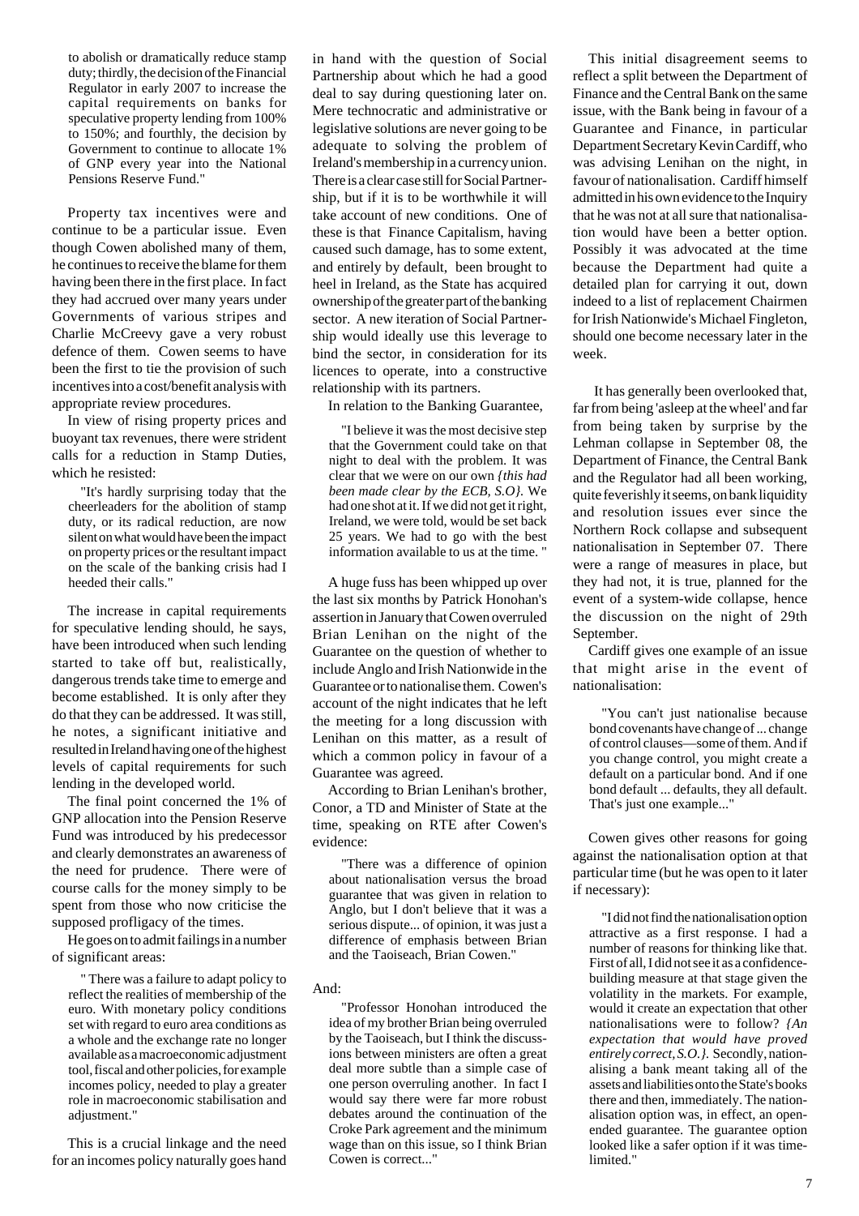to abolish or dramatically reduce stamp duty; thirdly, the decision of the Financial Regulator in early 2007 to increase the capital requirements on banks for speculative property lending from 100% to 150%; and fourthly, the decision by Government to continue to allocate 1% of GNP every year into the National Pensions Reserve Fund."

Property tax incentives were and continue to be a particular issue. Even though Cowen abolished many of them, he continues to receive the blame for them having been there in the first place. In fact they had accrued over many years under Governments of various stripes and Charlie McCreevy gave a very robust defence of them. Cowen seems to have been the first to tie the provision of such incentives into a cost/benefit analysis with appropriate review procedures.

In view of rising property prices and buoyant tax revenues, there were strident calls for a reduction in Stamp Duties, which he resisted:

> "It's hardly surprising today that the cheerleaders for the abolition of stamp duty, or its radical reduction, are now silent on what would have been the impact on property prices or the resultant impact on the scale of the banking crisis had I heeded their calls."

The increase in capital requirements for speculative lending should, he says, have been introduced when such lending started to take off but, realistically, dangerous trends take time to emerge and become established. It is only after they do that they can be addressed. It was still, he notes, a significant initiative and resulted in Ireland having one of the highest levels of capital requirements for such lending in the developed world.

The final point concerned the 1% of GNP allocation into the Pension Reserve Fund was introduced by his predecessor and clearly demonstrates an awareness of the need for prudence. There were of course calls for the money simply to be spent from those who now criticise the supposed profligacy of the times.

He goes on to admit failings in a number of significant areas:

> " There was a failure to adapt policy to reflect the realities of membership of the euro. With monetary policy conditions set with regard to euro area conditions as a whole and the exchange rate no longer available as a macroeconomic adjustment tool, fiscal and other policies, for example incomes policy, needed to play a greater role in macroeconomic stabilisation and adjustment."

This is a crucial linkage and the need for an incomes policy naturally goes hand in hand with the question of Social Partnership about which he had a good deal to say during questioning later on. Mere technocratic and administrative or legislative solutions are never going to be adequate to solving the problem of Ireland's membership in a currency union. There is a clear case still for Social Partnership, but if it is to be worthwhile it will take account of new conditions. One of these is that Finance Capitalism, having caused such damage, has to some extent, and entirely by default, been brought to heel in Ireland, as the State has acquired ownership of the greater part of the banking sector. A new iteration of Social Partnership would ideally use this leverage to bind the sector, in consideration for its licences to operate, into a constructive relationship with its partners.

In relation to the Banking Guarantee,

> "I believe it was the most decisive step that the Government could take on that night to deal with the problem. It was clear that we were on our own *{this had been made clear by the ECB, S.O}*. We had one shot at it. If we did not get it right, Ireland, we were told, would be set back 25 years. We had to go with the best information available to us at the time. "

A huge fuss has been whipped up over the last six months by Patrick Honohan's assertion in January that Cowen overruled Brian Lenihan on the night of the Guarantee on the question of whether to include Anglo and Irish Nationwide in the Guarantee or to nationalise them. Cowen's account of the night indicates that he left the meeting for a long discussion with Lenihan on this matter, as a result of which a common policy in favour of a Guarantee was agreed.

According to Brian Lenihan's brother, Conor, a TD and Minister of State at the time, speaking on RTE after Cowen's evidence:

> "There was a difference of opinion about nationalisation versus the broad guarantee that was given in relation to Anglo, but I don't believe that it was a serious dispute... of opinion, it was just a difference of emphasis between Brian and the Taoiseach, Brian Cowen."

And:

> "Professor Honohan introduced the idea of my brother Brian being overruled by the Taoiseach, but I think the discussions between ministers are often a great deal more subtle than a simple case of one person overruling another. In fact I would say there were far more robust debates around the continuation of the Croke Park agreement and the minimum wage than on this issue, so I think Brian Cowen is correct..."

This initial disagreement seems to reflect a split between the Department of Finance and the Central Bank on the same issue, with the Bank being in favour of a Guarantee and Finance, in particular Department Secretary Kevin Cardiff, who was advising Lenihan on the night, in favour of nationalisation. Cardiff himself admitted in his own evidence to the Inquiry that he was not at all sure that nationalisation would have been a better option. Possibly it was advocated at the time because the Department had quite a detailed plan for carrying it out, down indeed to a list of replacement Chairmen for Irish Nationwide's Michael Fingleton, should one become necessary later in the week.

It has generally been overlooked that, far from being 'asleep at the wheel' and far from being taken by surprise by the Lehman collapse in September 08, the Department of Finance, the Central Bank and the Regulator had all been working, quite feverishly it seems, on bank liquidity and resolution issues ever since the Northern Rock collapse and subsequent nationalisation in September 07. There were a range of measures in place, but they had not, it is true, planned for the event of a system-wide collapse, hence the discussion on the night of 29th September.

Cardiff gives one example of an issue that might arise in the event of nationalisation:

> "You can't just nationalise because bond covenants have change of ... change of control clauses—some of them. And if you change control, you might create a default on a particular bond. And if one bond default ... defaults, they all default. That's just one example..."

Cowen gives other reasons for going against the nationalisation option at that particular time (but he was open to it later if necessary):

> "I did not find the nationalisation option attractive as a first response. I had a number of reasons for thinking like that. First of all, I did not see it as a confidence-building measure at that stage given the volatility in the markets. For example, would it create an expectation that other nationalisations were to follow? *{An expectation that would have proved entirely correct, S.O.}*. Secondly, nationalising a bank meant taking all of the assets and liabilities onto the State's books there and then, immediately. The nationalisation option was, in effect, an open-ended guarantee. The guarantee option looked like a safer option if it was time-limited."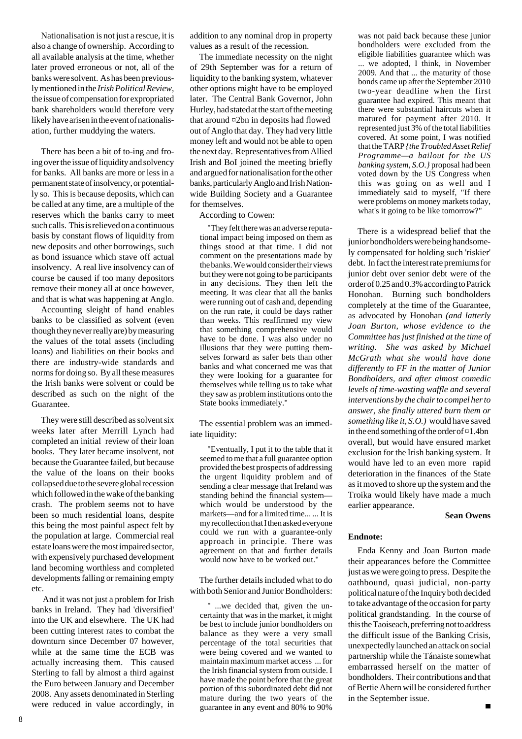Nationalisation is not just a rescue, it is also a change of ownership. According to all available analysis at the time, whether later proved erroneous or not, all of the banks were solvent. As has been previously mentioned in the *Irish Political Review*, the issue of compensation for expropriated bank shareholders would therefore very likely have arisen in the event of nationalisation, further muddying the waters.

There has been a bit of to-ing and fro-ing over the issue of liquidity and solvency for banks. All banks are more or less in a permanent state of insolvency, or potentially so. This is because deposits, which can be called at any time, are a multiple of the reserves which the banks carry to meet such calls. This is relieved on a continuous basis by constant flows of liquidity from new deposits and other borrowings, such as bond issuance which stave off actual insolvency. A real live insolvency can of course be caused if too many depositors remove their money all at once however, and that is what was happening at Anglo.

Accounting sleight of hand enables banks to be classified as solvent (even though they never really are) by measuring the values of the total assets (including loans) and liabilities on their books and there are industry-wide standards and norms for doing so. By all these measures the Irish banks were solvent or could be described as such on the night of the Guarantee.

They were still described as solvent six weeks later after Merrill Lynch had completed an initial review of their loan books. They later became insolvent, not because the Guarantee failed, but because the value of the loans on their books collapsed due to the severe global recession which followed in the wake of the banking crash. The problem seems not to have been so much residential loans, despite this being the most painful aspect felt by the population at large. Commercial real estate loans were the most impaired sector, with expensively purchased development land becoming worthless and completed developments falling or remaining empty etc.

And it was not just a problem for Irish banks in Ireland. They had 'diversified' into the UK and elsewhere. The UK had been cutting interest rates to combat the downturn since December 07 however, while at the same time the ECB was actually increasing them. This caused Sterling to fall by almost a third against the Euro between January and December 2008. Any assets denominated in Sterling were reduced in value accordingly, in addition to any nominal drop in property values as a result of the recession.

The immediate necessity on the night of 29th September was for a return of liquidity to the banking system, whatever other options might have to be employed later. The Central Bank Governor, John Hurley, had stated at the start of the meeting that around ¤2bn in deposits had flowed out of Anglo that day. They had very little money left and would not be able to open the next day. Representatives from Allied Irish and BoI joined the meeting briefly and argued for nationalisation for the other banks, particularly Anglo and Irish Nationwide Building Society and a Guarantee for themselves.

According to Cowen:

> "They felt there was an adverse reputational impact being imposed on them as things stood at that time. I did not comment on the presentations made by the banks. We would consider their views but they were not going to be participants in any decisions. They then left the meeting. It was clear that all the banks were running out of cash and, depending on the run rate, it could be days rather than weeks. This reaffirmed my view that something comprehensive would have to be done. I was also under no illusions that they were putting themselves forward as safer bets than other banks and what concerned me was that they were looking for a guarantee for themselves while telling us to take what they saw as problem institutions onto the State books immediately."

The essential problem was an immediate liquidity:

> "Eventually, I put it to the table that it seemed to me that a full guarantee option provided the best prospects of addressing the urgent liquidity problem and of sending a clear message that Ireland was standing behind the financial system—which would be understood by the markets—and for a limited time... ... It is my recollection that I then asked everyone could we run with a guarantee-only approach in principle. There was agreement on that and further details would now have to be worked out."

The further details included what to do with both Senior and Junior Bondholders:

> " ...we decided that, given the uncertainty that was in the market, it might be best to include junior bondholders on balance as they were a very small percentage of the total securities that were being covered and we wanted to maintain maximum market access ... for the Irish financial system from outside. I have made the point before that the great portion of this subordinated debt did not mature during the two years of the guarantee in any event and 80% to 90% was not paid back because these junior bondholders were excluded from the eligible liabilities guarantee which was ... we adopted, I think, in November 2009. And that ... the maturity of those bonds came up after the September 2010 two-year deadline when the first guarantee had expired. This meant that there were substantial haircuts when it matured for payment after 2010. It represented just 3% of the total liabilities covered. At some point, I was notified that the TARP *{the Troubled Asset Relief Programme—a bailout for the US banking system, S.O.}* proposal had been voted down by the US Congress when this was going on as well and I immediately said to myself, "If there were problems on money markets today, what's it going to be like tomorrow?"

There is a widespread belief that the junior bondholders were being handsomely compensated for holding such 'riskier' debt. In fact the interest rate premiums for junior debt over senior debt were of the order of 0.25 and 0.3% according to Patrick Honohan. Burning such bondholders completely at the time of the Guarantee, as advocated by Honohan *(and latterly Joan Burton, whose evidence to the Committee has just finished at the time of writing. She was asked by Michael McGrath what she would have done differently to FF in the matter of Junior Bondholders, and after almost comedic levels of time-wasting waffle and several interventions by the chair to compel her to answer, she finally uttered burn them or something like it, S.O.)* would have saved in the end something of the order of ¤1.4bn overall, but would have ensured market exclusion for the Irish banking system. It would have led to an even more rapid deterioration in the finances of the State as it moved to shore up the system and the Troika would likely have made a much earlier appearance.

**Sean Owens**

**Endnote:**

Enda Kenny and Joan Burton made their appearances before the Committee just as we were going to press. Despite the oathbound, quasi judicial, non-party political nature of the Inquiry both decided to take advantage of the occasion for party political grandstanding. In the course of this the Taoiseach, preferring not to address the difficult issue of the Banking Crisis, unexpectedly launched an attack on social partnership while the Tánaiste somewhat embarrassed herself on the matter of bondholders. Their contributions and that of Bertie Ahern will be considered further in the September issue.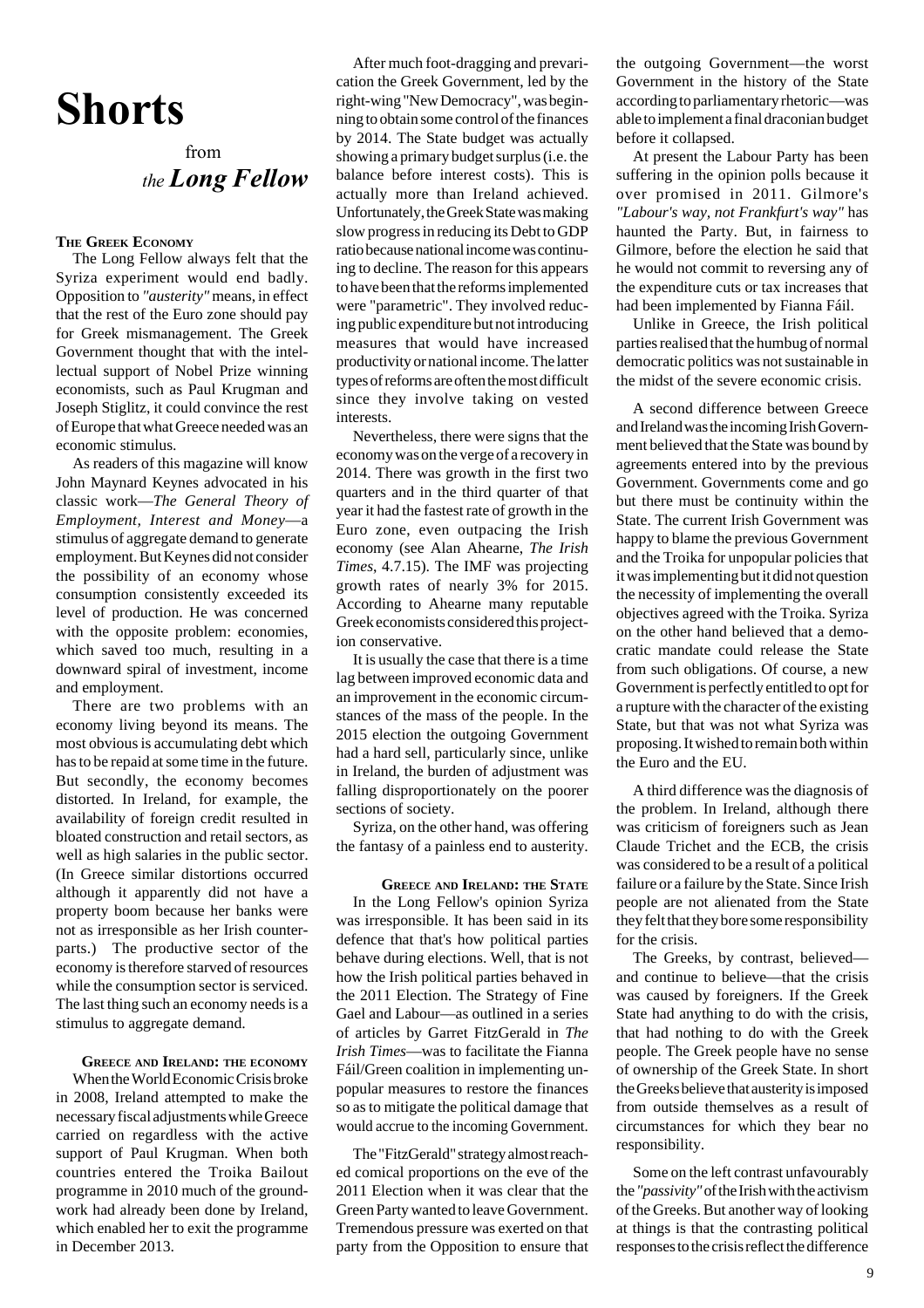# Shorts

from *the* ***Long Fellow***

### The Greek Economy

The Long Fellow always felt that the Syriza experiment would end badly. Opposition to *"austerity"* means, in effect that the rest of the Euro zone should pay for Greek mismanagement. The Greek Government thought that with the intellectual support of Nobel Prize winning economists, such as Paul Krugman and Joseph Stiglitz, it could convince the rest of Europe that what Greece needed was an economic stimulus.

As readers of this magazine will know John Maynard Keynes advocated in his classic work—*The General Theory of Employment, Interest and Money*—a stimulus of aggregate demand to generate employment. But Keynes did not consider the possibility of an economy whose consumption consistently exceeded its level of production. He was concerned with the opposite problem: economies, which saved too much, resulting in a downward spiral of investment, income and employment.

There are two problems with an economy living beyond its means. The most obvious is accumulating debt which has to be repaid at some time in the future. But secondly, the economy becomes distorted. In Ireland, for example, the availability of foreign credit resulted in bloated construction and retail sectors, as well as high salaries in the public sector. (In Greece similar distortions occurred although it apparently did not have a property boom because her banks were not as irresponsible as her Irish counterparts.) The productive sector of the economy is therefore starved of resources while the consumption sector is serviced. The last thing such an economy needs is a stimulus to aggregate demand.

### Greece and Ireland: the economy

When the World Economic Crisis broke in 2008, Ireland attempted to make the necessary fiscal adjustments while Greece carried on regardless with the active support of Paul Krugman. When both countries entered the Troika Bailout programme in 2010 much of the groundwork had already been done by Ireland, which enabled her to exit the programme in December 2013.

After much foot-dragging and prevarication the Greek Government, led by the right-wing "New Democracy", was beginning to obtain some control of the finances by 2014. The State budget was actually showing a primary budget surplus (i.e. the balance before interest costs). This is actually more than Ireland achieved. Unfortunately, the Greek State was making slow progress in reducing its Debt to GDP ratio because national income was continuing to decline. The reason for this appears to have been that the reforms implemented were "parametric". They involved reducing public expenditure but not introducing measures that would have increased productivity or national income. The latter types of reforms are often the most difficult since they involve taking on vested interests.

Nevertheless, there were signs that the economy was on the verge of a recovery in 2014. There was growth in the first two quarters and in the third quarter of that year it had the fastest rate of growth in the Euro zone, even outpacing the Irish economy (see Alan Ahearne, *The Irish Times*, 4.7.15). The IMF was projecting growth rates of nearly 3% for 2015. According to Ahearne many reputable Greek economists considered this projection conservative.

It is usually the case that there is a time lag between improved economic data and an improvement in the economic circumstances of the mass of the people. In the 2015 election the outgoing Government had a hard sell, particularly since, unlike in Ireland, the burden of adjustment was falling disproportionately on the poorer sections of society.

Syriza, on the other hand, was offering the fantasy of a painless end to austerity.

### Greece and Ireland: the State

In the Long Fellow's opinion Syriza was irresponsible. It has been said in its defence that that's how political parties behave during elections. Well, that is not how the Irish political parties behaved in the 2011 Election. The Strategy of Fine Gael and Labour—as outlined in a series of articles by Garret FitzGerald in *The Irish Times*—was to facilitate the Fianna Fáil/Green coalition in implementing unpopular measures to restore the finances so as to mitigate the political damage that would accrue to the incoming Government.

The "FitzGerald" strategy almost reached comical proportions on the eve of the 2011 Election when it was clear that the Green Party wanted to leave Government. Tremendous pressure was exerted on that party from the Opposition to ensure that the outgoing Government—the worst Government in the history of the State according to parliamentary rhetoric—was able to implement a final draconian budget before it collapsed.

At present the Labour Party has been suffering in the opinion polls because it over promised in 2011. Gilmore's *"Labour's way, not Frankfurt's way"* has haunted the Party. But, in fairness to Gilmore, before the election he said that he would not commit to reversing any of the expenditure cuts or tax increases that had been implemented by Fianna Fáil.

Unlike in Greece, the Irish political parties realised that the humbug of normal democratic politics was not sustainable in the midst of the severe economic crisis.

A second difference between Greece and Ireland was the incoming Irish Government believed that the State was bound by agreements entered into by the previous Government. Governments come and go but there must be continuity within the State. The current Irish Government was happy to blame the previous Government and the Troika for unpopular policies that it was implementing but it did not question the necessity of implementing the overall objectives agreed with the Troika. Syriza on the other hand believed that a democratic mandate could release the State from such obligations. Of course, a new Government is perfectly entitled to opt for a rupture with the character of the existing State, but that was not what Syriza was proposing. It wished to remain both within the Euro and the EU.

A third difference was the diagnosis of the problem. In Ireland, although there was criticism of foreigners such as Jean Claude Trichet and the ECB, the crisis was considered to be a result of a political failure or a failure by the State. Since Irish people are not alienated from the State they felt that they bore some responsibility for the crisis.

The Greeks, by contrast, believed—and continue to believe—that the crisis was caused by foreigners. If the Greek State had anything to do with the crisis, that had nothing to do with the Greek people. The Greek people have no sense of ownership of the Greek State. In short the Greeks believe that austerity is imposed from outside themselves as a result of circumstances for which they bear no responsibility.

Some on the left contrast unfavourably the *"passivity"* of the Irish with the activism of the Greeks. But another way of looking at things is that the contrasting political responses to the crisis reflect the difference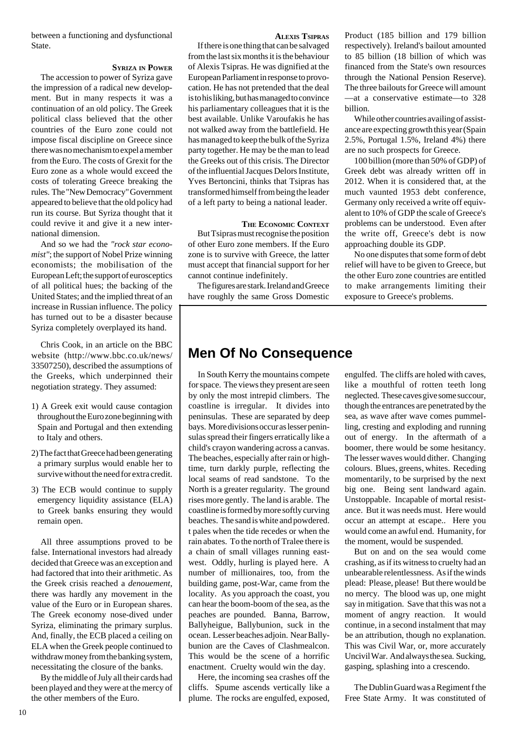between a functioning and dysfunctional State.

### Syriza In Power

The accession to power of Syriza gave the impression of a radical new development. But in many respects it was a continuation of an old policy. The Greek political class believed that the other countries of the Euro zone could not impose fiscal discipline on Greece since there was no mechanism to expel a member from the Euro. The costs of Grexit for the Euro zone as a whole would exceed the costs of tolerating Greece breaking the rules. The "New Democracy" Government appeared to believe that the old policy had run its course. But Syriza thought that it could revive it and give it a new international dimension.

And so we had the *"rock star economist"*; the support of Nobel Prize winning economists; the mobilisation of the European Left; the support of eurosceptics of all political hues; the backing of the United States; and the implied threat of an increase in Russian influence. The policy has turned out to be a disaster because Syriza completely overplayed its hand.

Chris Cook, in an article on the BBC website (http://www.bbc.co.uk/news/33507250), described the assumptions of the Greeks, which underpinned their negotiation strategy. They assumed:

1) A Greek exit would cause contagion throughout the Euro zone beginning with Spain and Portugal and then extending to Italy and others.
2) The fact that Greece had been generating a primary surplus would enable her to survive without the need for extra credit.
3) The ECB would continue to supply emergency liquidity assistance (ELA) to Greek banks ensuring they would remain open.

All three assumptions proved to be false. International investors had already decided that Greece was an exception and had factored that into their arithmetic. As the Greek crisis reached a *denouement*, there was hardly any movement in the value of the Euro or in European shares. The Greek economy nose-dived under Syriza, eliminating the primary surplus. And, finally, the ECB placed a ceiling on ELA when the Greek people continued to withdraw money from the banking system, necessitating the closure of the banks.

By the middle of July all their cards had been played and they were at the mercy of the other members of the Euro.

### Alexis Tsipras

If there is one thing that can be salvaged from the last six months it is the behaviour of Alexis Tsipras. He was dignified at the European Parliament in response to provocation. He has not pretended that the deal is to his liking, but has managed to convince his parliamentary colleagues that it is the best available. Unlike Varoufakis he has not walked away from the battlefield. He has managed to keep the bulk of the Syriza party together. He may be the man to lead the Greeks out of this crisis. The Director of the influential Jacques Delors Institute, Yves Bertoncini, thinks that Tsipras has transformed himself from being the leader of a left party to being a national leader.

### The Economic Context

But Tsipras must recognise the position of other Euro zone members. If the Euro zone is to survive with Greece, the latter must accept that financial support for her cannot continue indefinitely.

The figures are stark. Ireland and Greece have roughly the same Gross Domestic Product (185 billion and 179 billion respectively). Ireland's bailout amounted to 85 billion (18 billion of which was financed from the State's own resources through the National Pension Reserve). The three bailouts for Greece will amount —at a conservative estimate—to 328 billion.

While other countries availing of assistance are expecting growth this year (Spain 2.5%, Portugal 1.5%, Ireland 4%) there are no such prospects for Greece.

100 billion (more than 50% of GDP) of Greek debt was already written off in 2012. When it is considered that, at the much vaunted 1953 debt conference, Germany only received a write off equivalent to 10% of GDP the scale of Greece's problems can be understood. Even after the write off, Greece's debt is now approaching double its GDP.

No one disputes that some form of debt relief will have to be given to Greece, but the other Euro zone countries are entitled to make arrangements limiting their exposure to Greece's problems.

## Men Of No Consequence

In South Kerry the mountains compete for space. The views they present are seen by only the most intrepid climbers. The coastline is irregular. It divides into peninsulas. These are separated by deep bays. More divisions occur as lesser peninsulas spread their fingers erratically like a child's crayon wandering across a canvas. The beaches, especially after rain or high-time, turn darkly purple, reflecting the local seams of read sandstone. To the North is a greater regularity. The ground rises more gently. The land is arable. The coastline is formed by more softly curving beaches. The sand is white and powdered. t pales when the tide recedes or when the rain abates. To the north of Tralee there is a chain of small villages running east-west. Oddly, hurling is played here. A number of millionaires, too, from the building game, post-War, came from the locality. As you approach the coast, you can hear the boom-boom of the sea, as the peaches are pounded. Banna, Barrow, Ballyheigue, Ballybunion, suck in the ocean. Lesser beaches adjoin. Near Ballybunion are the Caves of Clashmealcon. This would be the scene of a horrific enactment. Cruelty would win the day.

Here, the incoming sea crashes off the cliffs. Spume ascends vertically like a plume. The rocks are engulfed, exposed, engulfed. The cliffs are holed with caves, like a mouthful of rotten teeth long neglected. These caves give some succour, though the entrances are penetrated by the sea, as wave after wave comes pummelling, cresting and exploding and running out of energy. In the aftermath of a boomer, there would be some hesitancy. The lesser waves would dither. Changing colours. Blues, greens, whites. Receding momentarily, to be surprised by the next big one. Being sent landward again. Unstoppable. Incapable of mortal resistance. But it was needs must. Here would occur an attempt at escape.. Here you would come an awful end. Humanity, for the moment, would be suspended.

But on and on the sea would come crashing, as if its witness to cruelty had an unbearable relentlessness. As if the winds plead: Please, please! But there would be no mercy. The blood was up, one might say in mitigation. Save that this was not a moment of angry reaction. It would continue, in a second instalment that may be an attribution, though no explanation. This was Civil War, or, more accurately Uncivil War. And always the sea. Sucking, gasping, splashing into a crescendo.

The Dublin Guard was a Regiment f the Free State Army. It was constituted of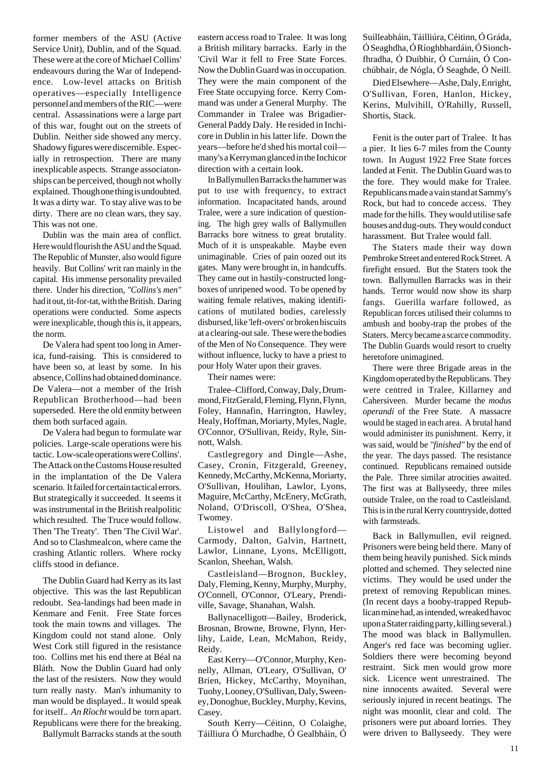former members of the ASU (Active Service Unit), Dublin, and of the Squad. These were at the core of Michael Collins' endeavours during the War of Independence. Low-level attacks on British operatives—especially Intelligence personnel and members of the RIC—were central. Assassinations were a large part of this war, fought out on the streets of Dublin. Neither side showed any mercy. Shadowy figures were discernible. Especially in retrospection. There are many inexplicable aspects. Strange associatonships can be perceived, though not wholly explained. Though one thing is undoubted. It was a dirty war. To stay alive was to be dirty. There are no clean wars, they say. This was not one.

Dublin was the main area of conflict. Here would flourish the ASU and the Squad. The Republic of Munster, also would figure heavily. But Collins' writ ran mainly in the capital. His immense personality prevailed there. Under his direction, *"Collins's men"* had it out, tit-for-tat, with the British. Daring operations were conducted. Some aspects were inexplicable, though this is, it appears, the norm.

De Valera had spent too long in America, fund-raising. This is considered to have been so, at least by some. In his absence, Collins had obtained dominance. De Valera—not a member of the Irish Republican Brotherhood—had been superseded. Here the old enmity between them both surfaced again.

De Valera had begun to formulate war policies. Large-scale operations were his tactic. Low-scale operations were Collins'. The Attack on the Customs House resulted in the implantation of the De Valera scenario. It failed for certain tactical errors. But strategically it succeeded. It seems it was instrumental in the British realpolitic which resulted. The Truce would follow. Then 'The Treaty'. Then 'The Civil War'. And so to Clashmealcon, where came the crashing Atlantic rollers. Where rocky cliffs stood in defiance.

The Dublin Guard had Kerry as its last objective. This was the last Republican redoubt. Sea-landings had been made in Kenmare and Fenit. Free State forces took the main towns and villages. The Kingdom could not stand alone. Only West Cork still figured in the resistance too. Collins met his end there at Béal na Bláth. Now the Dublin Guard had only the last of the resisters. Now they would turn really nasty. Man's inhumanity to man would be displayed.. It would speak for itself.. *An Rîocht* would be torn apart. Republicans were there for the breaking.

Ballymult Barracks stands at the south eastern access road to Tralee. It was long a British military barracks. Early in the 'Civil War it fell to Free State Forces. Now the Dublin Guard was in occupation. They were the main component of the Free State occupying force. Kerry Command was under a General Murphy. The Commander in Tralee was Brigadier-General Paddy Daly. He resided in Inchicore in Dublin in his latter life. Down the years—before he'd shed his mortal coil—many's a Kerryman glanced in the Inchicor direction with a certain look.

In Ballymullen Barracks the hammer was put to use with frequency, to extract information. Incapacitated hands, around Tralee, were a sure indication of questioning. The high grey walls of Ballymullen Barracks bore witness to great brutality. Much of it is unspeakable. Maybe even unimaginable. Cries of pain oozed out its gates. Many were brought in, in handcuffs. They came out in hastily-constructed long-boxes of unripened wood. To be opened by waiting female relatives, making identifications of mutilated bodies, carelessly disbursed, like 'left-overs' or broken biscuits at a clearing-out sale. These were the bodies of the Men of No Consequence. They were without influence, lucky to have a priest to pour Holy Water upon their graves.

Their names were:

Tralee–Clifford, Conway, Daly, Drummond, FitzGerald, Fleming, Flynn, Flynn, Foley, Hannafin, Harrington, Hawley, Healy, Hoffman, Moriarty, Myles, Nagle, O'Connor, O'Sullivan, Reidy, Ryle, Sinnott, Walsh.

Castlegregory and Dingle—Ashe, Casey, Cronin, Fitzgerald, Greeney, Kennedy, McCarthy, McKenna, Moriarty, O'Sullivan, Houlihan, Lawlor, Lyons, Maguire, McCarthy, McEnery, McGrath, Noland, O'Driscoll, O'Shea, O'Shea, Twomey.

Listowel and Ballylongford—Carmody, Dalton, Galvin, Hartnett, Lawlor, Linnane, Lyons, McElligott, Scanlon, Sheehan, Walsh.

Castleisland—Brognon, Buckley, Daly, Fleming, Kenny, Murphy, Murphy, O'Connell, O'Connor, O'Leary, Prendiville, Savage, Shanahan, Walsh.

Ballynacelligott—Bailey, Broderick, Brosnan, Browne, Browne, Flynn, Herlihy, Laide, Lean, McMahon, Reidy, Reidy.

East Kerry—O'Connor, Murphy, Kennelly, Allman, O'Leary, O'Sullivan, O' Brien, Hickey, McCarthy, Moynihan, Tuohy, Looney, O'Sullivan, Daly, Sweeney, Donoghue, Buckley, Murphy, Kevins, Casey.

South Kerry—Céitinn, O Colaighe, Táilliura Ó Murchadhe, Ó Gealbháin, Ó Suilleabháin, Táilliúra, Céitinn, Ó Gráda, Ó Seaghdha, Ó Ríoghbhardáin, Ó Sionchfhradha, Ó Duibhir, Ó Curnáin, Ó Conchúbhair, de Nógla, Ó Seaghde, Ó Neill.

Died Elsewhere—Ashe, Daly, Enright, O'Sullivan, Foren, Hanlon, Hickey, Kerins, Mulvihill, O'Rahilly, Russell, Shortis, Stack.

Fenit is the outer part of Tralee. It has a pier. It lies 6-7 miles from the County town. In August 1922 Free State forces landed at Fenit. The Dublin Guard was to the fore. They would make for Tralee. Republicans made a vain stand at Sammy's Rock, but had to concede access. They made for the hills. They would utilise safe houses and dug-outs. They would conduct harassment. But Tralee would fall.

The Staters made their way down Pembroke Street and entered Rock Street. A firefight ensued. But the Staters took the town. Ballymullen Barracks was in their hands. Terror would now show its sharp fangs. Guerilla warfare followed, as Republican forces utilised their columns to ambush and booby-trap the probes of the Staters. Mercy became a scarce commodity. The Dublin Guards would resort to cruelty heretofore unimagined.

There were three Brigade areas in the Kingdom operated by the Republicans. They were centred in Tralee, Killarney and Cahersiveen. Murder became the *modus operandi* of the Free State. A massacre would be staged in each area. A brutal hand would administer its punishment. Kerry, it was said, would be *"finished"* by the end of the year. The days passed. The resistance continued. Republicans remained outside the Pale. Three similar atrocities awaited. The first was at Ballyseedy, three miles outside Tralee, on the road to Castleisland. This is in the rural Kerry countryside, dotted with farmsteads.

Back in Ballymullen, evil reigned. Prisoners were being held there. Many of them being heavily punished. Sick minds plotted and schemed. They selected nine victims. They would be used under the pretext of removing Republican mines. (In recent days a booby-trapped Republican mine had, as intended, wreaked havoc upon a Stater raiding party, killing several.) The mood was black in Ballymullen. Anger's red face was becoming uglier. Soldiers there were becoming beyond restraint. Sick men would grow more sick. Licence went unrestrained. The nine innocents awaited. Several were seriously injured in recent beatings. The night was moonlit, clear and cold. The prisoners were put aboard lorries. They were driven to Ballyseedy. They were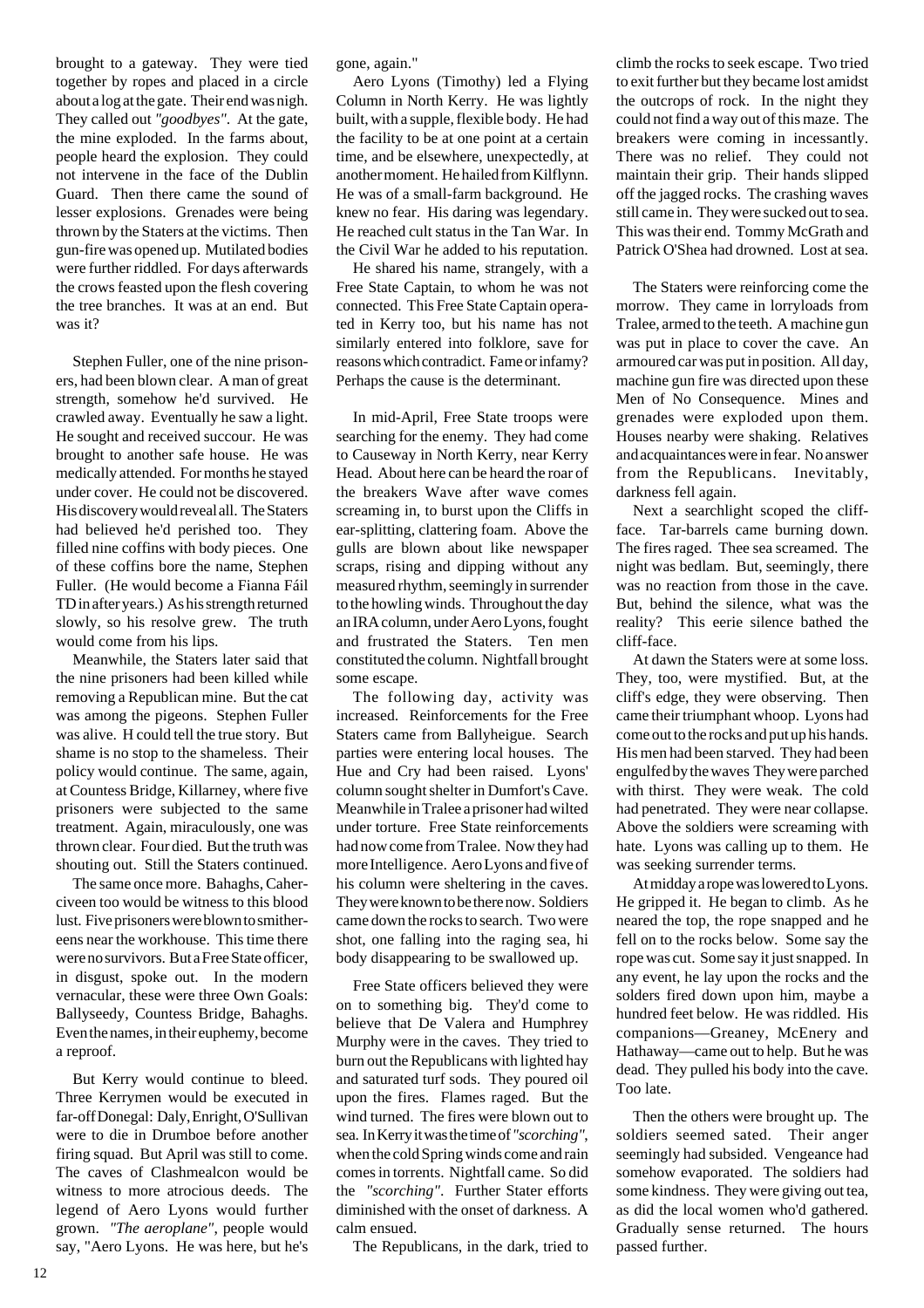brought to a gateway. They were tied together by ropes and placed in a circle about a log at the gate. Their end was nigh. They called out *"goodbyes"*. At the gate, the mine exploded. In the farms about, people heard the explosion. They could not intervene in the face of the Dublin Guard. Then there came the sound of lesser explosions. Grenades were being thrown by the Staters at the victims. Then gun-fire was opened up. Mutilated bodies were further riddled. For days afterwards the crows feasted upon the flesh covering the tree branches. It was at an end. But was it?

Stephen Fuller, one of the nine prisoners, had been blown clear. A man of great strength, somehow he'd survived. He crawled away. Eventually he saw a light. He sought and received succour. He was brought to another safe house. He was medically attended. For months he stayed under cover. He could not be discovered. His discovery would reveal all. The Staters had believed he'd perished too. They filled nine coffins with body pieces. One of these coffins bore the name, Stephen Fuller. (He would become a Fianna Fáil TD in after years.) As his strength returned slowly, so his resolve grew. The truth would come from his lips.

Meanwhile, the Staters later said that the nine prisoners had been killed while removing a Republican mine. But the cat was among the pigeons. Stephen Fuller was alive. H could tell the true story. But shame is no stop to the shameless. Their policy would continue. The same, again, at Countess Bridge, Killarney, where five prisoners were subjected to the same treatment. Again, miraculously, one was thrown clear. Four died. But the truth was shouting out. Still the Staters continued.

The same once more. Bahaghs, Cahersiveen too would be witness to this blood lust. Five prisoners were blown to smithereens near the workhouse. This time there were no survivors. But a Free State officer, in disgust, spoke out. In the modern vernacular, these were three Own Goals: Ballyseedy, Countess Bridge, Bahaghs. Even the names, in their euphemy, become a reproof.

But Kerry would continue to bleed. Three Kerrymen would be executed in far-off Donegal: Daly, Enright, O'Sullivan were to die in Drumboe before another firing squad. But April was still to come. The caves of Clashmealcon would be witness to more atrocious deeds. The legend of Aero Lyons would further grown. *"The aeroplane"*, people would say, "Aero Lyons. He was here, but he's gone, again."

Aero Lyons (Timothy) led a Flying Column in North Kerry. He was lightly built, with a supple, flexible body. He had the facility to be at one point at a certain time, and be elsewhere, unexpectedly, at another moment. He hailed from Kilflynn. He was of a small-farm background. He knew no fear. His daring was legendary. He reached cult status in the Tan War. In the Civil War he added to his reputation.

He shared his name, strangely, with a Free State Captain, to whom he was not connected. This Free State Captain operated in Kerry too, but his name has not similarly entered into folklore, save for reasons which contradict. Fame or infamy? Perhaps the cause is the determinant.

In mid-April, Free State troops were searching for the enemy. They had come to Causeway in North Kerry, near Kerry Head. About here can be heard the roar of the breakers Wave after wave comes screaming in, to burst upon the Cliffs in ear-splitting, clattering foam. Above the gulls are blown about like newspaper scraps, rising and dipping without any measured rhythm, seemingly in surrender to the howling winds. Throughout the day an IRA column, under Aero Lyons, fought and frustrated the Staters. Ten men constituted the column. Nightfall brought some escape.

The following day, activity was increased. Reinforcements for the Free Staters came from Ballyheigue. Search parties were entering local houses. The Hue and Cry had been raised. Lyons' column sought shelter in Dumfort's Cave. Meanwhile in Tralee a prisoner had wilted under torture. Free State reinforcements had now come from Tralee. Now they had more Intelligence. Aero Lyons and five of his column were sheltering in the caves. They were known to be there now. Soldiers came down the rocks to search. Two were shot, one falling into the raging sea, hi body disappearing to be swallowed up.

Free State officers believed they were on to something big. They'd come to believe that De Valera and Humphrey Murphy were in the caves. They tried to burn out the Republicans with lighted hay and saturated turf sods. They poured oil upon the fires. Flames raged. But the wind turned. The fires were blown out to sea. In Kerry it was the time of *"scorching"*, when the cold Spring winds come and rain comes in torrents. Nightfall came. So did the *"scorching"*. Further Stater efforts diminished with the onset of darkness. A calm ensued.

The Republicans, in the dark, tried to climb the rocks to seek escape. Two tried to exit further but they became lost amidst the outcrops of rock. In the night they could not find a way out of this maze. The breakers were coming in incessantly. There was no relief. They could not maintain their grip. Their hands slipped off the jagged rocks. The crashing waves still came in. They were sucked out to sea. This was their end. Tommy McGrath and Patrick O'Shea had drowned. Lost at sea.

The Staters were reinforcing come the morrow. They came in lorryloads from Tralee, armed to the teeth. A machine gun was put in place to cover the cave. An armoured car was put in position. All day, machine gun fire was directed upon these Men of No Consequence. Mines and grenades were exploded upon them. Houses nearby were shaking. Relatives and acquaintances were in fear. No answer from the Republicans. Inevitably, darkness fell again.

Next a searchlight scoped the cliff-face. Tar-barrels came burning down. The fires raged. Thee sea screamed. The night was bedlam. But, seemingly, there was no reaction from those in the cave. But, behind the silence, what was the reality? This eerie silence bathed the cliff-face.

At dawn the Staters were at some loss. They, too, were mystified. But, at the cliff's edge, they were observing. Then came their triumphant whoop. Lyons had come out to the rocks and put up his hands. His men had been starved. They had been engulfed by the waves They were parched with thirst. They were weak. The cold had penetrated. They were near collapse. Above the soldiers were screaming with hate. Lyons was calling up to them. He was seeking surrender terms.

At midday a rope was lowered to Lyons. He gripped it. He began to climb. As he neared the top, the rope snapped and he fell on to the rocks below. Some say the rope was cut. Some say it just snapped. In any event, he lay upon the rocks and the solders fired down upon him, maybe a hundred feet below. He was riddled. His companions—Greaney, McEnery and Hathaway—came out to help. But he was dead. They pulled his body into the cave. Too late.

Then the others were brought up. The soldiers seemed sated. Their anger seemingly had subsided. Vengeance had somehow evaporated. The soldiers had some kindness. They were giving out tea, as did the local women who'd gathered. Gradually sense returned. The hours passed further.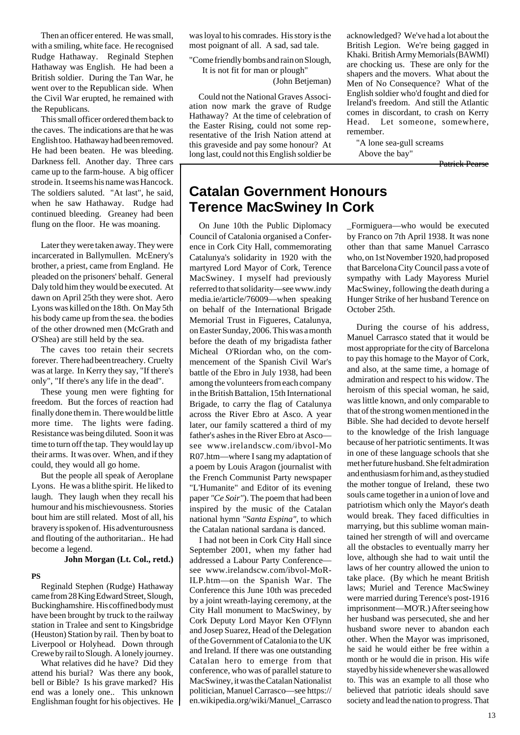Then an officer entered. He was small, with a smiling, white face. He recognised Rudge Hathaway. Reginald Stephen Hathaway was English. He had been a British soldier. During the Tan War, he went over to the Republican side. When the Civil War erupted, he remained with the Republicans.

This small officer ordered them back to the caves. The indications are that he was English too. Hathaway had been removed. He had been beaten. He was bleeding. Darkness fell. Another day. Three cars came up to the farm-house. A big officer strode in. It seems his name was Hancock. The soldiers saluted. "At last", he said, when he saw Hathaway. Rudge had continued bleeding. Greaney had been flung on the floor. He was moaning.

Later they were taken away. They were incarcerated in Ballymullen. McEnery's brother, a priest, came from England. He pleaded on the prisoners' behalf. General Daly told him they would be executed. At dawn on April 25th they were shot. Aero Lyons was killed on the 18th. On May 5th his body came up from the sea. the bodies of the other drowned men (McGrath and O'Shea) are still held by the sea.

The caves too retain their secrets forever. There had been treachery. Cruelty was at large. In Kerry they say, "If there's only", "If there's any life in the dead".

These young men were fighting for freedom. But the forces of reaction had finally done them in. There would be little more time. The lights were fading. Resistance was being diluted. Soon it was time to turn off the tap. They would lay up their arms. It was over. When, and if they could, they would all go home.

But the people all speak of Aeroplane Lyons. He was a blithe spirit. He liked to laugh. They laugh when they recall his humour and his mischievousness. Stories bout him are still related. Most of all, his bravery is spoken of. His adventurousness and flouting of the authoritarian.. He had become a legend.

**John Morgan (Lt. Col., retd.)**

**PS**

Reginald Stephen (Rudge) Hathaway came from 28 King Edward Street, Slough, Buckinghamshire. His coffined body must have been brought by truck to the railway station in Tralee and sent to Kingsbridge (Heuston) Station by rail. Then by boat to Liverpool or Holyhead. Down through Crewe by rail to Slough. A lonely journey.

What relatives did he have? Did they attend his burial? Was there any book, bell or Bible? Is his grave marked? His end was a lonely one.. This unknown Englishman fought for his objectives. He was loyal to his comrades. His story is the most poignant of all. A sad, sad tale.

"Come friendly bombs and rain on Slough,
It is not fit for man or plough"
(John Betjeman)

Could not the National Graves Association now mark the grave of Rudge Hathaway? At the time of celebration of the Easter Rising, could not some representative of the Irish Nation attend at this graveside and pay some honour? At long last, could not this English soldier be acknowledged? We've had a lot about the British Legion. We're being gagged in Khaki. British Army Memorials (BAWMI) are chocking us. These are only for the shapers and the movers. What about the Men of No Consequence? What of the English soldier who'd fought and died for Ireland's freedom. And still the Atlantic comes in discordant, to crash on Kerry Head. Let someone, somewhere, remember.

"A lone sea-gull screams
Above the bay"

Patrick Pearse

## Catalan Government Honours Terence MacSwiney In Cork

On June 10th the Public Diplomacy Council of Catalonia organised a Conference in Cork City Hall, commemorating Catalunya's solidarity in 1920 with the martyred Lord Mayor of Cork, Terence MacSwiney. I myself had previously referred to that solidarity—see www.indymedia.ie/article/76009—when speaking on behalf of the International Brigade Memorial Trust in Figueres, Catalunya, on Easter Sunday, 2006. This was a month before the death of my brigadista father Micheal O'Riordan who, on the commencement of the Spanish Civil War's battle of the Ebro in July 1938, had been among the volunteers from each company in the British Battalion, 15th International Brigade, to carry the flag of Catalunya across the River Ebro at Asco. A year later, our family scattered a third of my father's ashes in the River Ebro at Asco—see www.irelandscw.com/ibvol-MoR07.htm—where I sang my adaptation of a poem by Louis Aragon (journalist with the French Communist Party newspaper "L'Humanite" and Editor of its evening paper *"Ce Soir"*). The poem that had been inspired by the music of the Catalan national hymn *"Santa Espina"*, to which the Catalan national sardana is danced.

I had not been in Cork City Hall since September 2001, when my father had addressed a Labour Party Conference—see www.irelandscw.com/ibvol-MoR-ILP.htm—on the Spanish War. The Conference this June 10th was preceded by a joint wreath-laying ceremony, at the City Hall monument to MacSwiney, by Cork Deputy Lord Mayor Ken O'Flynn and Josep Suarez, Head of the Delegation of the Government of Catalonia to the UK and Ireland. If there was one outstanding Catalan hero to emerge from that conference, who was of parallel stature to MacSwiney, it was the Catalan Nationalist politician, Manuel Carrasco—see https://en.wikipedia.org/wiki/Manuel_Carrasco_Formiguera—who would be executed by Franco on 7th April 1938. It was none other than that same Manuel Carrasco who, on 1st November 1920, had proposed that Barcelona City Council pass a vote of sympathy with Lady Mayoress Muriel MacSwiney, following the death during a Hunger Strike of her husband Terence on October 25th.

During the course of his address, Manuel Carrasco stated that it would be most appropriate for the city of Barcelona to pay this homage to the Mayor of Cork, and also, at the same time, a homage of admiration and respect to his widow. The heroism of this special woman, he said, was little known, and only comparable to that of the strong women mentioned in the Bible. She had decided to devote herself to the knowledge of the Irish language because of her patriotic sentiments. It was in one of these language schools that she met her future husband. She felt admiration and enthusiasm for him and, as they studied the mother tongue of Ireland, these two souls came together in a union of love and patriotism which only the Mayor's death would break. They faced difficulties in marrying, but this sublime woman maintained her strength of will and overcame all the obstacles to eventually marry her love, although she had to wait until the laws of her country allowed the union to take place. (By which he meant British laws; Muriel and Terence MacSwiney were married during Terence's post-1916 imprisonment—MO'R.) After seeing how her husband was persecuted, she and her husband swore never to abandon each other. When the Mayor was imprisoned, he said he would either be free within a month or he would die in prison. His wife stayed by his side whenever she was allowed to. This was an example to all those who believed that patriotic ideals should save society and lead the nation to progress. That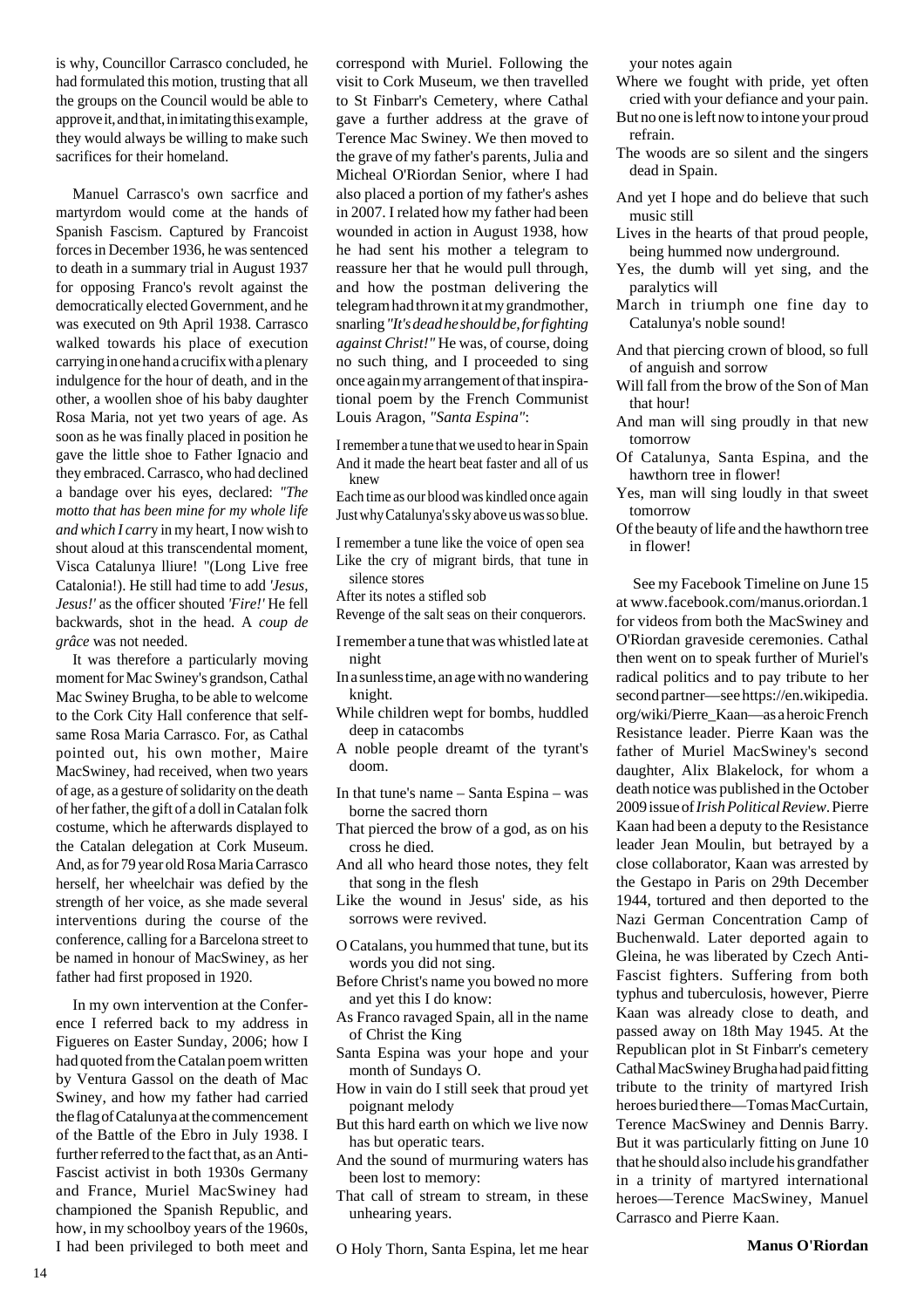is why, Councillor Carrasco concluded, he had formulated this motion, trusting that all the groups on the Council would be able to approve it, and that, in imitating this example, they would always be willing to make such sacrifices for their homeland.

Manuel Carrasco's own sacrfice and martyrdom would come at the hands of Spanish Fascism. Captured by Francoist forces in December 1936, he was sentenced to death in a summary trial in August 1937 for opposing Franco's revolt against the democratically elected Government, and he was executed on 9th April 1938. Carrasco walked towards his place of execution carrying in one hand a crucifix with a plenary indulgence for the hour of death, and in the other, a woollen shoe of his baby daughter Rosa Maria, not yet two years of age. As soon as he was finally placed in position he gave the little shoe to Father Ignacio and they embraced. Carrasco, who had declined a bandage over his eyes, declared: *"The motto that has been mine for my whole life and which I carr*y in my heart, I now wish to shout aloud at this transcendental moment, Visca Catalunya lliure! "(Long Live free Catalonia!). He still had time to add *'Jesus, Jesus!'* as the officer shouted *'Fire!'* He fell backwards, shot in the head. A *coup de grâce* was not needed.

It was therefore a particularly moving moment for Mac Swiney's grandson, Cathal Mac Swiney Brugha, to be able to welcome to the Cork City Hall conference that self-same Rosa Maria Carrasco. For, as Cathal pointed out, his own mother, Maire MacSwiney, had received, when two years of age, as a gesture of solidarity on the death of her father, the gift of a doll in Catalan folk costume, which he afterwards displayed to the Catalan delegation at Cork Museum. And, as for 79 year old Rosa Maria Carrasco herself, her wheelchair was defied by the strength of her voice, as she made several interventions during the course of the conference, calling for a Barcelona street to be named in honour of MacSwiney, as her father had first proposed in 1920.

In my own intervention at the Conference I referred back to my address in Figueres on Easter Sunday, 2006; how I had quoted from the Catalan poem written by Ventura Gassol on the death of Mac Swiney, and how my father had carried the flag of Catalunya at the commencement of the Battle of the Ebro in July 1938. I further referred to the fact that, as an Anti-Fascist activist in both 1930s Germany and France, Muriel MacSwiney had championed the Spanish Republic, and how, in my schoolboy years of the 1960s, I had been privileged to both meet and correspond with Muriel. Following the visit to Cork Museum, we then travelled to St Finbarr's Cemetery, where Cathal gave a further address at the grave of Terence Mac Swiney. We then moved to the grave of my father's parents, Julia and Micheal O'Riordan Senior, where I had also placed a portion of my father's ashes in 2007. I related how my father had been wounded in action in August 1938, how he had sent his mother a telegram to reassure her that he would pull through, and how the postman delivering the telegram had thrown it at my grandmother, snarling *"It's dead he should be, for fighting against Christ!"* He was, of course, doing no such thing, and I proceeded to sing once again my arrangement of that inspirational poem by the French Communist Louis Aragon, *"Santa Espina"*:

I remember a tune that we used to hear in Spain  
And it made the heart beat faster and all of us knew  
Each time as our blood was kindled once again  
Just why Catalunya's sky above us was so blue.

I remember a tune like the voice of open sea  
Like the cry of migrant birds, that tune in silence stores  
After its notes a stifled sob  
Revenge of the salt seas on their conquerors.

I remember a tune that was whistled late at night  
In a sunless time, an age with no wandering knight.  
While children wept for bombs, huddled deep in catacombs  
A noble people dreamt of the tyrant's doom.

In that tune's name – Santa Espina – was borne the sacred thorn  
That pierced the brow of a god, as on his cross he died.  
And all who heard those notes, they felt that song in the flesh  
Like the wound in Jesus' side, as his sorrows were revived.

O Catalans, you hummed that tune, but its words you did not sing.  
Before Christ's name you bowed no more and yet this I do know:  
As Franco ravaged Spain, all in the name of Christ the King  
Santa Espina was your hope and your month of Sundays O.

How in vain do I still seek that proud yet poignant melody  
But this hard earth on which we live now has but operatic tears.  
And the sound of murmuring waters has been lost to memory:  
That call of stream to stream, in these unhearing years.

O Holy Thorn, Santa Espina, let me hear your notes again  
Where we fought with pride, yet often cried with your defiance and your pain.  
But no one is left now to intone your proud refrain.  
The woods are so silent and the singers dead in Spain.

And yet I hope and do believe that such music still  
Lives in the hearts of that proud people, being hummed now underground.  
Yes, the dumb will yet sing, and the paralytics will  
March in triumph one fine day to Catalunya's noble sound!

And that piercing crown of blood, so full of anguish and sorrow  
Will fall from the brow of the Son of Man that hour!  
And man will sing proudly in that new tomorrow  
Of Catalunya, Santa Espina, and the hawthorn tree in flower!  
Yes, man will sing loudly in that sweet tomorrow  
Of the beauty of life and the hawthorn tree in flower!

See my Facebook Timeline on June 15 at www.facebook.com/manus.oriordan.1 for videos from both the MacSwiney and O'Riordan graveside ceremonies. Cathal then went on to speak further of Muriel's radical politics and to pay tribute to her second partner—see https://en.wikipedia.org/wiki/Pierre_Kaan—as a heroic French Resistance leader. Pierre Kaan was the father of Muriel MacSwiney's second daughter, Alix Blakelock, for whom a death notice was published in the October 2009 issue of *Irish Political Review*. Pierre Kaan had been a deputy to the Resistance leader Jean Moulin, but betrayed by a close collaborator, Kaan was arrested by the Gestapo in Paris on 29th December 1944, tortured and then deported to the Nazi German Concentration Camp of Buchenwald. Later deported again to Gleina, he was liberated by Czech Anti-Fascist fighters. Suffering from both typhus and tuberculosis, however, Pierre Kaan was already close to death, and passed away on 18th May 1945. At the Republican plot in St Finbarr's cemetery Cathal MacSwiney Brugha had paid fitting tribute to the trinity of martyred Irish heroes buried there—Tomas MacCurtain, Terence MacSwiney and Dennis Barry. But it was particularly fitting on June 10 that he should also include his grandfather in a trinity of martyred international heroes—Terence MacSwiney, Manuel Carrasco and Pierre Kaan.

**Manus O'Riordan**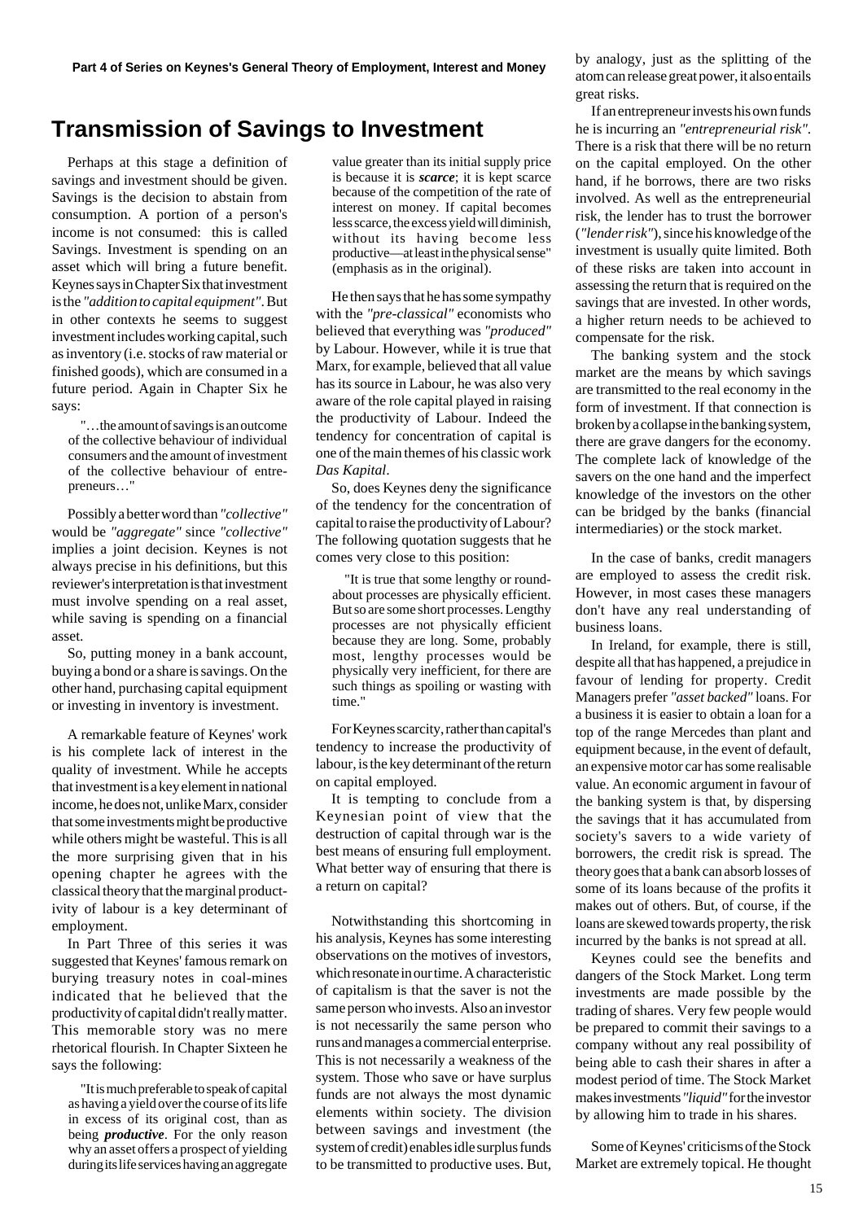**Part 4 of Series on Keynes's General Theory of Employment, Interest and Money**

# Transmission of Savings to Investment

Perhaps at this stage a definition of savings and investment should be given. Savings is the decision to abstain from consumption. A portion of a person's income is not consumed: this is called Savings. Investment is spending on an asset which will bring a future benefit. Keynes says in Chapter Six that investment is the *"addition to capital equipment"*. But in other contexts he seems to suggest investment includes working capital, such as inventory (i.e. stocks of raw material or finished goods), which are consumed in a future period. Again in Chapter Six he says:

> "…the amount of savings is an outcome of the collective behaviour of individual consumers and the amount of investment of the collective behaviour of entrepreneurs…"

Possibly a better word than *"collective"* would be *"aggregate"* since *"collective"* implies a joint decision. Keynes is not always precise in his definitions, but this reviewer's interpretation is that investment must involve spending on a real asset, while saving is spending on a financial asset.

So, putting money in a bank account, buying a bond or a share is savings. On the other hand, purchasing capital equipment or investing in inventory is investment.

A remarkable feature of Keynes' work is his complete lack of interest in the quality of investment. While he accepts that investment is a key element in national income, he does not, unlike Marx, consider that some investments might be productive while others might be wasteful. This is all the more surprising given that in his opening chapter he agrees with the classical theory that the marginal productivity of labour is a key determinant of employment.

In Part Three of this series it was suggested that Keynes' famous remark on burying treasury notes in coal-mines indicated that he believed that the productivity of capital didn't really matter. This memorable story was no mere rhetorical flourish. In Chapter Sixteen he says the following:

> "It is much preferable to speak of capital as having a yield over the course of its life in excess of its original cost, than as being ***productive***. For the only reason why an asset offers a prospect of yielding during its life services having an aggregate value greater than its initial supply price is because it is ***scarce***; it is kept scarce because of the competition of the rate of interest on money. If capital becomes less scarce, the excess yield will diminish, without its having become less productive—at least in the physical sense" (emphasis as in the original).

He then says that he has some sympathy with the *"pre-classical"* economists who believed that everything was *"produced"* by Labour. However, while it is true that Marx, for example, believed that all value has its source in Labour, he was also very aware of the role capital played in raising the productivity of Labour. Indeed the tendency for concentration of capital is one of the main themes of his classic work *Das Kapital*.

So, does Keynes deny the significance of the tendency for the concentration of capital to raise the productivity of Labour? The following quotation suggests that he comes very close to this position:

> "It is true that some lengthy or roundabout processes are physically efficient. But so are some short processes. Lengthy processes are not physically efficient because they are long. Some, probably most, lengthy processes would be physically very inefficient, for there are such things as spoiling or wasting with time."

For Keynes scarcity, rather than capital's tendency to increase the productivity of labour, is the key determinant of the return on capital employed.

It is tempting to conclude from a Keynesian point of view that the destruction of capital through war is the best means of ensuring full employment. What better way of ensuring that there is a return on capital?

Notwithstanding this shortcoming in his analysis, Keynes has some interesting observations on the motives of investors, which resonate in our time. A characteristic of capitalism is that the saver is not the same person who invests. Also an investor is not necessarily the same person who runs and manages a commercial enterprise. This is not necessarily a weakness of the system. Those who save or have surplus funds are not always the most dynamic elements within society. The division between savings and investment (the system of credit) enables idle surplus funds to be transmitted to productive uses. But, by analogy, just as the splitting of the atom can release great power, it also entails great risks.

If an entrepreneur invests his own funds he is incurring an *"entrepreneurial risk"*. There is a risk that there will be no return on the capital employed. On the other hand, if he borrows, there are two risks involved. As well as the entrepreneurial risk, the lender has to trust the borrower (*"lender risk"*), since his knowledge of the investment is usually quite limited. Both of these risks are taken into account in assessing the return that is required on the savings that are invested. In other words, a higher return needs to be achieved to compensate for the risk.

The banking system and the stock market are the means by which savings are transmitted to the real economy in the form of investment. If that connection is broken by a collapse in the banking system, there are grave dangers for the economy. The complete lack of knowledge of the savers on the one hand and the imperfect knowledge of the investors on the other can be bridged by the banks (financial intermediaries) or the stock market.

In the case of banks, credit managers are employed to assess the credit risk. However, in most cases these managers don't have any real understanding of business loans.

In Ireland, for example, there is still, despite all that has happened, a prejudice in favour of lending for property. Credit Managers prefer *"asset backed"* loans. For a business it is easier to obtain a loan for a top of the range Mercedes than plant and equipment because, in the event of default, an expensive motor car has some realisable value. An economic argument in favour of the banking system is that, by dispersing the savings that it has accumulated from society's savers to a wide variety of borrowers, the credit risk is spread. The theory goes that a bank can absorb losses of some of its loans because of the profits it makes out of others. But, of course, if the loans are skewed towards property, the risk incurred by the banks is not spread at all.

Keynes could see the benefits and dangers of the Stock Market. Long term investments are made possible by the trading of shares. Very few people would be prepared to commit their savings to a company without any real possibility of being able to cash their shares in after a modest period of time. The Stock Market makes investments *"liquid"* for the investor by allowing him to trade in his shares.

Some of Keynes' criticisms of the Stock Market are extremely topical. He thought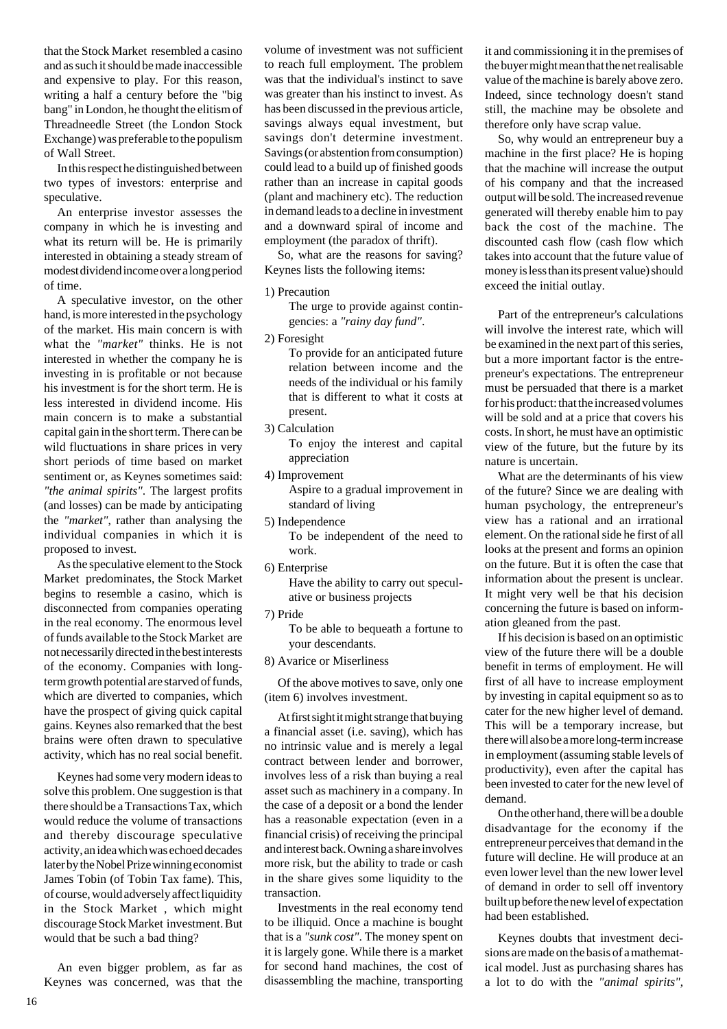that the Stock Market resembled a casino and as such it should be made inaccessible and expensive to play. For this reason, writing a half a century before the "big bang" in London, he thought the elitism of Threadneedle Street (the London Stock Exchange) was preferable to the populism of Wall Street.

In this respect he distinguished between two types of investors: enterprise and speculative.

An enterprise investor assesses the company in which he is investing and what its return will be. He is primarily interested in obtaining a steady stream of modest dividend income over a long period of time.

A speculative investor, on the other hand, is more interested in the psychology of the market. His main concern is with what the *"market"* thinks. He is not interested in whether the company he is investing in is profitable or not because his investment is for the short term. He is less interested in dividend income. His main concern is to make a substantial capital gain in the short term. There can be wild fluctuations in share prices in very short periods of time based on market sentiment or, as Keynes sometimes said: *"the animal spirits"*. The largest profits (and losses) can be made by anticipating the *"market"*, rather than analysing the individual companies in which it is proposed to invest.

As the speculative element to the Stock Market predominates, the Stock Market begins to resemble a casino, which is disconnected from companies operating in the real economy. The enormous level of funds available to the Stock Market are not necessarily directed in the best interests of the economy. Companies with long-term growth potential are starved of funds, which are diverted to companies, which have the prospect of giving quick capital gains. Keynes also remarked that the best brains were often drawn to speculative activity, which has no real social benefit.

Keynes had some very modern ideas to solve this problem. One suggestion is that there should be a Transactions Tax, which would reduce the volume of transactions and thereby discourage speculative activity, an idea which was echoed decades later by the Nobel Prize winning economist James Tobin (of Tobin Tax fame). This, of course, would adversely affect liquidity in the Stock Market , which might discourage Stock Market investment. But would that be such a bad thing?

An even bigger problem, as far as Keynes was concerned, was that the volume of investment was not sufficient to reach full employment. The problem was that the individual's instinct to save was greater than his instinct to invest. As has been discussed in the previous article, savings always equal investment, but savings don't determine investment. Savings (or abstention from consumption) could lead to a build up of finished goods rather than an increase in capital goods (plant and machinery etc). The reduction in demand leads to a decline in investment and a downward spiral of income and employment (the paradox of thrift).

So, what are the reasons for saving? Keynes lists the following items:

1) Precaution
   The urge to provide against contingencies: a *"rainy day fund"*.
2) Foresight
   To provide for an anticipated future relation between income and the needs of the individual or his family that is different to what it costs at present.
3) Calculation
   To enjoy the interest and capital appreciation
4) Improvement
   Aspire to a gradual improvement in standard of living
5) Independence
   To be independent of the need to work.
6) Enterprise
   Have the ability to carry out speculative or business projects
7) Pride
   To be able to bequeath a fortune to your descendants.
8) Avarice or Miserliness

Of the above motives to save, only one (item 6) involves investment.

At first sight it might strange that buying a financial asset (i.e. saving), which has no intrinsic value and is merely a legal contract between lender and borrower, involves less of a risk than buying a real asset such as machinery in a company. In the case of a deposit or a bond the lender has a reasonable expectation (even in a financial crisis) of receiving the principal and interest back. Owning a share involves more risk, but the ability to trade or cash in the share gives some liquidity to the transaction.

Investments in the real economy tend to be illiquid. Once a machine is bought that is a *"sunk cost"*. The money spent on it is largely gone. While there is a market for second hand machines, the cost of disassembling the machine, transporting it and commissioning it in the premises of the buyer might mean that the net realisable value of the machine is barely above zero. Indeed, since technology doesn't stand still, the machine may be obsolete and therefore only have scrap value.

So, why would an entrepreneur buy a machine in the first place? He is hoping that the machine will increase the output of his company and that the increased output will be sold. The increased revenue generated will thereby enable him to pay back the cost of the machine. The discounted cash flow (cash flow which takes into account that the future value of money is less than its present value) should exceed the initial outlay.

Part of the entrepreneur's calculations will involve the interest rate, which will be examined in the next part of this series, but a more important factor is the entrepreneur's expectations. The entrepreneur must be persuaded that there is a market for his product: that the increased volumes will be sold and at a price that covers his costs. In short, he must have an optimistic view of the future, but the future by its nature is uncertain.

What are the determinants of his view of the future? Since we are dealing with human psychology, the entrepreneur's view has a rational and an irrational element. On the rational side he first of all looks at the present and forms an opinion on the future. But it is often the case that information about the present is unclear. It might very well be that his decision concerning the future is based on information gleaned from the past.

If his decision is based on an optimistic view of the future there will be a double benefit in terms of employment. He will first of all have to increase employment by investing in capital equipment so as to cater for the new higher level of demand. This will be a temporary increase, but there will also be a more long-term increase in employment (assuming stable levels of productivity), even after the capital has been invested to cater for the new level of demand.

On the other hand, there will be a double disadvantage for the economy if the entrepreneur perceives that demand in the future will decline. He will produce at an even lower level than the new lower level of demand in order to sell off inventory built up before the new level of expectation had been established.

Keynes doubts that investment decisions are made on the basis of a mathematical model. Just as purchasing shares has a lot to do with the *"animal spirits"*,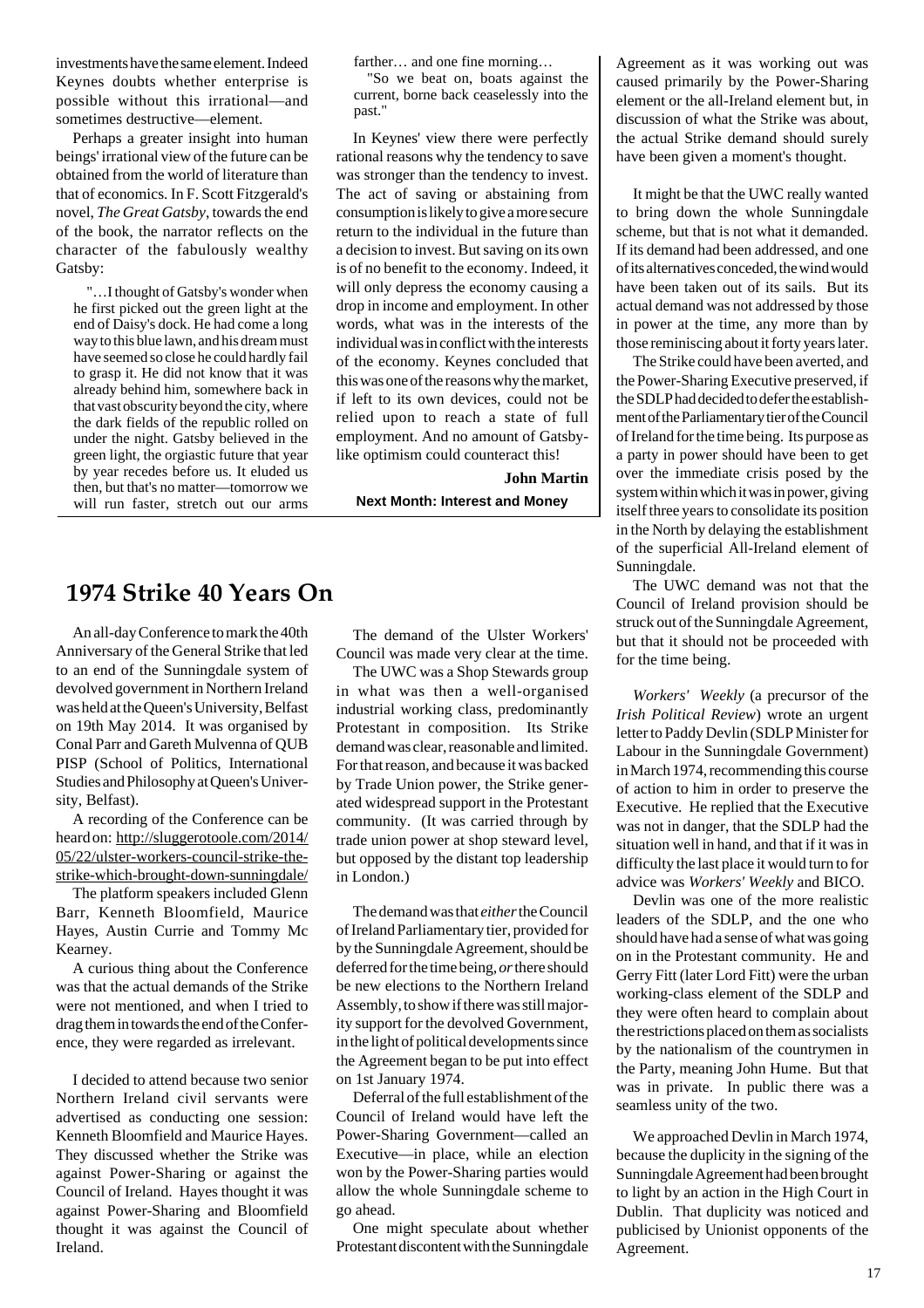investments have the same element. Indeed Keynes doubts whether enterprise is possible without this irrational—and sometimes destructive—element.

Perhaps a greater insight into human beings' irrational view of the future can be obtained from the world of literature than that of economics. In F. Scott Fitzgerald's novel, *The Great Gatsby*, towards the end of the book, the narrator reflects on the character of the fabulously wealthy Gatsby:

> "…I thought of Gatsby's wonder when he first picked out the green light at the end of Daisy's dock. He had come a long way to this blue lawn, and his dream must have seemed so close he could hardly fail to grasp it. He did not know that it was already behind him, somewhere back in that vast obscurity beyond the city, where the dark fields of the republic rolled on under the night. Gatsby believed in the green light, the orgiastic future that year by year recedes before us. It eluded us then, but that's no matter—tomorrow we will run faster, stretch out our arms farther… and one fine morning…
>
> "So we beat on, boats against the current, borne back ceaselessly into the past."

In Keynes' view there were perfectly rational reasons why the tendency to save was stronger than the tendency to invest. The act of saving or abstaining from consumption is likely to give a more secure return to the individual in the future than a decision to invest. But saving on its own is of no benefit to the economy. Indeed, it will only depress the economy causing a drop in income and employment. In other words, what was in the interests of the individual was in conflict with the interests of the economy. Keynes concluded that this was one of the reasons why the market, if left to its own devices, could not be relied upon to reach a state of full employment. And no amount of Gatsby-like optimism could counteract this!

**John Martin**

**Next Month: Interest and Money**

## 1974 Strike 40 Years On

An all-day Conference to mark the 40th Anniversary of the General Strike that led to an end of the Sunningdale system of devolved government in Northern Ireland was held at the Queen's University, Belfast on 19th May 2014. It was organised by Conal Parr and Gareth Mulvenna of QUB PISP (School of Politics, International Studies and Philosophy at Queen's University, Belfast).

A recording of the Conference can be heard on: http://sluggerotoole.com/2014/05/22/ulster-workers-council-strike-the-strike-which-brought-down-sunningdale/

The platform speakers included Glenn Barr, Kenneth Bloomfield, Maurice Hayes, Austin Currie and Tommy Mc Kearney.

A curious thing about the Conference was that the actual demands of the Strike were not mentioned, and when I tried to drag them in towards the end of the Conference, they were regarded as irrelevant.

I decided to attend because two senior Northern Ireland civil servants were advertised as conducting one session: Kenneth Bloomfield and Maurice Hayes. They discussed whether the Strike was against Power-Sharing or against the Council of Ireland. Hayes thought it was against Power-Sharing and Bloomfield thought it was against the Council of Ireland.

The demand of the Ulster Workers' Council was made very clear at the time.

The UWC was a Shop Stewards group in what was then a well-organised industrial working class, predominantly Protestant in composition. Its Strike demand was clear, reasonable and limited. For that reason, and because it was backed by Trade Union power, the Strike generated widespread support in the Protestant community. (It was carried through by trade union power at shop steward level, but opposed by the distant top leadership in London.)

The demand was that *either* the Council of Ireland Parliamentary tier, provided for by the Sunningdale Agreement, should be deferred for the time being, *or* there should be new elections to the Northern Ireland Assembly, to show if there was still majority support for the devolved Government, in the light of political developments since the Agreement began to be put into effect on 1st January 1974.

Deferral of the full establishment of the Council of Ireland would have left the Power-Sharing Government—called an Executive—in place, while an election won by the Power-Sharing parties would allow the whole Sunningdale scheme to go ahead.

One might speculate about whether Protestant discontent with the Sunningdale Agreement as it was working out was caused primarily by the Power-Sharing element or the all-Ireland element but, in discussion of what the Strike was about, the actual Strike demand should surely have been given a moment's thought.

It might be that the UWC really wanted to bring down the whole Sunningdale scheme, but that is not what it demanded. If its demand had been addressed, and one of its alternatives conceded, the wind would have been taken out of its sails. But its actual demand was not addressed by those in power at the time, any more than by those reminiscing about it forty years later.

The Strike could have been averted, and the Power-Sharing Executive preserved, if the SDLP had decided to defer the establishment of the Parliamentary tier of the Council of Ireland for the time being. Its purpose as a party in power should have been to get over the immediate crisis posed by the system within which it was in power, giving itself three years to consolidate its position in the North by delaying the establishment of the superficial All-Ireland element of Sunningdale.

The UWC demand was not that the Council of Ireland provision should be struck out of the Sunningdale Agreement, but that it should not be proceeded with for the time being.

*Workers' Weekly* (a precursor of the *Irish Political Review*) wrote an urgent letter to Paddy Devlin (SDLP Minister for Labour in the Sunningdale Government) in March 1974, recommending this course of action to him in order to preserve the Executive. He replied that the Executive was not in danger, that the SDLP had the situation well in hand, and that if it was in difficulty the last place it would turn to for advice was *Workers' Weekly* and BICO.

Devlin was one of the more realistic leaders of the SDLP, and the one who should have had a sense of what was going on in the Protestant community. He and Gerry Fitt (later Lord Fitt) were the urban working-class element of the SDLP and they were often heard to complain about the restrictions placed on them as socialists by the nationalism of the countrymen in the Party, meaning John Hume. But that was in private. In public there was a seamless unity of the two.

We approached Devlin in March 1974, because the duplicity in the signing of the Sunningdale Agreement had been brought to light by an action in the High Court in Dublin. That duplicity was noticed and publicised by Unionist opponents of the Agreement.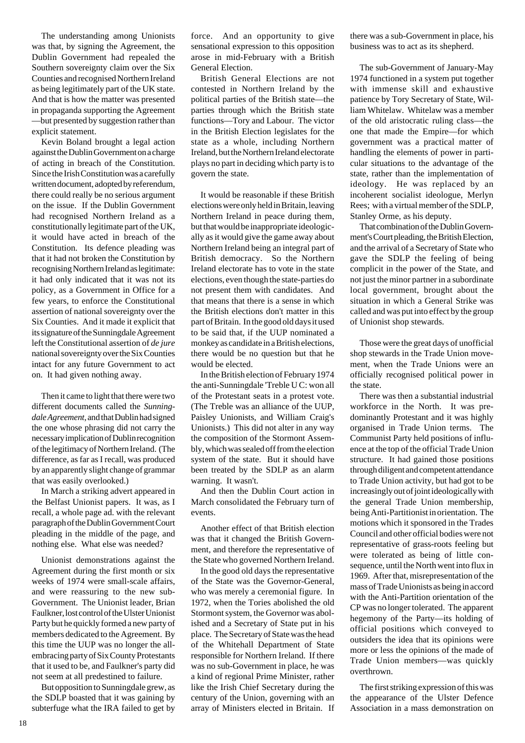The understanding among Unionists was that, by signing the Agreement, the Dublin Government had repealed the Southern sovereignty claim over the Six Counties and recognised Northern Ireland as being legitimately part of the UK state. And that is how the matter was presented in propaganda supporting the Agreement —but presented by suggestion rather than explicit statement.

Kevin Boland brought a legal action against the Dublin Government on a charge of acting in breach of the Constitution. Since the Irish Constitution was a carefully written document, adopted by referendum, there could really be no serious argument on the issue. If the Dublin Government had recognised Northern Ireland as a constitutionally legitimate part of the UK, it would have acted in breach of the Constitution. Its defence pleading was that it had not broken the Constitution by recognising Northern Ireland as legitimate: it had only indicated that it was not its policy, as a Government in Office for a few years, to enforce the Constitutional assertion of national sovereignty over the Six Counties. And it made it explicit that its signature of the Sunningdale Agreement left the Constitutional assertion of *de jure* national sovereignty over the Six Counties intact for any future Government to act on. It had given nothing away.

Then it came to light that there were two different documents called the *Sunningdale Agreement*, and that Dublin had signed the one whose phrasing did not carry the necessary implication of Dublin recognition of the legitimacy of Northern Ireland. (The difference, as far as I recall, was produced by an apparently slight change of grammar that was easily overlooked.)

In March a striking advert appeared in the Belfast Unionist papers. It was, as I recall, a whole page ad. with the relevant paragraph of the Dublin Government Court pleading in the middle of the page, and nothing else. What else was needed?

Unionist demonstrations against the Agreement during the first month or six weeks of 1974 were small-scale affairs, and were reassuring to the new sub-Government. The Unionist leader, Brian Faulkner, lost control of the Ulster Unionist Party but he quickly formed a new party of members dedicated to the Agreement. By this time the UUP was no longer the all-embracing party of Six County Protestants that it used to be, and Faulkner's party did not seem at all predestined to failure.

But opposition to Sunningdale grew, as the SDLP boasted that it was gaining by subterfuge what the IRA failed to get by force. And an opportunity to give sensational expression to this opposition arose in mid-February with a British General Election.

British General Elections are not contested in Northern Ireland by the political parties of the British state—the parties through which the British state functions—Tory and Labour. The victor in the British Election legislates for the state as a whole, including Northern Ireland, but the Northern Ireland electorate plays no part in deciding which party is to govern the state.

It would be reasonable if these British elections were only held in Britain, leaving Northern Ireland in peace during them, but that would be inappropriate ideologically as it would give the game away about Northern Ireland being an integral part of British democracy. So the Northern Ireland electorate has to vote in the state elections, even though the state-parties do not present them with candidates. And that means that there is a sense in which the British elections don't matter in this part of Britain. In the good old days it used to be said that, if the UUP nominated a monkey as candidate in a British elections, there would be no question but that he would be elected.

In the British election of February 1974 the anti-Sunningdale 'Treble U C: won all of the Protestant seats in a protest vote. (The Treble was an alliance of the UUP, Paisley Unionists, and William Craig's Unionists.) This did not alter in any way the composition of the Stormont Assembly, which was sealed off from the election system of the state. But it should have been treated by the SDLP as an alarm warning. It wasn't.

And then the Dublin Court action in March consolidated the February turn of events.

Another effect of that British election was that it changed the British Government, and therefore the representative of the State who governed Northern Ireland.

In the good old days the representative of the State was the Governor-General, who was merely a ceremonial figure. In 1972, when the Tories abolished the old Stormont system, the Governor was abolished and a Secretary of State put in his place. The Secretary of State was the head of the Whitehall Department of State responsible for Northern Ireland. If there was no sub-Government in place, he was a kind of regional Prime Minister, rather like the Irish Chief Secretary during the century of the Union, governing with an array of Ministers elected in Britain. If there was a sub-Government in place, his business was to act as its shepherd.

The sub-Government of January-May 1974 functioned in a system put together with immense skill and exhaustive patience by Tory Secretary of State, William Whitelaw. Whitelaw was a member of the old aristocratic ruling class—the one that made the Empire—for which government was a practical matter of handling the elements of power in particular situations to the advantage of the state, rather than the implementation of ideology. He was replaced by an incoherent socialist ideologue, Merlyn Rees; with a virtual member of the SDLP, Stanley Orme, as his deputy.

That combination of the Dublin Government's Court pleading, the British Election, and the arrival of a Secretary of State who gave the SDLP the feeling of being complicit in the power of the State, and not just the minor partner in a subordinate local government, brought about the situation in which a General Strike was called and was put into effect by the group of Unionist shop stewards.

Those were the great days of unofficial shop stewards in the Trade Union movement, when the Trade Unions were an officially recognised political power in the state.

There was then a substantial industrial workforce in the North. It was predominantly Protestant and it was highly organised in Trade Union terms. The Communist Party held positions of influence at the top of the official Trade Union structure. It had gained those positions through diligent and competent attendance to Trade Union activity, but had got to be increasingly out of joint ideologically with the general Trade Union membership, being Anti-Partitionist in orientation. The motions which it sponsored in the Trades Council and other official bodies were not representative of grass-roots feeling but were tolerated as being of little consequence, until the North went into flux in 1969. After that, misrepresentation of the mass of Trade Unionists as being in accord with the Anti-Partition orientation of the CP was no longer tolerated. The apparent hegemony of the Party—its holding of official positions which conveyed to outsiders the idea that its opinions were more or less the opinions of the made of Trade Union members—was quickly overthrown.

The first striking expression of this was the appearance of the Ulster Defence Association in a mass demonstration on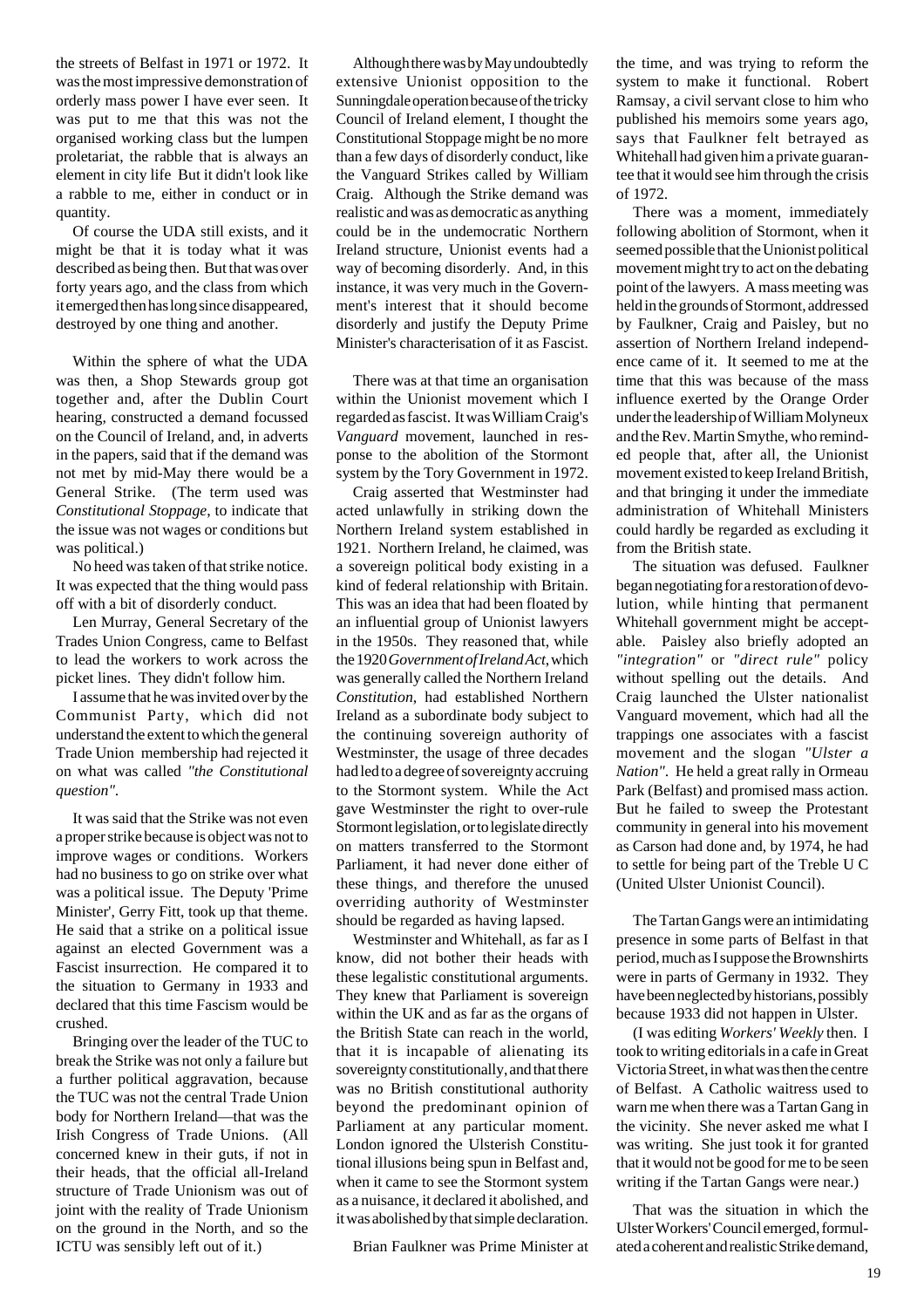the streets of Belfast in 1971 or 1972. It was the most impressive demonstration of orderly mass power I have ever seen. It was put to me that this was not the organised working class but the lumpen proletariat, the rabble that is always an element in city life But it didn't look like a rabble to me, either in conduct or in quantity.

Of course the UDA still exists, and it might be that it is today what it was described as being then. But that was over forty years ago, and the class from which it emerged then has long since disappeared, destroyed by one thing and another.

Within the sphere of what the UDA was then, a Shop Stewards group got together and, after the Dublin Court hearing, constructed a demand focussed on the Council of Ireland, and, in adverts in the papers, said that if the demand was not met by mid-May there would be a General Strike. (The term used was *Constitutional Stoppage*, to indicate that the issue was not wages or conditions but was political.)

No heed was taken of that strike notice. It was expected that the thing would pass off with a bit of disorderly conduct.

Len Murray, General Secretary of the Trades Union Congress, came to Belfast to lead the workers to work across the picket lines. They didn't follow him.

I assume that he was invited over by the Communist Party, which did not understand the extent to which the general Trade Union membership had rejected it on what was called *"the Constitutional question"*.

It was said that the Strike was not even a proper strike because is object was not to improve wages or conditions. Workers had no business to go on strike over what was a political issue. The Deputy 'Prime Minister', Gerry Fitt, took up that theme. He said that a strike on a political issue against an elected Government was a Fascist insurrection. He compared it to the situation to Germany in 1933 and declared that this time Fascism would be crushed.

Bringing over the leader of the TUC to break the Strike was not only a failure but a further political aggravation, because the TUC was not the central Trade Union body for Northern Ireland—that was the Irish Congress of Trade Unions. (All concerned knew in their guts, if not in their heads, that the official all-Ireland structure of Trade Unionism was out of joint with the reality of Trade Unionism on the ground in the North, and so the ICTU was sensibly left out of it.)

Although there was by May undoubtedly extensive Unionist opposition to the Sunningdale operation because of the tricky Council of Ireland element, I thought the Constitutional Stoppage might be no more than a few days of disorderly conduct, like the Vanguard Strikes called by William Craig. Although the Strike demand was realistic and was as democratic as anything could be in the undemocratic Northern Ireland structure, Unionist events had a way of becoming disorderly. And, in this instance, it was very much in the Government's interest that it should become disorderly and justify the Deputy Prime Minister's characterisation of it as Fascist.

There was at that time an organisation within the Unionist movement which I regarded as fascist. It was William Craig's *Vanguard* movement, launched in response to the abolition of the Stormont system by the Tory Government in 1972.

Craig asserted that Westminster had acted unlawfully in striking down the Northern Ireland system established in 1921. Northern Ireland, he claimed, was a sovereign political body existing in a kind of federal relationship with Britain. This was an idea that had been floated by an influential group of Unionist lawyers in the 1950s. They reasoned that, while the 1920 *Government of Ireland Act*, which was generally called the Northern Ireland *Constitution*, had established Northern Ireland as a subordinate body subject to the continuing sovereign authority of Westminster, the usage of three decades had led to a degree of sovereignty accruing to the Stormont system. While the Act gave Westminster the right to over-rule Stormont legislation, or to legislate directly on matters transferred to the Stormont Parliament, it had never done either of these things, and therefore the unused overriding authority of Westminster should be regarded as having lapsed.

Westminster and Whitehall, as far as I know, did not bother their heads with these legalistic constitutional arguments. They knew that Parliament is sovereign within the UK and as far as the organs of the British State can reach in the world, that it is incapable of alienating its sovereignty constitutionally, and that there was no British constitutional authority beyond the predominant opinion of Parliament at any particular moment. London ignored the Ulsterish Constitutional illusions being spun in Belfast and, when it came to see the Stormont system as a nuisance, it declared it abolished, and it was abolished by that simple declaration.

Brian Faulkner was Prime Minister at the time, and was trying to reform the system to make it functional. Robert Ramsay, a civil servant close to him who published his memoirs some years ago, says that Faulkner felt betrayed as Whitehall had given him a private guarantee that it would see him through the crisis of 1972.

There was a moment, immediately following abolition of Stormont, when it seemed possible that the Unionist political movement might try to act on the debating point of the lawyers. A mass meeting was held in the grounds of Stormont, addressed by Faulkner, Craig and Paisley, but no assertion of Northern Ireland independence came of it. It seemed to me at the time that this was because of the mass influence exerted by the Orange Order under the leadership of William Molyneux and the Rev. Martin Smythe, who reminded people that, after all, the Unionist movement existed to keep Ireland British, and that bringing it under the immediate administration of Whitehall Ministers could hardly be regarded as excluding it from the British state.

The situation was defused. Faulkner began negotiating for a restoration of devolution, while hinting that permanent Whitehall government might be acceptable. Paisley also briefly adopted an *"integration"* or *"direct rule"* policy without spelling out the details. And Craig launched the Ulster nationalist Vanguard movement, which had all the trappings one associates with a fascist movement and the slogan *"Ulster a Nation"*. He held a great rally in Ormeau Park (Belfast) and promised mass action. But he failed to sweep the Protestant community in general into his movement as Carson had done and, by 1974, he had to settle for being part of the Treble U C (United Ulster Unionist Council).

The Tartan Gangs were an intimidating presence in some parts of Belfast in that period, much as I suppose the Brownshirts were in parts of Germany in 1932. They have been neglected by historians, possibly because 1933 did not happen in Ulster.

(I was editing *Workers' Weekly* then. I took to writing editorials in a cafe in Great Victoria Street, in what was then the centre of Belfast. A Catholic waitress used to warn me when there was a Tartan Gang in the vicinity. She never asked me what I was writing. She just took it for granted that it would not be good for me to be seen writing if the Tartan Gangs were near.)

That was the situation in which the Ulster Workers' Council emerged, formulated a coherent and realistic Strike demand,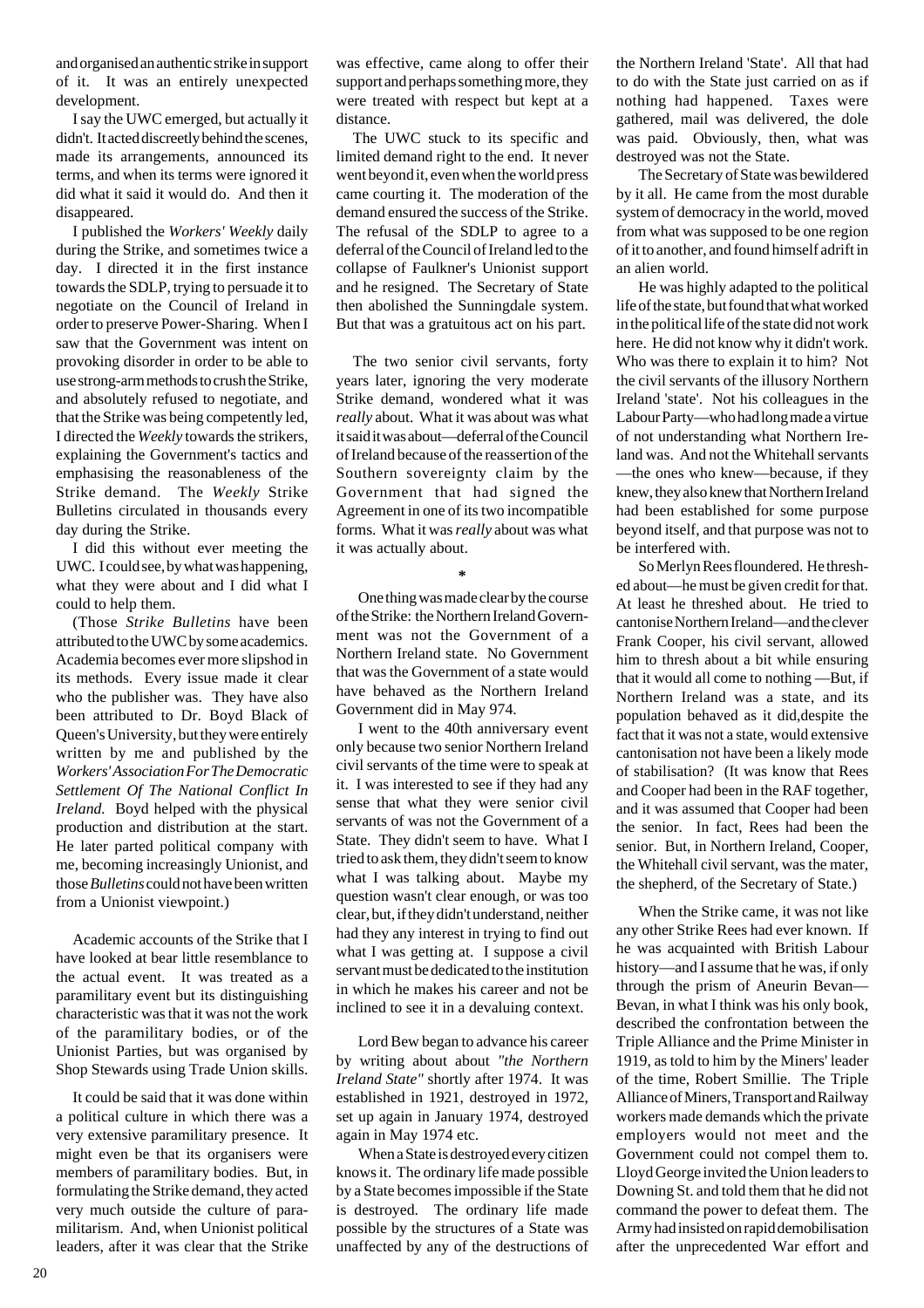and organised an authentic strike in support of it. It was an entirely unexpected development.

I say the UWC emerged, but actually it didn't. It acted discreetly behind the scenes, made its arrangements, announced its terms, and when its terms were ignored it did what it said it would do. And then it disappeared.

I published the *Workers' Weekly* daily during the Strike, and sometimes twice a day. I directed it in the first instance towards the SDLP, trying to persuade it to negotiate on the Council of Ireland in order to preserve Power-Sharing. When I saw that the Government was intent on provoking disorder in order to be able to use strong-arm methods to crush the Strike, and absolutely refused to negotiate, and that the Strike was being competently led, I directed the *Weekly* towards the strikers, explaining the Government's tactics and emphasising the reasonableness of the Strike demand. The *Weekly* Strike Bulletins circulated in thousands every day during the Strike.

I did this without ever meeting the UWC. I could see, by what was happening, what they were about and I did what I could to help them.

(Those *Strike Bulletins* have been attributed to the UWC by some academics. Academia becomes ever more slipshod in its methods. Every issue made it clear who the publisher was. They have also been attributed to Dr. Boyd Black of Queen's University, but they were entirely written by me and published by the *Workers' Association For The Democratic Settlement Of The National Conflict In Ireland.* Boyd helped with the physical production and distribution at the start. He later parted political company with me, becoming increasingly Unionist, and those *Bulletins* could not have been written from a Unionist viewpoint.)

Academic accounts of the Strike that I have looked at bear little resemblance to the actual event. It was treated as a paramilitary event but its distinguishing characteristic was that it was not the work of the paramilitary bodies, or of the Unionist Parties, but was organised by Shop Stewards using Trade Union skills.

It could be said that it was done within a political culture in which there was a very extensive paramilitary presence. It might even be that its organisers were members of paramilitary bodies. But, in formulating the Strike demand, they acted very much outside the culture of paramilitarism. And, when Unionist political leaders, after it was clear that the Strike was effective, came along to offer their support and perhaps something more, they were treated with respect but kept at a distance.

The UWC stuck to its specific and limited demand right to the end. It never went beyond it, even when the world press came courting it. The moderation of the demand ensured the success of the Strike. The refusal of the SDLP to agree to a deferral of the Council of Ireland led to the collapse of Faulkner's Unionist support and he resigned. The Secretary of State then abolished the Sunningdale system. But that was a gratuitous act on his part.

The two senior civil servants, forty years later, ignoring the very moderate Strike demand, wondered what it was *really* about. What it was about was what it said it was about—deferral of the Council of Ireland because of the reassertion of the Southern sovereignty claim by the Government that had signed the Agreement in one of its two incompatible forms. What it was *really* about was what it was actually about.

*

One thing was made clear by the course of the Strike: the Northern Ireland Government was not the Government of a Northern Ireland state. No Government that was the Government of a state would have behaved as the Northern Ireland Government did in May 974.

I went to the 40th anniversary event only because two senior Northern Ireland civil servants of the time were to speak at it. I was interested to see if they had any sense that what they were senior civil servants of was not the Government of a State. They didn't seem to have. What I tried to ask them, they didn't seem to know what I was talking about. Maybe my question wasn't clear enough, or was too clear, but, if they didn't understand, neither had they any interest in trying to find out what I was getting at. I suppose a civil servant must be dedicated to the institution in which he makes his career and not be inclined to see it in a devaluing context.

Lord Bew began to advance his career by writing about about *"the Northern Ireland State"* shortly after 1974. It was established in 1921, destroyed in 1972, set up again in January 1974, destroyed again in May 1974 etc.

When a State is destroyed every citizen knows it. The ordinary life made possible by a State becomes impossible if the State is destroyed. The ordinary life made possible by the structures of a State was unaffected by any of the destructions of the Northern Ireland 'State'. All that had to do with the State just carried on as if nothing had happened. Taxes were gathered, mail was delivered, the dole was paid. Obviously, then, what was destroyed was not the State.

The Secretary of State was bewildered by it all. He came from the most durable system of democracy in the world, moved from what was supposed to be one region of it to another, and found himself adrift in an alien world.

He was highly adapted to the political life of the state, but found that what worked in the political life of the state did not work here. He did not know why it didn't work. Who was there to explain it to him? Not the civil servants of the illusory Northern Ireland 'state'. Not his colleagues in the Labour Party—who had long made a virtue of not understanding what Northern Ireland was. And not the Whitehall servants —the ones who knew—because, if they knew, they also knew that Northern Ireland had been established for some purpose beyond itself, and that purpose was not to be interfered with.

So Merlyn Rees floundered. He threshed about—he must be given credit for that. At least he threshed about. He tried to cantonise Northern Ireland—and the clever Frank Cooper, his civil servant, allowed him to thresh about a bit while ensuring that it would all come to nothing —But, if Northern Ireland was a state, and its population behaved as it did,despite the fact that it was not a state, would extensive cantonisation not have been a likely mode of stabilisation? (It was know that Rees and Cooper had been in the RAF together, and it was assumed that Cooper had been the senior. In fact, Rees had been the senior. But, in Northern Ireland, Cooper, the Whitehall civil servant, was the mater, the shepherd, of the Secretary of State.)

When the Strike came, it was not like any other Strike Rees had ever known. If he was acquainted with British Labour history—and I assume that he was, if only through the prism of Aneurin Bevan—Bevan, in what I think was his only book, described the confrontation between the Triple Alliance and the Prime Minister in 1919, as told to him by the Miners' leader of the time, Robert Smillie. The Triple Alliance of Miners, Transport and Railway workers made demands which the private employers would not meet and the Government could not compel them to. Lloyd George invited the Union leaders to Downing St. and told them that he did not command the power to defeat them. The Army had insisted on rapid demobilisation after the unprecedented War effort and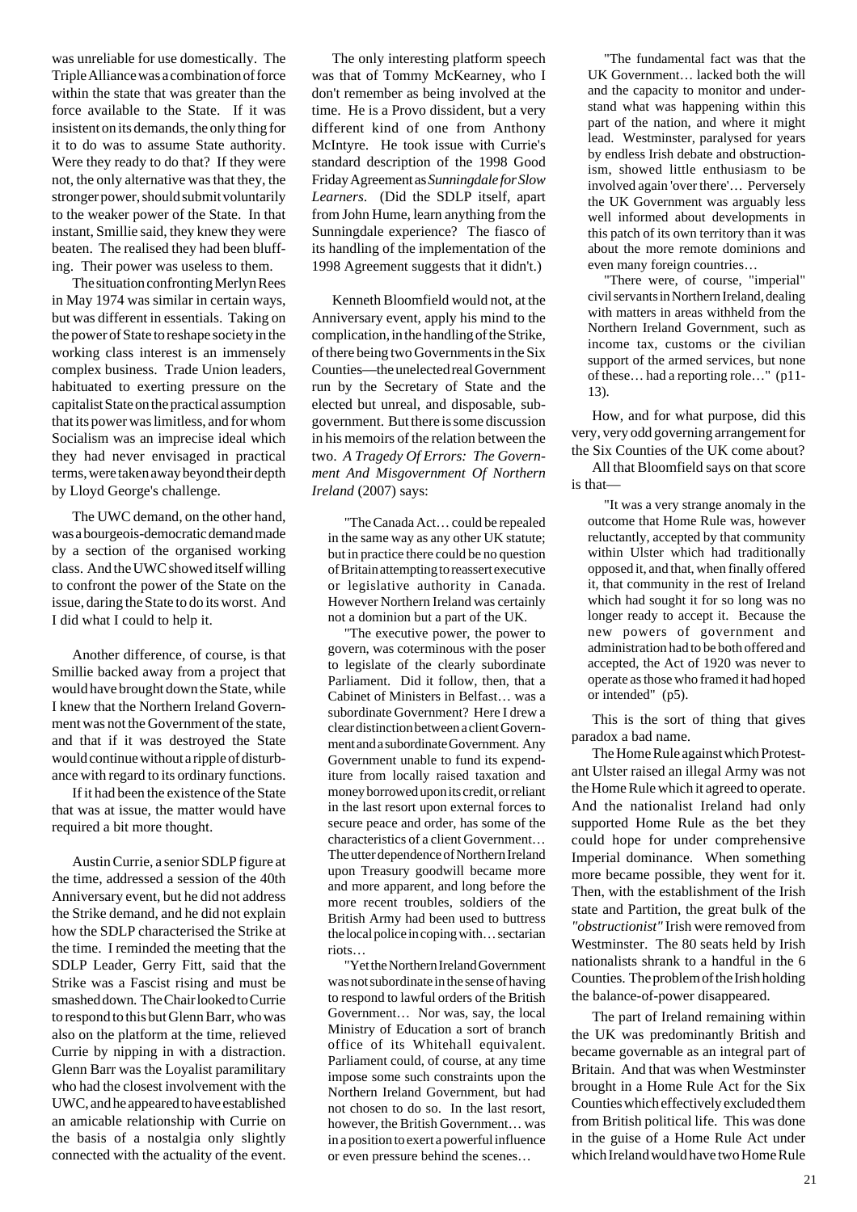was unreliable for use domestically. The Triple Alliance was a combination of force within the state that was greater than the force available to the State. If it was insistent on its demands, the only thing for it to do was to assume State authority. Were they ready to do that? If they were not, the only alternative was that they, the stronger power, should submit voluntarily to the weaker power of the State. In that instant, Smillie said, they knew they were beaten. The realised they had been bluffing. Their power was useless to them.

The situation confronting Merlyn Rees in May 1974 was similar in certain ways, but was different in essentials. Taking on the power of State to reshape society in the working class interest is an immensely complex business. Trade Union leaders, habituated to exerting pressure on the capitalist State on the practical assumption that its power was limitless, and for whom Socialism was an imprecise ideal which they had never envisaged in practical terms, were taken away beyond their depth by Lloyd George's challenge.

The UWC demand, on the other hand, was a bourgeois-democratic demand made by a section of the organised working class. And the UWC showed itself willing to confront the power of the State on the issue, daring the State to do its worst. And I did what I could to help it.

Another difference, of course, is that Smillie backed away from a project that would have brought down the State, while I knew that the Northern Ireland Government was not the Government of the state, and that if it was destroyed the State would continue without a ripple of disturbance with regard to its ordinary functions.

If it had been the existence of the State that was at issue, the matter would have required a bit more thought.

Austin Currie, a senior SDLP figure at the time, addressed a session of the 40th Anniversary event, but he did not address the Strike demand, and he did not explain how the SDLP characterised the Strike at the time. I reminded the meeting that the SDLP Leader, Gerry Fitt, said that the Strike was a Fascist rising and must be smashed down. The Chair looked to Currie to respond to this but Glenn Barr, who was also on the platform at the time, relieved Currie by nipping in with a distraction. Glenn Barr was the Loyalist paramilitary who had the closest involvement with the UWC, and he appeared to have established an amicable relationship with Currie on the basis of a nostalgia only slightly connected with the actuality of the event.

The only interesting platform speech was that of Tommy McKearney, who I don't remember as being involved at the time. He is a Provo dissident, but a very different kind of one from Anthony McIntyre. He took issue with Currie's standard description of the 1998 Good Friday Agreement as *Sunningdale for Slow Learners*. (Did the SDLP itself, apart from John Hume, learn anything from the Sunningdale experience? The fiasco of its handling of the implementation of the 1998 Agreement suggests that it didn't.)

Kenneth Bloomfield would not, at the Anniversary event, apply his mind to the complication, in the handling of the Strike, of there being two Governments in the Six Counties—the unelected real Government run by the Secretary of State and the elected but unreal, and disposable, sub-government. But there is some discussion in his memoirs of the relation between the two. *A Tragedy Of Errors: The Government And Misgovernment Of Northern Ireland* (2007) says:

> "The Canada Act… could be repealed in the same way as any other UK statute; but in practice there could be no question of Britain attempting to reassert executive or legislative authority in Canada. However Northern Ireland was certainly not a dominion but a part of the UK.
>
> "The executive power, the power to govern, was coterminous with the poser to legislate of the clearly subordinate Parliament. Did it follow, then, that a Cabinet of Ministers in Belfast… was a subordinate Government? Here I drew a clear distinction between a client Government and a subordinate Government. Any Government unable to fund its expenditure from locally raised taxation and money borrowed upon its credit, or reliant in the last resort upon external forces to secure peace and order, has some of the characteristics of a client Government… The utter dependence of Northern Ireland upon Treasury goodwill became more and more apparent, and long before the more recent troubles, soldiers of the British Army had been used to buttress the local police in coping with… sectarian riots…
>
> "Yet the Northern Ireland Government was not subordinate in the sense of having to respond to lawful orders of the British Government… Nor was, say, the local Ministry of Education a sort of branch office of its Whitehall equivalent. Parliament could, of course, at any time impose some such constraints upon the Northern Ireland Government, but had not chosen to do so. In the last resort, however, the British Government… was in a position to exert a powerful influence or even pressure behind the scenes…
>
> "The fundamental fact was that the UK Government… lacked both the will and the capacity to monitor and understand what was happening within this part of the nation, and where it might lead. Westminster, paralysed for years by endless Irish debate and obstructionism, showed little enthusiasm to be involved again 'over there'… Perversely the UK Government was arguably less well informed about developments in this patch of its own territory than it was about the more remote dominions and even many foreign countries…
>
> "There were, of course, "imperial" civil servants in Northern Ireland, dealing with matters in areas withheld from the Northern Ireland Government, such as income tax, customs or the civilian support of the armed services, but none of these… had a reporting role…" (p11-13).

How, and for what purpose, did this very, very odd governing arrangement for the Six Counties of the UK come about?

All that Bloomfield says on that score is that—

> "It was a very strange anomaly in the outcome that Home Rule was, however reluctantly, accepted by that community within Ulster which had traditionally opposed it, and that, when finally offered it, that community in the rest of Ireland which had sought it for so long was no longer ready to accept it. Because the new powers of government and administration had to be both offered and accepted, the Act of 1920 was never to operate as those who framed it had hoped or intended" (p5).

This is the sort of thing that gives paradox a bad name.

The Home Rule against which Protestant Ulster raised an illegal Army was not the Home Rule which it agreed to operate. And the nationalist Ireland had only supported Home Rule as the bet they could hope for under comprehensive Imperial dominance. When something more became possible, they went for it. Then, with the establishment of the Irish state and Partition, the great bulk of the *"obstructionist"* Irish were removed from Westminster. The 80 seats held by Irish nationalists shrank to a handful in the 6 Counties. The problem of the Irish holding the balance-of-power disappeared.

The part of Ireland remaining within the UK was predominantly British and became governable as an integral part of Britain. And that was when Westminster brought in a Home Rule Act for the Six Counties which effectively excluded them from British political life. This was done in the guise of a Home Rule Act under which Ireland would have two Home Rule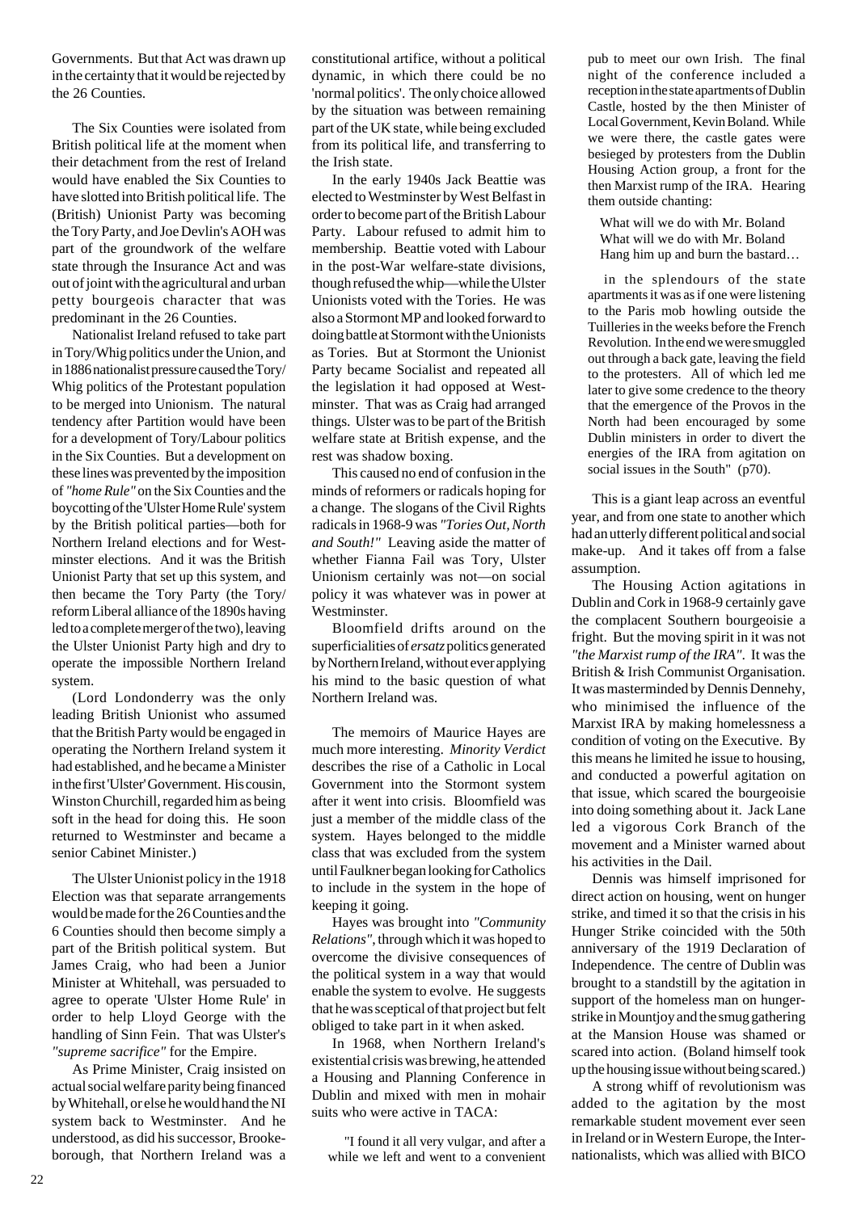Governments. But that Act was drawn up in the certainty that it would be rejected by the 26 Counties.

The Six Counties were isolated from British political life at the moment when their detachment from the rest of Ireland would have enabled the Six Counties to have slotted into British political life. The (British) Unionist Party was becoming the Tory Party, and Joe Devlin's AOH was part of the groundwork of the welfare state through the Insurance Act and was out of joint with the agricultural and urban petty bourgeois character that was predominant in the 26 Counties.

Nationalist Ireland refused to take part in Tory/Whig politics under the Union, and in 1886 nationalist pressure caused the Tory/Whig politics of the Protestant population to be merged into Unionism. The natural tendency after Partition would have been for a development of Tory/Labour politics in the Six Counties. But a development on these lines was prevented by the imposition of *"home Rule"* on the Six Counties and the boycotting of the 'Ulster Home Rule' system by the British political parties—both for Northern Ireland elections and for Westminster elections. And it was the British Unionist Party that set up this system, and then became the Tory Party (the Tory/reform Liberal alliance of the 1890s having led to a complete merger of the two), leaving the Ulster Unionist Party high and dry to operate the impossible Northern Ireland system.

(Lord Londonderry was the only leading British Unionist who assumed that the British Party would be engaged in operating the Northern Ireland system it had established, and he became a Minister in the first 'Ulster' Government. His cousin, Winston Churchill, regarded him as being soft in the head for doing this. He soon returned to Westminster and became a senior Cabinet Minister.)

The Ulster Unionist policy in the 1918 Election was that separate arrangements would be made for the 26 Counties and the 6 Counties should then become simply a part of the British political system. But James Craig, who had been a Junior Minister at Whitehall, was persuaded to agree to operate 'Ulster Home Rule' in order to help Lloyd George with the handling of Sinn Fein. That was Ulster's *"supreme sacrifice"* for the Empire.

As Prime Minister, Craig insisted on actual social welfare parity being financed by Whitehall, or else he would hand the NI system back to Westminster. And he understood, as did his successor, Brookeborough, that Northern Ireland was a constitutional artifice, without a political dynamic, in which there could be no 'normal politics'. The only choice allowed by the situation was between remaining part of the UK state, while being excluded from its political life, and transferring to the Irish state.

In the early 1940s Jack Beattie was elected to Westminster by West Belfast in order to become part of the British Labour Party. Labour refused to admit him to membership. Beattie voted with Labour in the post-War welfare-state divisions, though refused the whip—while the Ulster Unionists voted with the Tories. He was also a Stormont MP and looked forward to doing battle at Stormont with the Unionists as Tories. But at Stormont the Unionist Party became Socialist and repeated all the legislation it had opposed at Westminster. That was as Craig had arranged things. Ulster was to be part of the British welfare state at British expense, and the rest was shadow boxing.

This caused no end of confusion in the minds of reformers or radicals hoping for a change. The slogans of the Civil Rights radicals in 1968-9 was *"Tories Out, North and South!"* Leaving aside the matter of whether Fianna Fail was Tory, Ulster Unionism certainly was not—on social policy it was whatever was in power at Westminster.

Bloomfield drifts around on the superficialities of *ersatz* politics generated by Northern Ireland, without ever applying his mind to the basic question of what Northern Ireland was.

The memoirs of Maurice Hayes are much more interesting. *Minority Verdict* describes the rise of a Catholic in Local Government into the Stormont system after it went into crisis. Bloomfield was just a member of the middle class of the system. Hayes belonged to the middle class that was excluded from the system until Faulkner began looking for Catholics to include in the system in the hope of keeping it going.

Hayes was brought into *"Community Relations"*, through which it was hoped to overcome the divisive consequences of the political system in a way that would enable the system to evolve. He suggests that he was sceptical of that project but felt obliged to take part in it when asked.

In 1968, when Northern Ireland's existential crisis was brewing, he attended a Housing and Planning Conference in Dublin and mixed with men in mohair suits who were active in TACA:

> "I found it all very vulgar, and after a while we left and went to a convenient pub to meet our own Irish. The final night of the conference included a reception in the state apartments of Dublin Castle, hosted by the then Minister of Local Government, Kevin Boland. While we were there, the castle gates were besieged by protesters from the Dublin Housing Action group, a front for the then Marxist rump of the IRA. Hearing them outside chanting:
>
> What will we do with Mr. Boland
> What will we do with Mr. Boland
> Hang him up and burn the bastard…
>
> in the splendours of the state apartments it was as if one were listening to the Paris mob howling outside the Tuilleries in the weeks before the French Revolution. In the end we were smuggled out through a back gate, leaving the field to the protesters. All of which led me later to give some credence to the theory that the emergence of the Provos in the North had been encouraged by some Dublin ministers in order to divert the energies of the IRA from agitation on social issues in the South" (p70).

This is a giant leap across an eventful year, and from one state to another which had an utterly different political and social make-up. And it takes off from a false assumption.

The Housing Action agitations in Dublin and Cork in 1968-9 certainly gave the complacent Southern bourgeoisie a fright. But the moving spirit in it was not *"the Marxist rump of the IRA"*. It was the British & Irish Communist Organisation. It was masterminded by Dennis Dennehy, who minimised the influence of the Marxist IRA by making homelessness a condition of voting on the Executive. By this means he limited he issue to housing, and conducted a powerful agitation on that issue, which scared the bourgeoisie into doing something about it. Jack Lane led a vigorous Cork Branch of the movement and a Minister warned about his activities in the Dail.

Dennis was himself imprisoned for direct action on housing, went on hunger strike, and timed it so that the crisis in his Hunger Strike coincided with the 50th anniversary of the 1919 Declaration of Independence. The centre of Dublin was brought to a standstill by the agitation in support of the homeless man on hunger-strike in Mountjoy and the smug gathering at the Mansion House was shamed or scared into action. (Boland himself took up the housing issue without being scared.)

A strong whiff of revolutionism was added to the agitation by the most remarkable student movement ever seen in Ireland or in Western Europe, the Internationalists, which was allied with BICO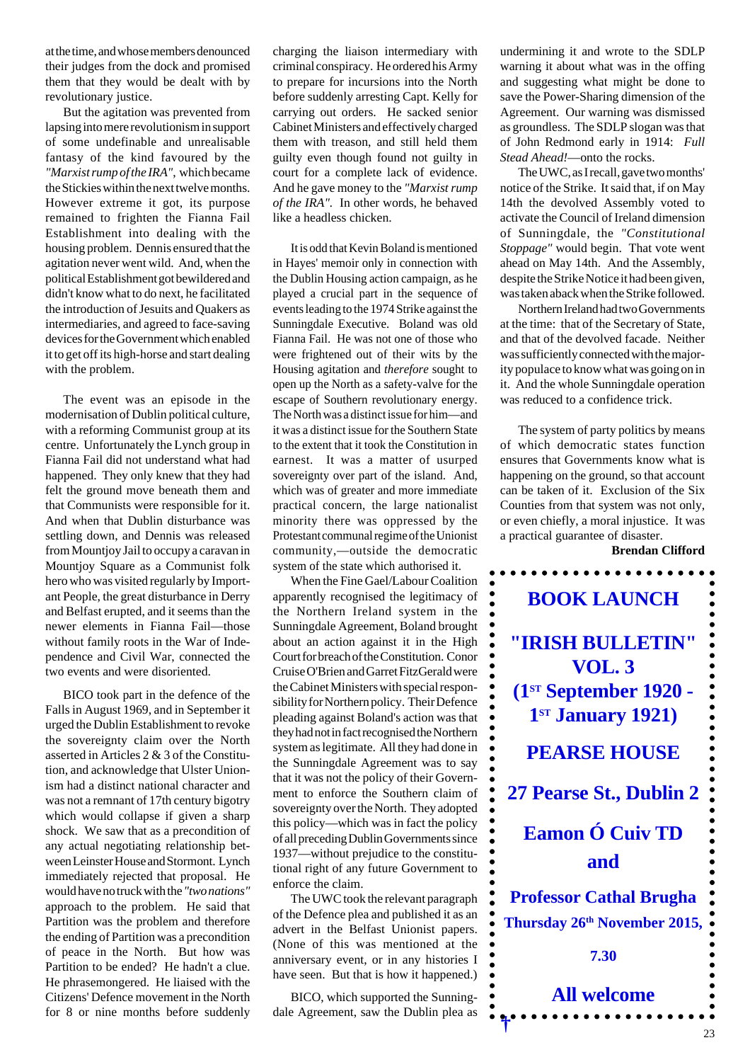at the time, and whose members denounced their judges from the dock and promised them that they would be dealt with by revolutionary justice.

But the agitation was prevented from lapsing into mere revolutionism in support of some undefinable and unrealisable fantasy of the kind favoured by the *"Marxist rump of the IRA"*, which became the Stickies within the next twelve months. However extreme it got, its purpose remained to frighten the Fianna Fail Establishment into dealing with the housing problem. Dennis ensured that the agitation never went wild. And, when the political Establishment got bewildered and didn't know what to do next, he facilitated the introduction of Jesuits and Quakers as intermediaries, and agreed to face-saving devices for the Government which enabled it to get off its high-horse and start dealing with the problem.

The event was an episode in the modernisation of Dublin political culture, with a reforming Communist group at its centre. Unfortunately the Lynch group in Fianna Fail did not understand what had happened. They only knew that they had felt the ground move beneath them and that Communists were responsible for it. And when that Dublin disturbance was settling down, and Dennis was released from Mountjoy Jail to occupy a caravan in Mountjoy Square as a Communist folk hero who was visited regularly by Important People, the great disturbance in Derry and Belfast erupted, and it seems than the newer elements in Fianna Fail—those without family roots in the War of Independence and Civil War, connected the two events and were disoriented.

BICO took part in the defence of the Falls in August 1969, and in September it urged the Dublin Establishment to revoke the sovereignty claim over the North asserted in Articles 2 & 3 of the Constitution, and acknowledge that Ulster Unionism had a distinct national character and was not a remnant of 17th century bigotry which would collapse if given a sharp shock. We saw that as a precondition of any actual negotiating relationship between Leinster House and Stormont. Lynch immediately rejected that proposal. He would have no truck with the *"two nations"* approach to the problem. He said that Partition was the problem and therefore the ending of Partition was a precondition of peace in the North. But how was Partition to be ended? He hadn't a clue. He phrasemongered. He liaised with the Citizens' Defence movement in the North for 8 or nine months before suddenly charging the liaison intermediary with criminal conspiracy. He ordered his Army to prepare for incursions into the North before suddenly arresting Capt. Kelly for carrying out orders. He sacked senior Cabinet Ministers and effectively charged them with treason, and still held them guilty even though found not guilty in court for a complete lack of evidence. And he gave money to the *"Marxist rump of the IRA"*. In other words, he behaved like a headless chicken.

It is odd that Kevin Boland is mentioned in Hayes' memoir only in connection with the Dublin Housing action campaign, as he played a crucial part in the sequence of events leading to the 1974 Strike against the Sunningdale Executive. Boland was old Fianna Fail. He was not one of those who were frightened out of their wits by the Housing agitation and *therefore* sought to open up the North as a safety-valve for the escape of Southern revolutionary energy. The North was a distinct issue for him—and it was a distinct issue for the Southern State to the extent that it took the Constitution in earnest. It was a matter of usurped sovereignty over part of the island. And, which was of greater and more immediate practical concern, the large nationalist minority there was oppressed by the Protestant communal regime of the Unionist community,—outside the democratic system of the state which authorised it.

When the Fine Gael/Labour Coalition apparently recognised the legitimacy of the Northern Ireland system in the Sunningdale Agreement, Boland brought about an action against it in the High Court for breach of the Constitution. Conor Cruise O'Brien and Garret FitzGerald were the Cabinet Ministers with special responsibility for Northern policy. Their Defence pleading against Boland's action was that they had not in fact recognised the Northern system as legitimate. All they had done in the Sunningdale Agreement was to say that it was not the policy of their Government to enforce the Southern claim of sovereignty over the North. They adopted this policy—which was in fact the policy of all preceding Dublin Governments since 1937—without prejudice to the constitutional right of any future Government to enforce the claim.

The UWC took the relevant paragraph of the Defence plea and published it as an advert in the Belfast Unionist papers. (None of this was mentioned at the anniversary event, or in any histories I have seen. But that is how it happened.)

BICO, which supported the Sunningdale Agreement, saw the Dublin plea as undermining it and wrote to the SDLP warning it about what was in the offing and suggesting what might be done to save the Power-Sharing dimension of the Agreement. Our warning was dismissed as groundless. The SDLP slogan was that of John Redmond early in 1914: *Full Stead Ahead!*—onto the rocks.

The UWC, as I recall, gave two months' notice of the Strike. It said that, if on May 14th the devolved Assembly voted to activate the Council of Ireland dimension of Sunningdale, the *"Constitutional Stoppage"* would begin. That vote went ahead on May 14th. And the Assembly, despite the Strike Notice it had been given, was taken aback when the Strike followed.

Northern Ireland had two Governments at the time: that of the Secretary of State, and that of the devolved facade. Neither was sufficiently connected with the majority populace to know what was going on in it. And the whole Sunningdale operation was reduced to a confidence trick.

The system of party politics by means of which democratic states function ensures that Governments know what is happening on the ground, so that account can be taken of it. Exclusion of the Six Counties from that system was not only, or even chiefly, a moral injustice. It was a practical guarantee of disaster.

**Brendan Clifford**

---

**BOOK LAUNCH**

**"IRISH BULLETIN" VOL. 3**

**(1st September 1920 - 1st January 1921)**

**PEARSE HOUSE**

**27 Pearse St., Dublin 2**

**Eamon Ó Cuiv TD and**

**Professor Cathal Brugha**

**Thursday 26th November 2015,**

**7.30**

**All welcome**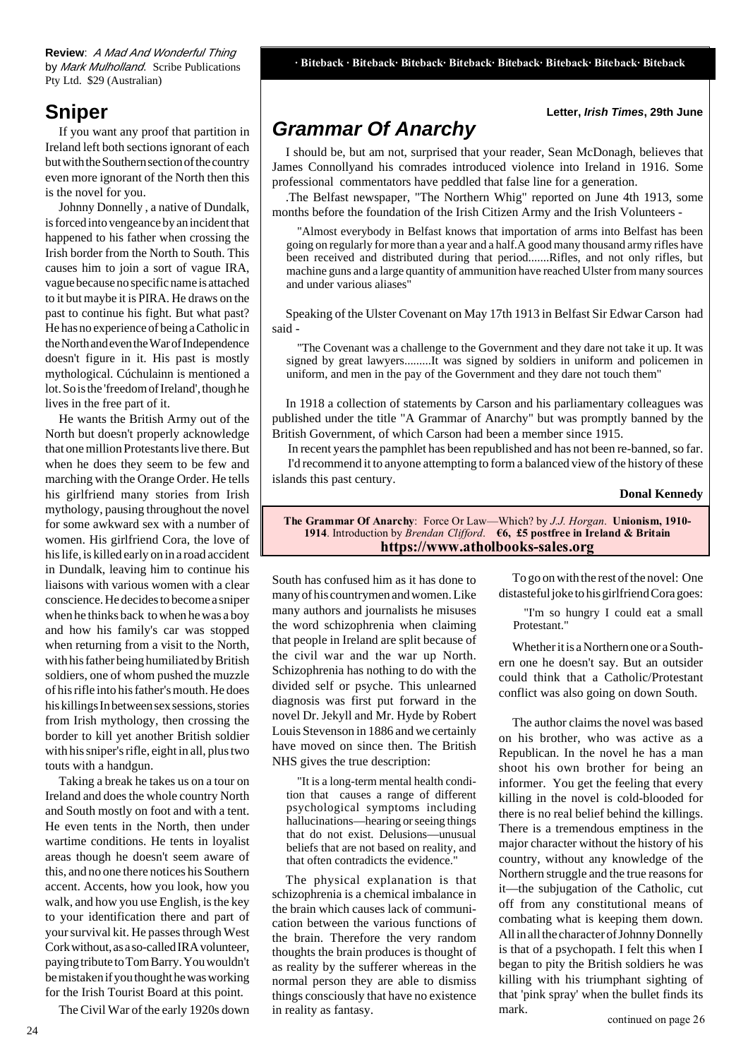**Review**: *A Mad And Wonderful Thing* by *Mark Mulholland*. Scribe Publications Pty Ltd. $29 (Australian)

## Sniper

If you want any proof that partition in Ireland left both sections ignorant of each but with the Southern section of the country even more ignorant of the North then this is the novel for you.

Johnny Donnelly , a native of Dundalk, is forced into vengeance by an incident that happened to his father when crossing the Irish border from the North to South. This causes him to join a sort of vague IRA, vague because no specific name is attached to it but maybe it is PIRA. He draws on the past to continue his fight. But what past? He has no experience of being a Catholic in the North and even the War of Independence doesn't figure in it. His past is mostly mythological. Cúchulainn is mentioned a lot. So is the 'freedom of Ireland', though he lives in the free part of it.

He wants the British Army out of the North but doesn't properly acknowledge that one million Protestants live there. But when he does they seem to be few and marching with the Orange Order. He tells his girlfriend many stories from Irish mythology, pausing throughout the novel for some awkward sex with a number of women. His girlfriend Cora, the love of his life, is killed early on in a road accident in Dundalk, leaving him to continue his liaisons with various women with a clear conscience. He decides to become a sniper when he thinks back to when he was a boy and how his family's car was stopped when returning from a visit to the North, with his father being humiliated by British soldiers, one of whom pushed the muzzle of his rifle into his father's mouth. He does his killings In between sex sessions, stories from Irish mythology, then crossing the border to kill yet another British soldier with his sniper's rifle, eight in all, plus two touts with a handgun.

Taking a break he takes us on a tour on Ireland and does the whole country North and South mostly on foot and with a tent. He even tents in the North, then under wartime conditions. He tents in loyalist areas though he doesn't seem aware of this, and no one there notices his Southern accent. Accents, how you look, how you walk, and how you use English, is the key to your identification there and part of your survival kit. He passes through West Cork without, as a so-called IRA volunteer, paying tribute to Tom Barry. You wouldn't be mistaken if you thought he was working for the Irish Tourist Board at this point.

The Civil War of the early 1920s down South has confused him as it has done to many of his countrymen and women. Like many authors and journalists he misuses the word schizophrenia when claiming that people in Ireland are split because of the civil war and the war up North. Schizophrenia has nothing to do with the divided self or psyche. This unlearned diagnosis was first put forward in the novel Dr. Jekyll and Mr. Hyde by Robert Louis Stevenson in 1886 and we certainly have moved on since then. The British NHS gives the true description:

> "It is a long-term mental health condition that causes a range of different psychological symptoms including hallucinations—hearing or seeing things that do not exist. Delusions—unusual beliefs that are not based on reality, and that often contradicts the evidence."

The physical explanation is that schizophrenia is a chemical imbalance in the brain which causes lack of communication between the various functions of the brain. Therefore the very random thoughts the brain produces is thought of as reality by the sufferer whereas in the normal person they are able to dismiss things consciously that have no existence in reality as fantasy.

To go on with the rest of the novel: One distasteful joke to his girlfriend Cora goes:

> "I'm so hungry I could eat a small Protestant."

Whether it is a Northern one or a Southern one he doesn't say. But an outsider could think that a Catholic/Protestant conflict was also going on down South.

The author claims the novel was based on his brother, who was active as a Republican. In the novel he has a man shoot his own brother for being an informer. You get the feeling that every killing in the novel is cold-blooded for there is no real belief behind the killings. There is a tremendous emptiness in the major character without the history of his country, without any knowledge of the Northern struggle and the true reasons for it—the subjugation of the Catholic, cut off from any constitutional means of combating what is keeping them down. All in all the character of Johnny Donnelly is that of a psychopath. I felt this when I began to pity the British soldiers he was killing with his triumphant sighting of that 'pink spray' when the bullet finds its mark.

continued on page 26

---

**· Biteback · Biteback· Biteback· Biteback· Biteback· Biteback· Biteback· Biteback**

**Letter, *Irish Times*, 29th June**

## *Grammar Of Anarchy*

I should be, but am not, surprised that your reader, Sean McDonagh, believes that James Connollyand his comrades introduced violence into Ireland in 1916. Some professional commentators have peddled that false line for a generation.

.The Belfast newspaper, "The Northern Whig" reported on June 4th 1913, some months before the foundation of the Irish Citizen Army and the Irish Volunteers -

> "Almost everybody in Belfast knows that importation of arms into Belfast has been going on regularly for more than a year and a half.A good many thousand army rifles have been received and distributed during that period.......Rifles, and not only rifles, but machine guns and a large quantity of ammunition have reached Ulster from many sources and under various aliases"

Speaking of the Ulster Covenant on May 17th 1913 in Belfast Sir Edwar Carson had said -

> "The Covenant was a challenge to the Government and they dare not take it up. It was signed by great lawyers.........It was signed by soldiers in uniform and policemen in uniform, and men in the pay of the Government and they dare not touch them"

In 1918 a collection of statements by Carson and his parliamentary colleagues was published under the title "A Grammar of Anarchy" but was promptly banned by the British Government, of which Carson had been a member since 1915.

In recent years the pamphlet has been republished and has not been re-banned, so far.

I'd recommend it to anyone attempting to form a balanced view of the history of these islands this past century.

**Donal Kennedy**

**The Grammar Of Anarchy**: Force Or Law—Which? by *J.J. Horgan*. **Unionism, 1910-1914**. Introduction by *Brendan Clifford*. **€6, £5 postfree in Ireland & Britain**
**https://www.atholbooks-sales.org**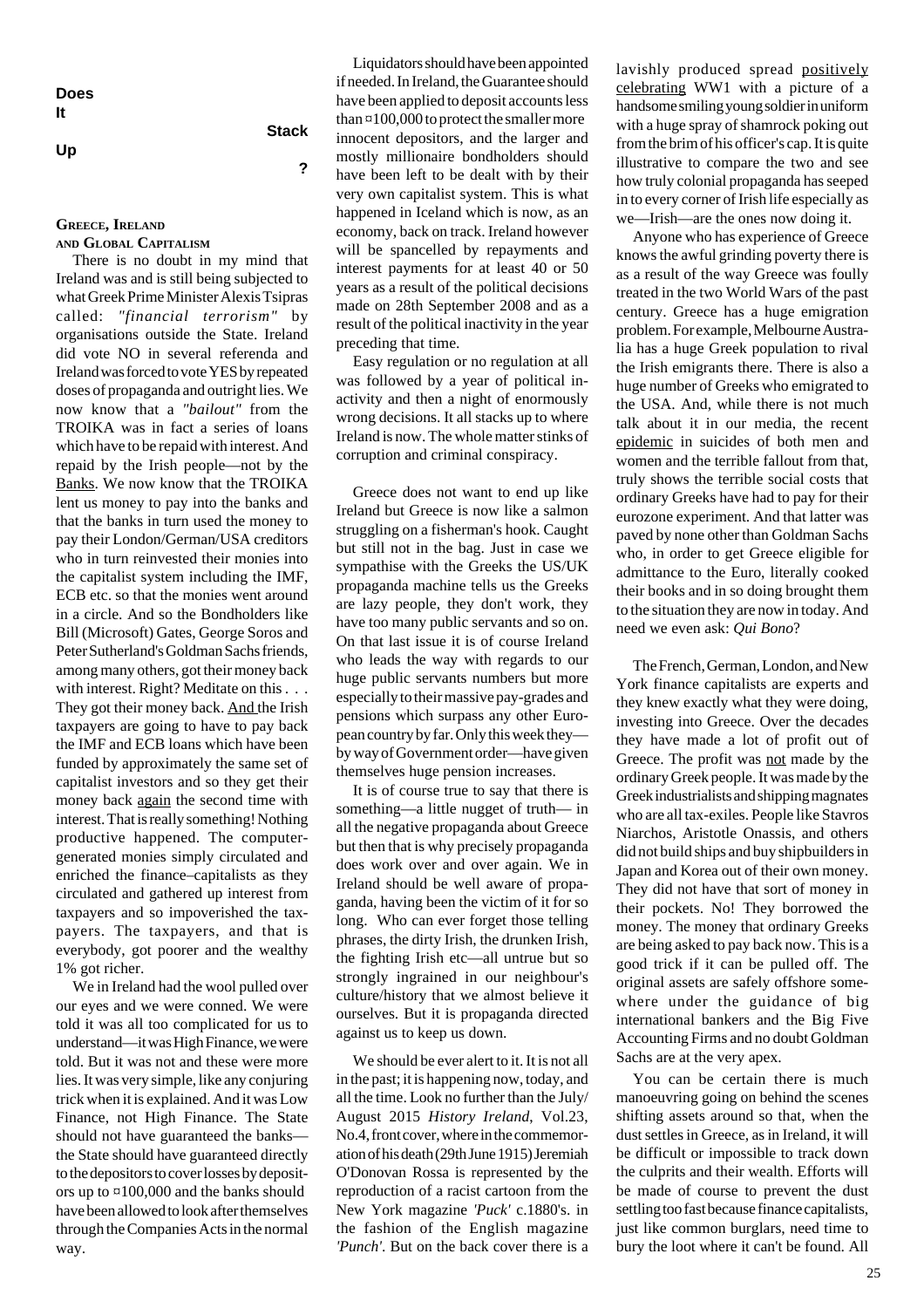# Does It Stack Up ?

## Greece, Ireland and Global Capitalism

There is no doubt in my mind that Ireland was and is still being subjected to what Greek Prime Minister Alexis Tsipras called: *"financial terrorism"* by organisations outside the State. Ireland did vote NO in several referenda and Ireland was forced to vote YES by repeated doses of propaganda and outright lies. We now know that a *"bailout"* from the TROIKA was in fact a series of loans which have to be repaid with interest. And repaid by the Irish people—not by the Banks. We now know that the TROIKA lent us money to pay into the banks and that the banks in turn used the money to pay their London/German/USA creditors who in turn reinvested their monies into the capitalist system including the IMF, ECB etc. so that the monies went around in a circle. And so the Bondholders like Bill (Microsoft) Gates, George Soros and Peter Sutherland's Goldman Sachs friends, among many others, got their money back with interest. Right? Meditate on this . . . They got their money back. And the Irish taxpayers are going to have to pay back the IMF and ECB loans which have been funded by approximately the same set of capitalist investors and so they get their money back again the second time with interest. That is really something! Nothing productive happened. The computer-generated monies simply circulated and enriched the finance–capitalists as they circulated and gathered up interest from taxpayers and so impoverished the taxpayers. The taxpayers, and that is everybody, got poorer and the wealthy 1% got richer.

We in Ireland had the wool pulled over our eyes and we were conned. We were told it was all too complicated for us to understand—it was High Finance, we were told. But it was not and these were more lies. It was very simple, like any conjuring trick when it is explained. And it was Low Finance, not High Finance. The State should not have guaranteed the banks—the State should have guaranteed directly to the depositors to cover losses by depositors up to ¤100,000 and the banks should have been allowed to look after themselves through the Companies Acts in the normal way.

Liquidators should have been appointed if needed. In Ireland, the Guarantee should have been applied to deposit accounts less than ¤100,000 to protect the smaller more innocent depositors, and the larger and mostly millionaire bondholders should have been left to be dealt with by their very own capitalist system. This is what happened in Iceland which is now, as an economy, back on track. Ireland however will be spancelled by repayments and interest payments for at least 40 or 50 years as a result of the political decisions made on 28th September 2008 and as a result of the political inactivity in the year preceding that time.

Easy regulation or no regulation at all was followed by a year of political inactivity and then a night of enormously wrong decisions. It all stacks up to where Ireland is now. The whole matter stinks of corruption and criminal conspiracy.

Greece does not want to end up like Ireland but Greece is now like a salmon struggling on a fisherman's hook. Caught but still not in the bag. Just in case we sympathise with the Greeks the US/UK propaganda machine tells us the Greeks are lazy people, they don't work, they have too many public servants and so on. On that last issue it is of course Ireland who leads the way with regards to our huge public servants numbers but more especially to their massive pay-grades and pensions which surpass any other European country by far. Only this week they—by way of Government order—have given themselves huge pension increases.

It is of course true to say that there is something—a little nugget of truth— in all the negative propaganda about Greece but then that is why precisely propaganda does work over and over again. We in Ireland should be well aware of propaganda, having been the victim of it for so long. Who can ever forget those telling phrases, the dirty Irish, the drunken Irish, the fighting Irish etc—all untrue but so strongly ingrained in our neighbour's culture/history that we almost believe it ourselves. But it is propaganda directed against us to keep us down.

We should be ever alert to it. It is not all in the past; it is happening now, today, and all the time. Look no further than the July/August 2015 *History Ireland*, Vol.23, No.4, front cover, where in the commemoration of his death (29th June 1915) Jeremiah O'Donovan Rossa is represented by the reproduction of a racist cartoon from the New York magazine *'Puck'* c.1880's. in the fashion of the English magazine *'Punch'*. But on the back cover there is a lavishly produced spread positively celebrating WW1 with a picture of a handsome smiling young soldier in uniform with a huge spray of shamrock poking out from the brim of his officer's cap. It is quite illustrative to compare the two and see how truly colonial propaganda has seeped in to every corner of Irish life especially as we—Irish—are the ones now doing it.

Anyone who has experience of Greece knows the awful grinding poverty there is as a result of the way Greece was foully treated in the two World Wars of the past century. Greece has a huge emigration problem. For example, Melbourne Australia has a huge Greek population to rival the Irish emigrants there. There is also a huge number of Greeks who emigrated to the USA. And, while there is not much talk about it in our media, the recent epidemic in suicides of both men and women and the terrible fallout from that, truly shows the terrible social costs that ordinary Greeks have had to pay for their eurozone experiment. And that latter was paved by none other than Goldman Sachs who, in order to get Greece eligible for admittance to the Euro, literally cooked their books and in so doing brought them to the situation they are now in today. And need we even ask: *Qui Bono*?

The French, German, London, and New York finance capitalists are experts and they knew exactly what they were doing, investing into Greece. Over the decades they have made a lot of profit out of Greece. The profit was not made by the ordinary Greek people. It was made by the Greek industrialists and shipping magnates who are all tax-exiles. People like Stavros Niarchos, Aristotle Onassis, and others did not build ships and buy shipbuilders in Japan and Korea out of their own money. They did not have that sort of money in their pockets. No! They borrowed the money. The money that ordinary Greeks are being asked to pay back now. This is a good trick if it can be pulled off. The original assets are safely offshore somewhere under the guidance of big international bankers and the Big Five Accounting Firms and no doubt Goldman Sachs are at the very apex.

You can be certain there is much manoeuvring going on behind the scenes shifting assets around so that, when the dust settles in Greece, as in Ireland, it will be difficult or impossible to track down the culprits and their wealth. Efforts will be made of course to prevent the dust settling too fast because finance capitalists, just like common burglars, need time to bury the loot where it can't be found. All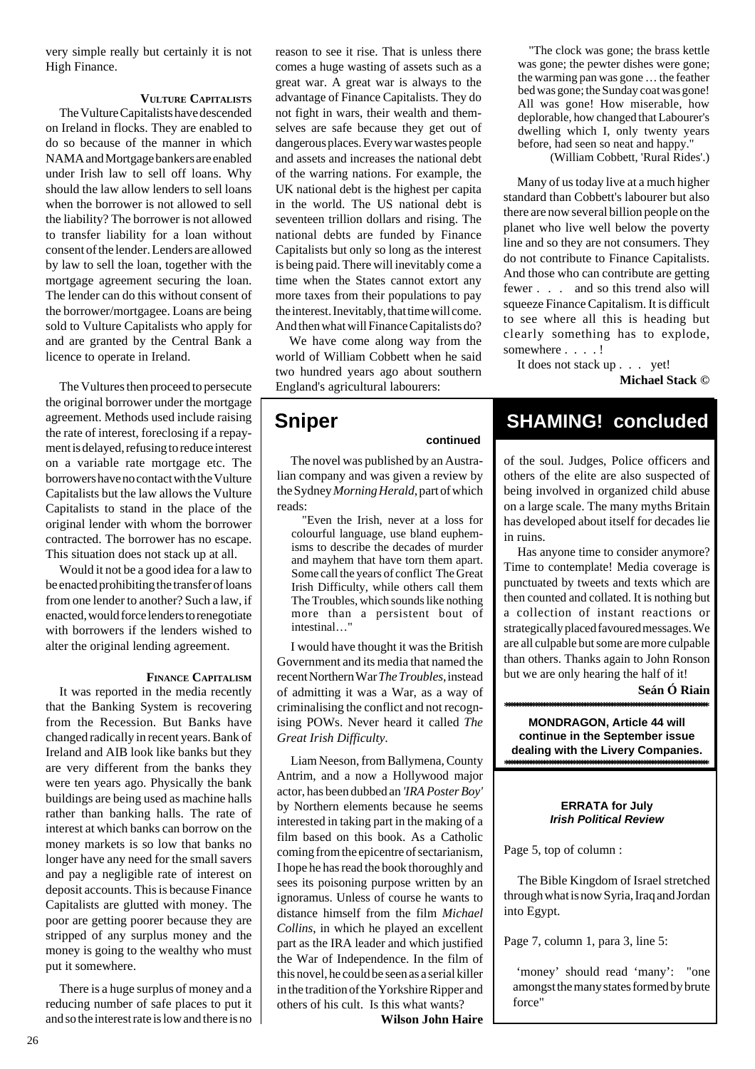very simple really but certainly it is not High Finance.

### Vulture Capitalists

The Vulture Capitalists have descended on Ireland in flocks. They are enabled to do so because of the manner in which NAMA and Mortgage bankers are enabled under Irish law to sell off loans. Why should the law allow lenders to sell loans when the borrower is not allowed to sell the liability? The borrower is not allowed to transfer liability for a loan without consent of the lender. Lenders are allowed by law to sell the loan, together with the mortgage agreement securing the loan. The lender can do this without consent of the borrower/mortgagee. Loans are being sold to Vulture Capitalists who apply for and are granted by the Central Bank a licence to operate in Ireland.

The Vultures then proceed to persecute the original borrower under the mortgage agreement. Methods used include raising the rate of interest, foreclosing if a repayment is delayed, refusing to reduce interest on a variable rate mortgage etc. The borrowers have no contact with the Vulture Capitalists but the law allows the Vulture Capitalists to stand in the place of the original lender with whom the borrower contracted. The borrower has no escape. This situation does not stack up at all.

Would it not be a good idea for a law to be enacted prohibiting the transfer of loans from one lender to another? Such a law, if enacted, would force lenders to renegotiate with borrowers if the lenders wished to alter the original lending agreement.

### Finance Capitalism

It was reported in the media recently that the Banking System is recovering from the Recession. But Banks have changed radically in recent years. Bank of Ireland and AIB look like banks but they are very different from the banks they were ten years ago. Physically the bank buildings are being used as machine halls rather than banking halls. The rate of interest at which banks can borrow on the money markets is so low that banks no longer have any need for the small savers and pay a negligible rate of interest on deposit accounts. This is because Finance Capitalists are glutted with money. The poor are getting poorer because they are stripped of any surplus money and the money is going to the wealthy who must put it somewhere.

There is a huge surplus of money and a reducing number of safe places to put it and so the interest rate is low and there is no reason to see it rise. That is unless there comes a huge wasting of assets such as a great war. A great war is always to the advantage of Finance Capitalists. They do not fight in wars, their wealth and themselves are safe because they get out of dangerous places. Every war wastes people and assets and increases the national debt of the warring nations. For example, the UK national debt is the highest per capita in the world. The US national debt is seventeen trillion dollars and rising. The national debts are funded by Finance Capitalists but only so long as the interest is being paid. There will inevitably come a time when the States cannot extort any more taxes from their populations to pay the interest. Inevitably, that time will come. And then what will Finance Capitalists do?

We have come along way from the world of William Cobbett when he said two hundred years ago about southern England's agricultural labourers:

> "The clock was gone; the brass kettle was gone; the pewter dishes were gone; the warming pan was gone … the feather bed was gone; the Sunday coat was gone! All was gone! How miserable, how deplorable, how changed that Labourer's dwelling which I, only twenty years before, had seen so neat and happy."
> (William Cobbett, 'Rural Rides'.)

Many of us today live at a much higher standard than Cobbett's labourer but also there are now several billion people on the planet who live well below the poverty line and so they are not consumers. They do not contribute to Finance Capitalists. And those who can contribute are getting fewer . . . and so this trend also will squeeze Finance Capitalism. It is difficult to see where all this is heading but clearly something has to explode, somewhere . . . . !

It does not stack up . . . yet!

**Michael Stack ©**

## Sniper

**continued**

The novel was published by an Australian company and was given a review by the Sydney *Morning Herald*, part of which reads:

> "Even the Irish, never at a loss for colourful language, use bland euphemisms to describe the decades of murder and mayhem that have torn them apart. Some call the years of conflict The Great Irish Difficulty, while others call them The Troubles, which sounds like nothing more than a persistent bout of intestinal…"

I would have thought it was the British Government and its media that named the recent Northern War *The Troubles*, instead of admitting it was a War, as a way of criminalising the conflict and not recognising POWs. Never heard it called *The Great Irish Difficulty*.

Liam Neeson, from Ballymena, County Antrim, and a now a Hollywood major actor, has been dubbed an *'IRA Poster Boy'* by Northern elements because he seems interested in taking part in the making of a film based on this book. As a Catholic coming from the epicentre of sectarianism, I hope he has read the book thoroughly and sees its poisoning purpose written by an ignoramus. Unless of course he wants to distance himself from the film *Michael Collins*, in which he played an excellent part as the IRA leader and which justified the War of Independence. In the film of this novel, he could be seen as a serial killer in the tradition of the Yorkshire Ripper and others of his cult. Is this what wants?

**Wilson John Haire**

## SHAMING! concluded

of the soul. Judges, Police officers and others of the elite are also suspected of being involved in organized child abuse on a large scale. The many myths Britain has developed about itself for decades lie in ruins.

Has anyone time to consider anymore? Time to contemplate! Media coverage is punctuated by tweets and texts which are then counted and collated. It is nothing but a collection of instant reactions or strategically placed favoured messages. We are all culpable but some are more culpable than others. Thanks again to John Ronson but we are only hearing the half of it!

**Seán Ó Riain**

**MONDRAGON, Article 44 will continue in the September issue dealing with the Livery Companies.**

**ERRATA for July *Irish Political Review***

Page 5, top of column :

The Bible Kingdom of Israel stretched through what is now Syria, Iraq and Jordan into Egypt.

Page 7, column 1, para 3, line 5:

'money' should read 'many': "one amongst the many states formed by brute force"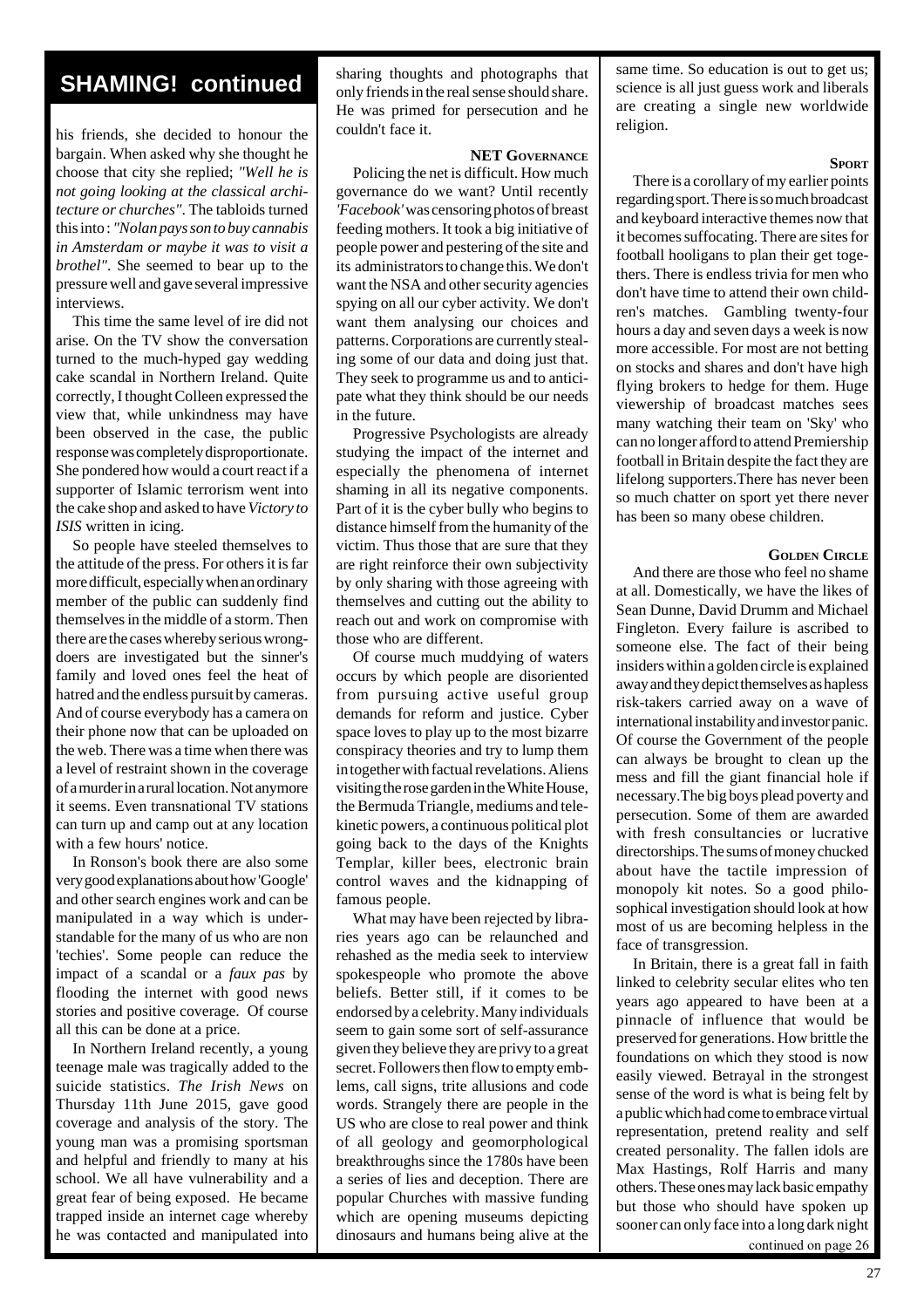## SHAMING! continued

his friends, she decided to honour the bargain. When asked why she thought he choose that city she replied; *"Well he is not going looking at the classical architecture or churches"*. The tabloids turned this into : *"Nolan pays son to buy cannabis in Amsterdam or maybe it was to visit a brothel"*. She seemed to bear up to the pressure well and gave several impressive interviews.

This time the same level of ire did not arise. On the TV show the conversation turned to the much-hyped gay wedding cake scandal in Northern Ireland. Quite correctly, I thought Colleen expressed the view that, while unkindness may have been observed in the case, the public response was completely disproportionate. She pondered how would a court react if a supporter of Islamic terrorism went into the cake shop and asked to have *Victory to ISIS* written in icing.

So people have steeled themselves to the attitude of the press. For others it is far more difficult, especially when an ordinary member of the public can suddenly find themselves in the middle of a storm. Then there are the cases whereby serious wrongdoers are investigated but the sinner's family and loved ones feel the heat of hatred and the endless pursuit by cameras. And of course everybody has a camera on their phone now that can be uploaded on the web. There was a time when there was a level of restraint shown in the coverage of a murder in a rural location. Not anymore it seems. Even transnational TV stations can turn up and camp out at any location with a few hours' notice.

In Ronson's book there are also some very good explanations about how 'Google' and other search engines work and can be manipulated in a way which is understandable for the many of us who are non 'techies'. Some people can reduce the impact of a scandal or a *faux pas* by flooding the internet with good news stories and positive coverage. Of course all this can be done at a price.

In Northern Ireland recently, a young teenage male was tragically added to the suicide statistics. *The Irish News* on Thursday 11th June 2015, gave good coverage and analysis of the story. The young man was a promising sportsman and helpful and friendly to many at his school. We all have vulnerability and a great fear of being exposed. He became trapped inside an internet cage whereby he was contacted and manipulated into sharing thoughts and photographs that only friends in the real sense should share. He was primed for persecution and he couldn't face it.

### NET GOVERNANCE

Policing the net is difficult. How much governance do we want? Until recently *'Facebook'* was censoring photos of breast feeding mothers. It took a big initiative of people power and pestering of the site and its administrators to change this. We don't want the NSA and other security agencies spying on all our cyber activity. We don't want them analysing our choices and patterns. Corporations are currently stealing some of our data and doing just that. They seek to programme us and to anticipate what they think should be our needs in the future.

Progressive Psychologists are already studying the impact of the internet and especially the phenomena of internet shaming in all its negative components. Part of it is the cyber bully who begins to distance himself from the humanity of the victim. Thus those that are sure that they are right reinforce their own subjectivity by only sharing with those agreeing with themselves and cutting out the ability to reach out and work on compromise with those who are different.

Of course much muddying of waters occurs by which people are disoriented from pursuing active useful group demands for reform and justice. Cyber space loves to play up to the most bizarre conspiracy theories and try to lump them in together with factual revelations. Aliens visiting the rose garden in the White House, the Bermuda Triangle, mediums and telekinetic powers, a continuous political plot going back to the days of the Knights Templar, killer bees, electronic brain control waves and the kidnapping of famous people.

What may have been rejected by libraries years ago can be relaunched and rehashed as the media seek to interview spokespeople who promote the above beliefs. Better still, if it comes to be endorsed by a celebrity. Many individuals seem to gain some sort of self-assurance given they believe they are privy to a great secret. Followers then flow to empty emblems, call signs, trite allusions and code words. Strangely there are people in the US who are close to real power and think of all geology and geomorphological breakthroughs since the 1780s have been a series of lies and deception. There are popular Churches with massive funding which are opening museums depicting dinosaurs and humans being alive at the same time. So education is out to get us; science is all just guess work and liberals are creating a single new worldwide religion.

### SPORT

There is a corollary of my earlier points regarding sport. There is so much broadcast and keyboard interactive themes now that it becomes suffocating. There are sites for football hooligans to plan their get togethers. There is endless trivia for men who don't have time to attend their own children's matches. Gambling twenty-four hours a day and seven days a week is now more accessible. For most are not betting on stocks and shares and don't have high flying brokers to hedge for them. Huge viewership of broadcast matches sees many watching their team on 'Sky' who can no longer afford to attend Premiership football in Britain despite the fact they are lifelong supporters.There has never been so much chatter on sport yet there never has been so many obese children.

### GOLDEN CIRCLE

And there are those who feel no shame at all. Domestically, we have the likes of Sean Dunne, David Drumm and Michael Fingleton. Every failure is ascribed to someone else. The fact of their being insiders within a golden circle is explained away and they depict themselves as hapless risk-takers carried away on a wave of international instability and investor panic. Of course the Government of the people can always be brought to clean up the mess and fill the giant financial hole if necessary.The big boys plead poverty and persecution. Some of them are awarded with fresh consultancies or lucrative directorships. The sums of money chucked about have the tactile impression of monopoly kit notes. So a good philosophical investigation should look at how most of us are becoming helpless in the face of transgression.

In Britain, there is a great fall in faith linked to celebrity secular elites who ten years ago appeared to have been at a pinnacle of influence that would be preserved for generations. How brittle the foundations on which they stood is now easily viewed. Betrayal in the strongest sense of the word is what is being felt by a public which had come to embrace virtual representation, pretend reality and self created personality. The fallen idols are Max Hastings, Rolf Harris and many others. These ones may lack basic empathy but those who should have spoken up sooner can only face into a long dark night

continued on page 26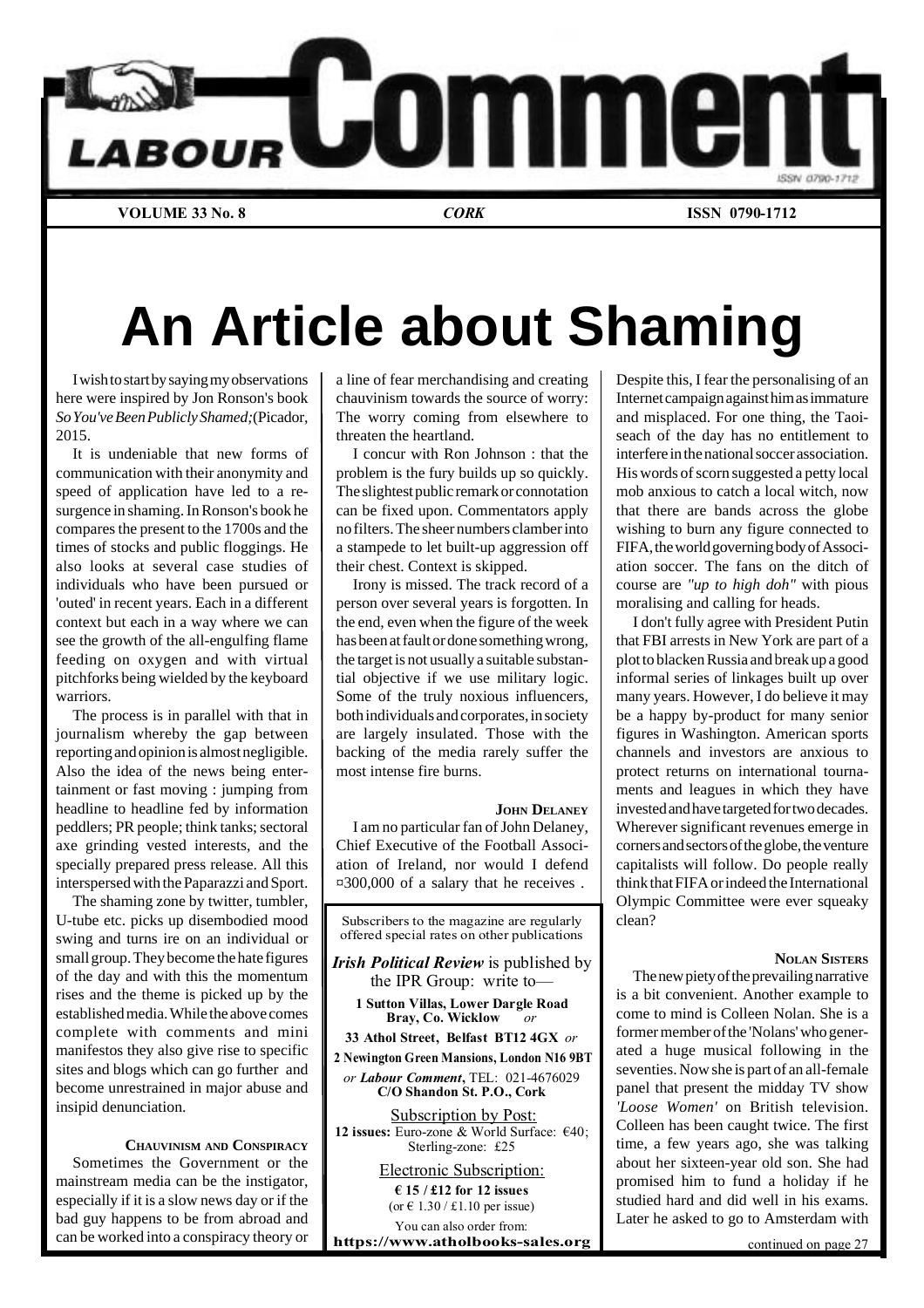# Labour Comment

**VOLUME 33 No. 8** *CORK* **ISSN 0790-1712**

# An Article about Shaming

I wish to start by saying my observations here were inspired by Jon Ronson's book *So You've Been Publicly Shamed;*(Picador, 2015.

It is undeniable that new forms of communication with their anonymity and speed of application have led to a resurgence in shaming. In Ronson's book he compares the present to the 1700s and the times of stocks and public floggings. He also looks at several case studies of individuals who have been pursued or 'outed' in recent years. Each in a different context but each in a way where we can see the growth of the all-engulfing flame feeding on oxygen and with virtual pitchforks being wielded by the keyboard warriors.

The process is in parallel with that in journalism whereby the gap between reporting and opinion is almost negligible. Also the idea of the news being entertainment or fast moving : jumping from headline to headline fed by information peddlers; PR people; think tanks; sectoral axe grinding vested interests, and the specially prepared press release. All this interspersed with the Paparazzi and Sport.

The shaming zone by twitter, tumbler, U-tube etc. picks up disembodied mood swing and turns ire on an individual or small group. They become the hate figures of the day and with this the momentum rises and the theme is picked up by the established media. While the above comes complete with comments and mini manifestos they also give rise to specific sites and blogs which can go further and become unrestrained in major abuse and insipid denunciation.

### Chauvinism and Conspiracy

Sometimes the Government or the mainstream media can be the instigator, especially if it is a slow news day or if the bad guy happens to be from abroad and can be worked into a conspiracy theory or a line of fear merchandising and creating chauvinism towards the source of worry: The worry coming from elsewhere to threaten the heartland.

I concur with Ron Johnson : that the problem is the fury builds up so quickly. The slightest public remark or connotation can be fixed upon. Commentators apply no filters. The sheer numbers clamber into a stampede to let built-up aggression off their chest. Context is skipped.

Irony is missed. The track record of a person over several years is forgotten. In the end, even when the figure of the week has been at fault or done something wrong, the target is not usually a suitable substantial objective if we use military logic. Some of the truly noxious influencers, both individuals and corporates, in society are largely insulated. Those with the backing of the media rarely suffer the most intense fire burns.

### John Delaney

I am no particular fan of John Delaney, Chief Executive of the Football Association of Ireland, nor would I defend ¤300,000 of a salary that he receives . Despite this, I fear the personalising of an Internet campaign against him as immature and misplaced. For one thing, the Taoiseach of the day has no entitlement to interfere in the national soccer association. His words of scorn suggested a petty local mob anxious to catch a local witch, now that there are bands across the globe wishing to burn any figure connected to FIFA, the world governing body of Association soccer. The fans on the ditch of course are *"up to high doh"* with pious moralising and calling for heads.

I don't fully agree with President Putin that FBI arrests in New York are part of a plot to blacken Russia and break up a good informal series of linkages built up over many years. However, I do believe it may be a happy by-product for many senior figures in Washington. American sports channels and investors are anxious to protect returns on international tournaments and leagues in which they have invested and have targeted for two decades. Wherever significant revenues emerge in corners and sectors of the globe, the venture capitalists will follow. Do people really think that FIFA or indeed the International Olympic Committee were ever squeaky clean?

### Nolan Sisters

The new piety of the prevailing narrative is a bit convenient. Another example to come to mind is Colleen Nolan. She is a former member of the 'Nolans' who generated a huge musical following in the seventies. Now she is part of an all-female panel that present the midday TV show *'Loose Women'* on British television. Colleen has been caught twice. The first time, a few years ago, she was talking about her sixteen-year old son. She had promised him to fund a holiday if he studied hard and did well in his exams. Later he asked to go to Amsterdam with

continued on page 27

---

Subscribers to the magazine are regularly offered special rates on other publications

***Irish Political Review*** is published by the IPR Group: write to—

**1 Sutton Villas, Lower Dargle Road Bray, Co. Wicklow** *or*

**33 Athol Street, Belfast BT12 4GX** *or*

**2 Newington Green Mansions, London N16 9BT**

*or* ***Labour Comment***, TEL: 021-4676029 **C/O Shandon St. P.O., Cork**

Subscription by Post:
**12 issues:** Euro-zone & World Surface: €40; Sterling-zone: £25

Electronic Subscription:
**€ 15 / £12 for 12 issues**
(or € 1.30 / £1.10 per issue)

You can also order from:
**https://www.atholbooks-sales.org**